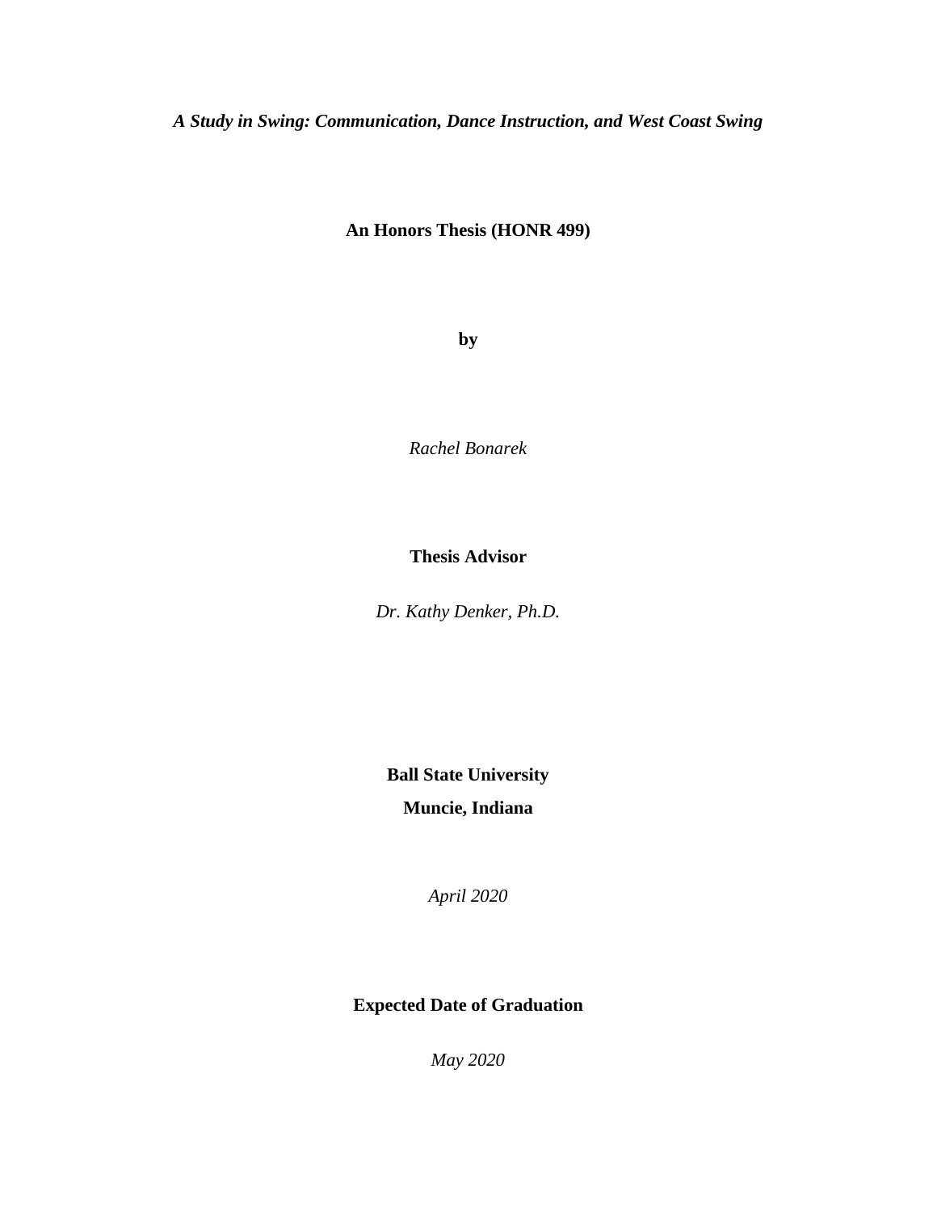***A Study in Swing: Communication, Dance Instruction, and West Coast Swing***

**An Honors Thesis (HONR 499)**

**by**

*Rachel Bonarek*

**Thesis Advisor**

*Dr. Kathy Denker, Ph.D.*

**Ball State University**

**Muncie, Indiana**

*April 2020*

**Expected Date of Graduation**

*May 2020*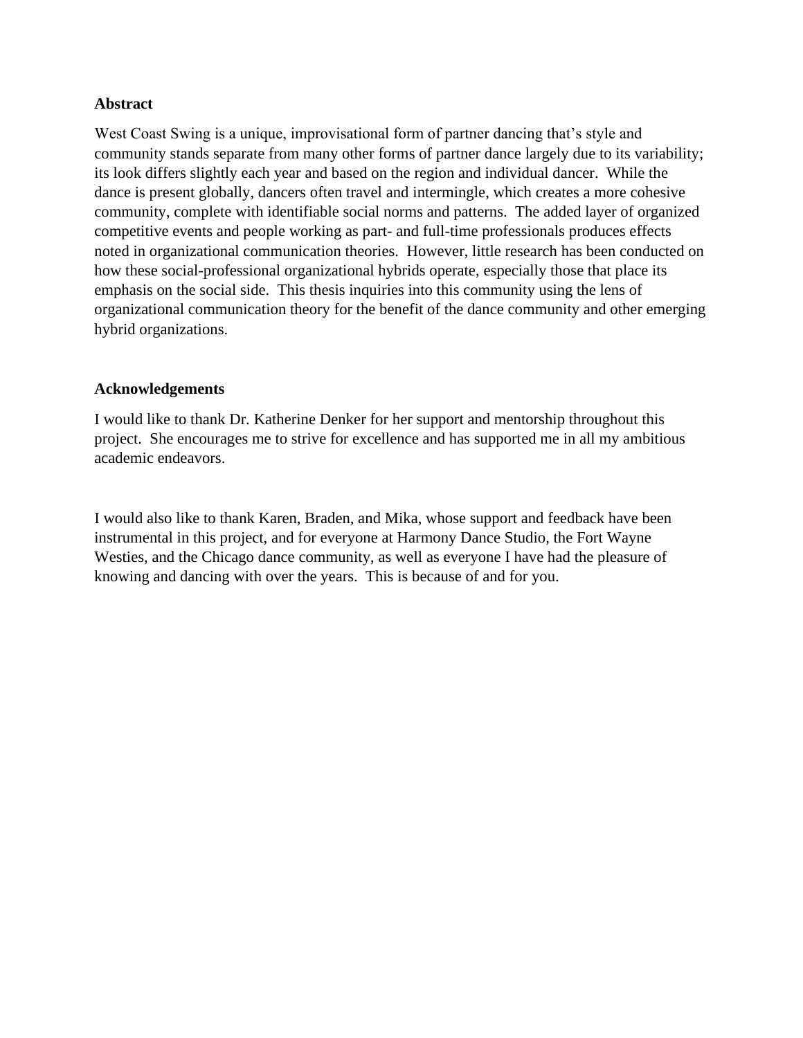## Abstract

West Coast Swing is a unique, improvisational form of partner dancing that's style and community stands separate from many other forms of partner dance largely due to its variability; its look differs slightly each year and based on the region and individual dancer. While the dance is present globally, dancers often travel and intermingle, which creates a more cohesive community, complete with identifiable social norms and patterns. The added layer of organized competitive events and people working as part- and full-time professionals produces effects noted in organizational communication theories. However, little research has been conducted on how these social-professional organizational hybrids operate, especially those that place its emphasis on the social side. This thesis inquiries into this community using the lens of organizational communication theory for the benefit of the dance community and other emerging hybrid organizations.

## Acknowledgements

I would like to thank Dr. Katherine Denker for her support and mentorship throughout this project. She encourages me to strive for excellence and has supported me in all my ambitious academic endeavors.

I would also like to thank Karen, Braden, and Mika, whose support and feedback have been instrumental in this project, and for everyone at Harmony Dance Studio, the Fort Wayne Westies, and the Chicago dance community, as well as everyone I have had the pleasure of knowing and dancing with over the years. This is because of and for you.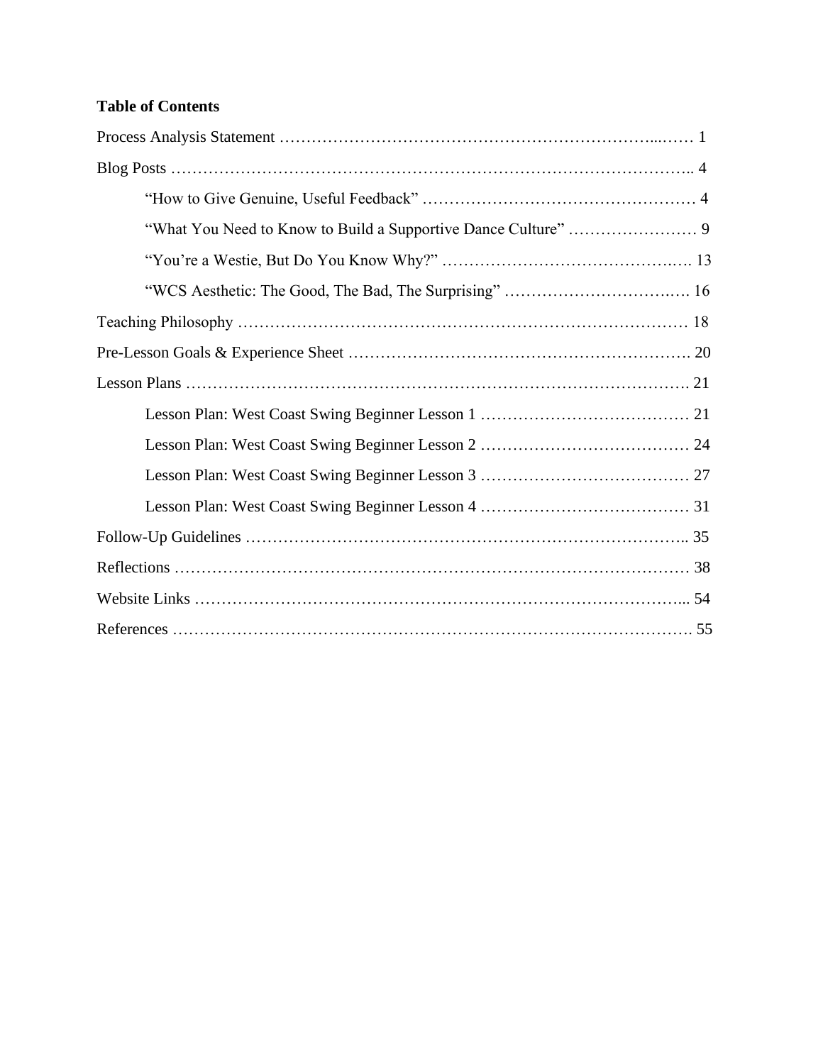**Table of Contents**

Process Analysis Statement ……………………………………………………………...…… 1

Blog Posts ……………………………………………………………………………………….. 4

- "How to Give Genuine, Useful Feedback" …………………………………………… 4
- "What You Need to Know to Build a Supportive Dance Culture" …………………… 9
- "You're a Westie, But Do You Know Why?" ……………………………………..…. 13
- "WCS Aesthetic: The Good, The Bad, The Surprising" ……………………………. 16

Teaching Philosophy ……………………………………………………………………… 18

Pre-Lesson Goals & Experience Sheet …………………………………………………. 20

Lesson Plans ……………………………………………………………………………. 21

- Lesson Plan: West Coast Swing Beginner Lesson 1 ………………………………… 21
- Lesson Plan: West Coast Swing Beginner Lesson 2 ………………………………… 24
- Lesson Plan: West Coast Swing Beginner Lesson 3 ………………………………… 27
- Lesson Plan: West Coast Swing Beginner Lesson 4 ………………………………… 31

Follow-Up Guidelines ………………………………………………………………….. 35

Reflections ……………………………………………………………………………… 38

Website Links ………………………………………………………………………... 54

References ……………………………………………………………………………. 55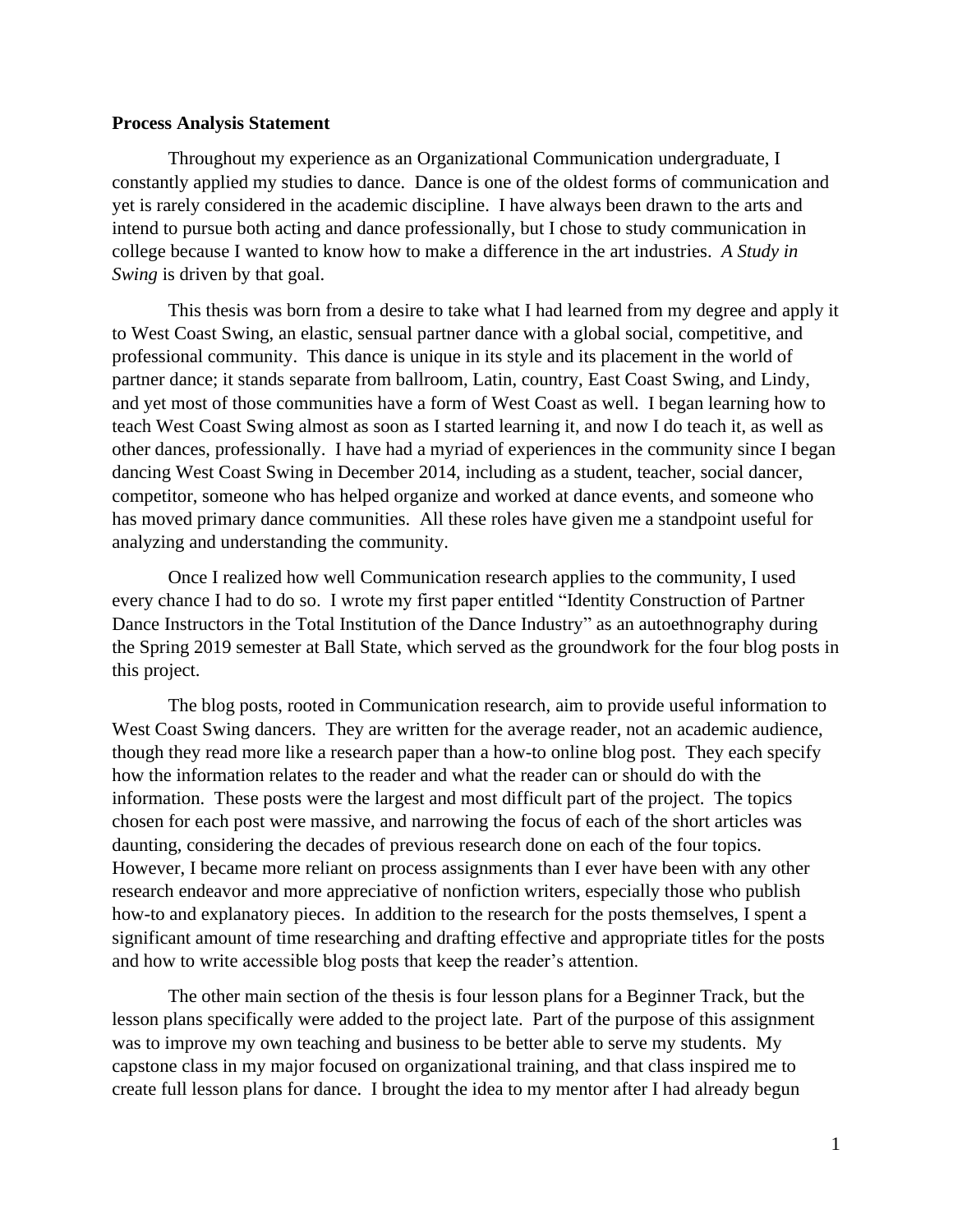**Process Analysis Statement**

Throughout my experience as an Organizational Communication undergraduate, I constantly applied my studies to dance. Dance is one of the oldest forms of communication and yet is rarely considered in the academic discipline. I have always been drawn to the arts and intend to pursue both acting and dance professionally, but I chose to study communication in college because I wanted to know how to make a difference in the art industries. *A Study in Swing* is driven by that goal.

This thesis was born from a desire to take what I had learned from my degree and apply it to West Coast Swing, an elastic, sensual partner dance with a global social, competitive, and professional community. This dance is unique in its style and its placement in the world of partner dance; it stands separate from ballroom, Latin, country, East Coast Swing, and Lindy, and yet most of those communities have a form of West Coast as well. I began learning how to teach West Coast Swing almost as soon as I started learning it, and now I do teach it, as well as other dances, professionally. I have had a myriad of experiences in the community since I began dancing West Coast Swing in December 2014, including as a student, teacher, social dancer, competitor, someone who has helped organize and worked at dance events, and someone who has moved primary dance communities. All these roles have given me a standpoint useful for analyzing and understanding the community.

Once I realized how well Communication research applies to the community, I used every chance I had to do so. I wrote my first paper entitled "Identity Construction of Partner Dance Instructors in the Total Institution of the Dance Industry" as an autoethnography during the Spring 2019 semester at Ball State, which served as the groundwork for the four blog posts in this project.

The blog posts, rooted in Communication research, aim to provide useful information to West Coast Swing dancers. They are written for the average reader, not an academic audience, though they read more like a research paper than a how-to online blog post. They each specify how the information relates to the reader and what the reader can or should do with the information. These posts were the largest and most difficult part of the project. The topics chosen for each post were massive, and narrowing the focus of each of the short articles was daunting, considering the decades of previous research done on each of the four topics. However, I became more reliant on process assignments than I ever have been with any other research endeavor and more appreciative of nonfiction writers, especially those who publish how-to and explanatory pieces. In addition to the research for the posts themselves, I spent a significant amount of time researching and drafting effective and appropriate titles for the posts and how to write accessible blog posts that keep the reader's attention.

The other main section of the thesis is four lesson plans for a Beginner Track, but the lesson plans specifically were added to the project late. Part of the purpose of this assignment was to improve my own teaching and business to be better able to serve my students. My capstone class in my major focused on organizational training, and that class inspired me to create full lesson plans for dance. I brought the idea to my mentor after I had already begun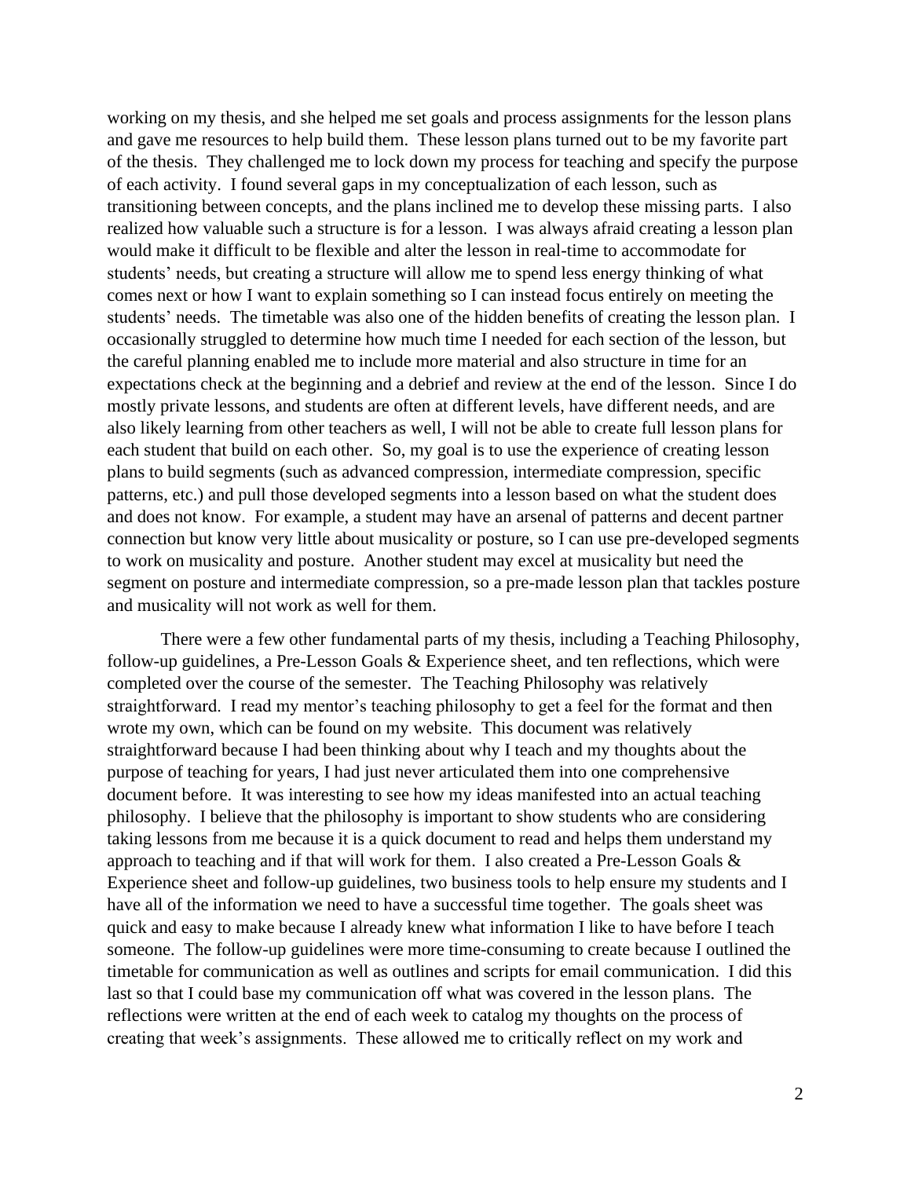working on my thesis, and she helped me set goals and process assignments for the lesson plans and gave me resources to help build them. These lesson plans turned out to be my favorite part of the thesis. They challenged me to lock down my process for teaching and specify the purpose of each activity. I found several gaps in my conceptualization of each lesson, such as transitioning between concepts, and the plans inclined me to develop these missing parts. I also realized how valuable such a structure is for a lesson. I was always afraid creating a lesson plan would make it difficult to be flexible and alter the lesson in real-time to accommodate for students' needs, but creating a structure will allow me to spend less energy thinking of what comes next or how I want to explain something so I can instead focus entirely on meeting the students' needs. The timetable was also one of the hidden benefits of creating the lesson plan. I occasionally struggled to determine how much time I needed for each section of the lesson, but the careful planning enabled me to include more material and also structure in time for an expectations check at the beginning and a debrief and review at the end of the lesson. Since I do mostly private lessons, and students are often at different levels, have different needs, and are also likely learning from other teachers as well, I will not be able to create full lesson plans for each student that build on each other. So, my goal is to use the experience of creating lesson plans to build segments (such as advanced compression, intermediate compression, specific patterns, etc.) and pull those developed segments into a lesson based on what the student does and does not know. For example, a student may have an arsenal of patterns and decent partner connection but know very little about musicality or posture, so I can use pre-developed segments to work on musicality and posture. Another student may excel at musicality but need the segment on posture and intermediate compression, so a pre-made lesson plan that tackles posture and musicality will not work as well for them.

There were a few other fundamental parts of my thesis, including a Teaching Philosophy, follow-up guidelines, a Pre-Lesson Goals & Experience sheet, and ten reflections, which were completed over the course of the semester. The Teaching Philosophy was relatively straightforward. I read my mentor's teaching philosophy to get a feel for the format and then wrote my own, which can be found on my website. This document was relatively straightforward because I had been thinking about why I teach and my thoughts about the purpose of teaching for years, I had just never articulated them into one comprehensive document before. It was interesting to see how my ideas manifested into an actual teaching philosophy. I believe that the philosophy is important to show students who are considering taking lessons from me because it is a quick document to read and helps them understand my approach to teaching and if that will work for them. I also created a Pre-Lesson Goals & Experience sheet and follow-up guidelines, two business tools to help ensure my students and I have all of the information we need to have a successful time together. The goals sheet was quick and easy to make because I already knew what information I like to have before I teach someone. The follow-up guidelines were more time-consuming to create because I outlined the timetable for communication as well as outlines and scripts for email communication. I did this last so that I could base my communication off what was covered in the lesson plans. The reflections were written at the end of each week to catalog my thoughts on the process of creating that week's assignments. These allowed me to critically reflect on my work and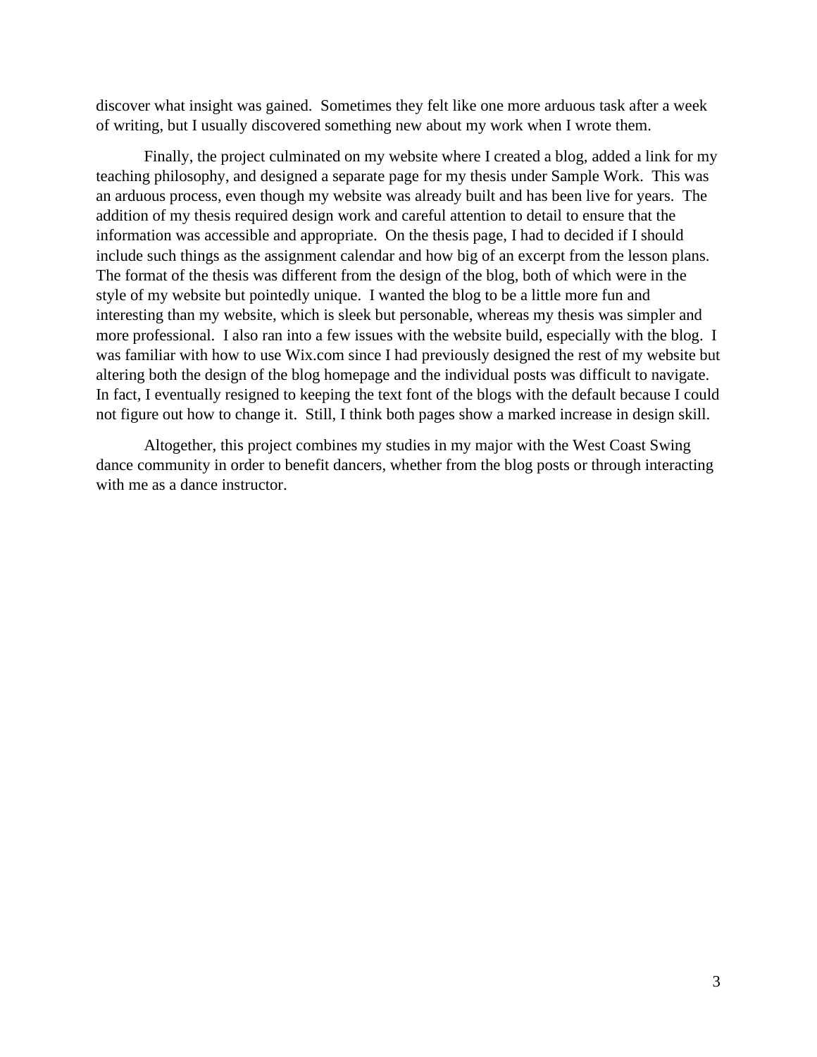discover what insight was gained.  Sometimes they felt like one more arduous task after a week of writing, but I usually discovered something new about my work when I wrote them.

Finally, the project culminated on my website where I created a blog, added a link for my teaching philosophy, and designed a separate page for my thesis under Sample Work.  This was an arduous process, even though my website was already built and has been live for years.  The addition of my thesis required design work and careful attention to detail to ensure that the information was accessible and appropriate.  On the thesis page, I had to decided if I should include such things as the assignment calendar and how big of an excerpt from the lesson plans.  The format of the thesis was different from the design of the blog, both of which were in the style of my website but pointedly unique.  I wanted the blog to be a little more fun and interesting than my website, which is sleek but personable, whereas my thesis was simpler and more professional.  I also ran into a few issues with the website build, especially with the blog.  I was familiar with how to use Wix.com since I had previously designed the rest of my website but altering both the design of the blog homepage and the individual posts was difficult to navigate.  In fact, I eventually resigned to keeping the text font of the blogs with the default because I could not figure out how to change it.  Still, I think both pages show a marked increase in design skill.

Altogether, this project combines my studies in my major with the West Coast Swing dance community in order to benefit dancers, whether from the blog posts or through interacting with me as a dance instructor.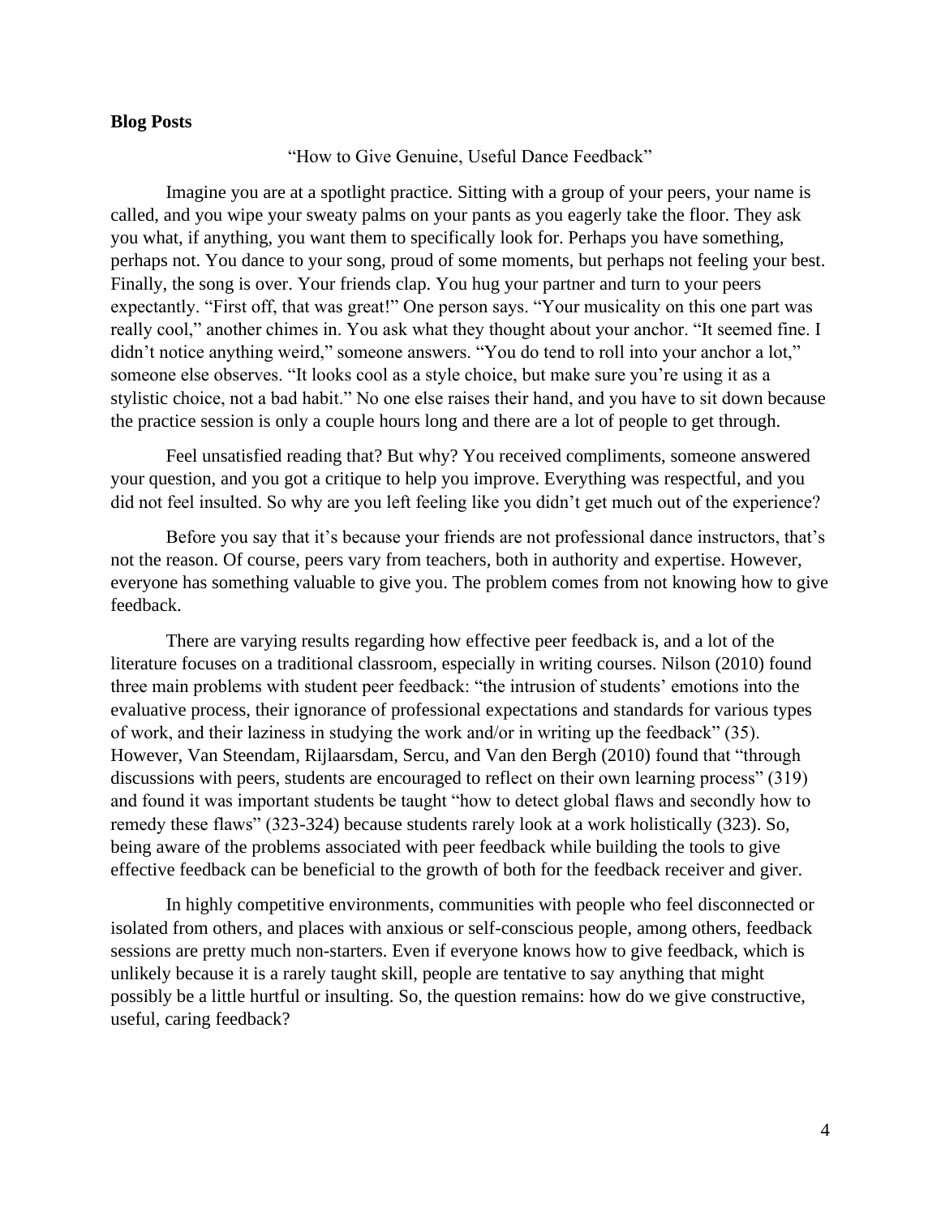**Blog Posts**

“How to Give Genuine, Useful Dance Feedback”

Imagine you are at a spotlight practice. Sitting with a group of your peers, your name is called, and you wipe your sweaty palms on your pants as you eagerly take the floor. They ask you what, if anything, you want them to specifically look for. Perhaps you have something, perhaps not. You dance to your song, proud of some moments, but perhaps not feeling your best. Finally, the song is over. Your friends clap. You hug your partner and turn to your peers expectantly. “First off, that was great!” One person says. “Your musicality on this one part was really cool,” another chimes in. You ask what they thought about your anchor. “It seemed fine. I didn’t notice anything weird,” someone answers. “You do tend to roll into your anchor a lot,” someone else observes. “It looks cool as a style choice, but make sure you’re using it as a stylistic choice, not a bad habit.” No one else raises their hand, and you have to sit down because the practice session is only a couple hours long and there are a lot of people to get through.

Feel unsatisfied reading that? But why? You received compliments, someone answered your question, and you got a critique to help you improve. Everything was respectful, and you did not feel insulted. So why are you left feeling like you didn’t get much out of the experience?

Before you say that it’s because your friends are not professional dance instructors, that’s not the reason. Of course, peers vary from teachers, both in authority and expertise. However, everyone has something valuable to give you. The problem comes from not knowing how to give feedback.

There are varying results regarding how effective peer feedback is, and a lot of the literature focuses on a traditional classroom, especially in writing courses. Nilson (2010) found three main problems with student peer feedback: “the intrusion of students’ emotions into the evaluative process, their ignorance of professional expectations and standards for various types of work, and their laziness in studying the work and/or in writing up the feedback” (35). However, Van Steendam, Rijlaarsdam, Sercu, and Van den Bergh (2010) found that “through discussions with peers, students are encouraged to reflect on their own learning process” (319) and found it was important students be taught “how to detect global flaws and secondly how to remedy these flaws” (323-324) because students rarely look at a work holistically (323). So, being aware of the problems associated with peer feedback while building the tools to give effective feedback can be beneficial to the growth of both for the feedback receiver and giver.

In highly competitive environments, communities with people who feel disconnected or isolated from others, and places with anxious or self-conscious people, among others, feedback sessions are pretty much non-starters. Even if everyone knows how to give feedback, which is unlikely because it is a rarely taught skill, people are tentative to say anything that might possibly be a little hurtful or insulting. So, the question remains: how do we give constructive, useful, caring feedback?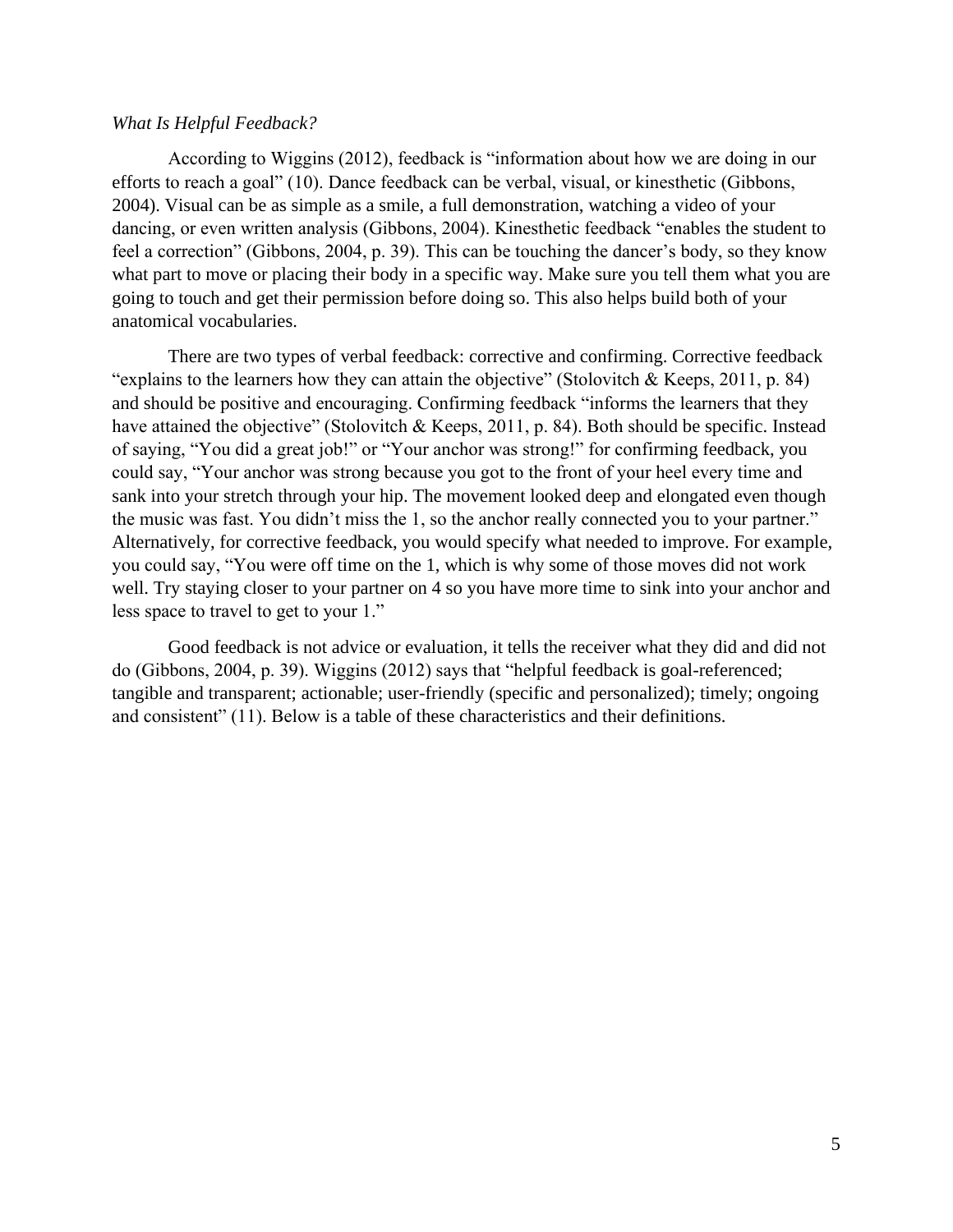*What Is Helpful Feedback?*

According to Wiggins (2012), feedback is "information about how we are doing in our efforts to reach a goal" (10). Dance feedback can be verbal, visual, or kinesthetic (Gibbons, 2004). Visual can be as simple as a smile, a full demonstration, watching a video of your dancing, or even written analysis (Gibbons, 2004). Kinesthetic feedback "enables the student to feel a correction" (Gibbons, 2004, p. 39). This can be touching the dancer's body, so they know what part to move or placing their body in a specific way. Make sure you tell them what you are going to touch and get their permission before doing so. This also helps build both of your anatomical vocabularies.

There are two types of verbal feedback: corrective and confirming. Corrective feedback "explains to the learners how they can attain the objective" (Stolovitch & Keeps, 2011, p. 84) and should be positive and encouraging. Confirming feedback "informs the learners that they have attained the objective" (Stolovitch & Keeps, 2011, p. 84). Both should be specific. Instead of saying, "You did a great job!" or "Your anchor was strong!" for confirming feedback, you could say, "Your anchor was strong because you got to the front of your heel every time and sank into your stretch through your hip. The movement looked deep and elongated even though the music was fast. You didn't miss the 1, so the anchor really connected you to your partner." Alternatively, for corrective feedback, you would specify what needed to improve. For example, you could say, "You were off time on the 1, which is why some of those moves did not work well. Try staying closer to your partner on 4 so you have more time to sink into your anchor and less space to travel to get to your 1."

Good feedback is not advice or evaluation, it tells the receiver what they did and did not do (Gibbons, 2004, p. 39). Wiggins (2012) says that "helpful feedback is goal-referenced; tangible and transparent; actionable; user-friendly (specific and personalized); timely; ongoing and consistent" (11). Below is a table of these characteristics and their definitions.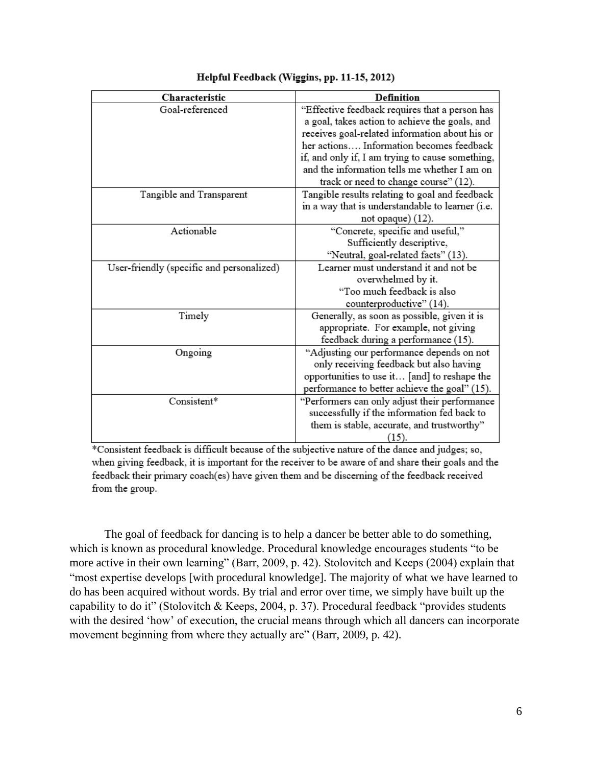**Helpful Feedback (Wiggins, pp. 11-15, 2012)**

| Characteristic | Definition |
| --- | --- |
| Goal-referenced | "Effective feedback requires that a person has a goal, takes action to achieve the goals, and receives goal-related information about his or her actions…. Information becomes feedback if, and only if, I am trying to cause something, and the information tells me whether I am on track or need to change course" (12). |
| Tangible and Transparent | Tangible results relating to goal and feedback in a way that is understandable to learner (i.e. not opaque) (12). |
| Actionable | "Concrete, specific and useful," Sufficiently descriptive, "Neutral, goal-related facts" (13). |
| User-friendly (specific and personalized) | Learner must understand it and not be overwhelmed by it. "Too much feedback is also counterproductive" (14). |
| Timely | Generally, as soon as possible, given it is appropriate. For example, not giving feedback during a performance (15). |
| Ongoing | "Adjusting our performance depends on not only receiving feedback but also having opportunities to use it… [and] to reshape the performance to better achieve the goal" (15). |
| Consistent* | "Performers can only adjust their performance successfully if the information fed back to them is stable, accurate, and trustworthy" (15). |

*Consistent feedback is difficult because of the subjective nature of the dance and judges; so, when giving feedback, it is important for the receiver to be aware of and share their goals and the feedback their primary coach(es) have given them and be discerning of the feedback received from the group.

The goal of feedback for dancing is to help a dancer be better able to do something, which is known as procedural knowledge. Procedural knowledge encourages students "to be more active in their own learning" (Barr, 2009, p. 42). Stolovitch and Keeps (2004) explain that "most expertise develops [with procedural knowledge]. The majority of what we have learned to do has been acquired without words. By trial and error over time, we simply have built up the capability to do it" (Stolovitch & Keeps, 2004, p. 37). Procedural feedback "provides students with the desired 'how' of execution, the crucial means through which all dancers can incorporate movement beginning from where they actually are" (Barr, 2009, p. 42).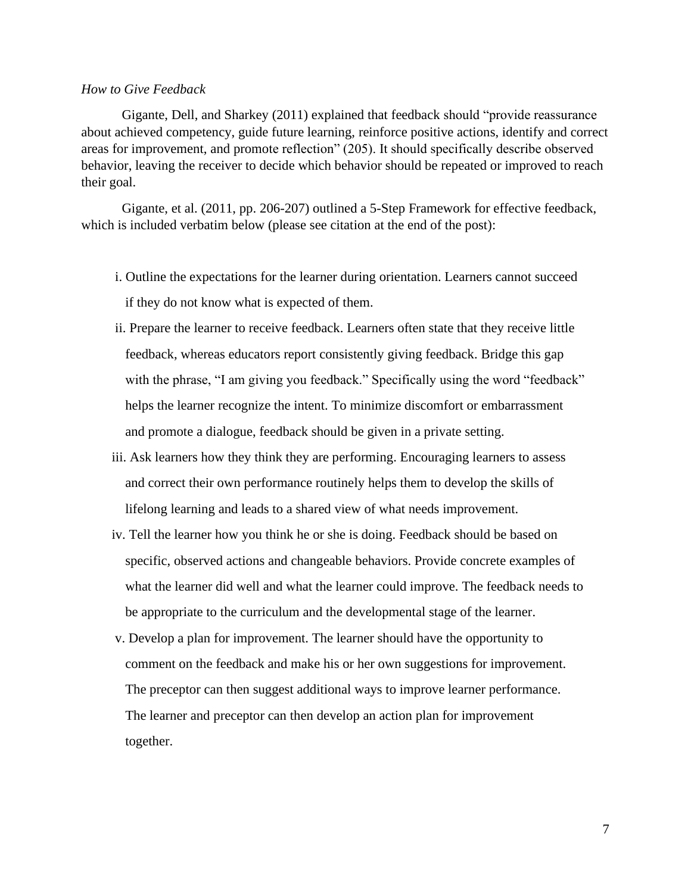*How to Give Feedback*

Gigante, Dell, and Sharkey (2011) explained that feedback should "provide reassurance about achieved competency, guide future learning, reinforce positive actions, identify and correct areas for improvement, and promote reflection" (205). It should specifically describe observed behavior, leaving the receiver to decide which behavior should be repeated or improved to reach their goal.

Gigante, et al. (2011, pp. 206-207) outlined a 5-Step Framework for effective feedback, which is included verbatim below (please see citation at the end of the post):

i. Outline the expectations for the learner during orientation. Learners cannot succeed if they do not know what is expected of them.

ii. Prepare the learner to receive feedback. Learners often state that they receive little feedback, whereas educators report consistently giving feedback. Bridge this gap with the phrase, "I am giving you feedback." Specifically using the word "feedback" helps the learner recognize the intent. To minimize discomfort or embarrassment and promote a dialogue, feedback should be given in a private setting.

iii. Ask learners how they think they are performing. Encouraging learners to assess and correct their own performance routinely helps them to develop the skills of lifelong learning and leads to a shared view of what needs improvement.

iv. Tell the learner how you think he or she is doing. Feedback should be based on specific, observed actions and changeable behaviors. Provide concrete examples of what the learner did well and what the learner could improve. The feedback needs to be appropriate to the curriculum and the developmental stage of the learner.

v. Develop a plan for improvement. The learner should have the opportunity to comment on the feedback and make his or her own suggestions for improvement. The preceptor can then suggest additional ways to improve learner performance. The learner and preceptor can then develop an action plan for improvement together.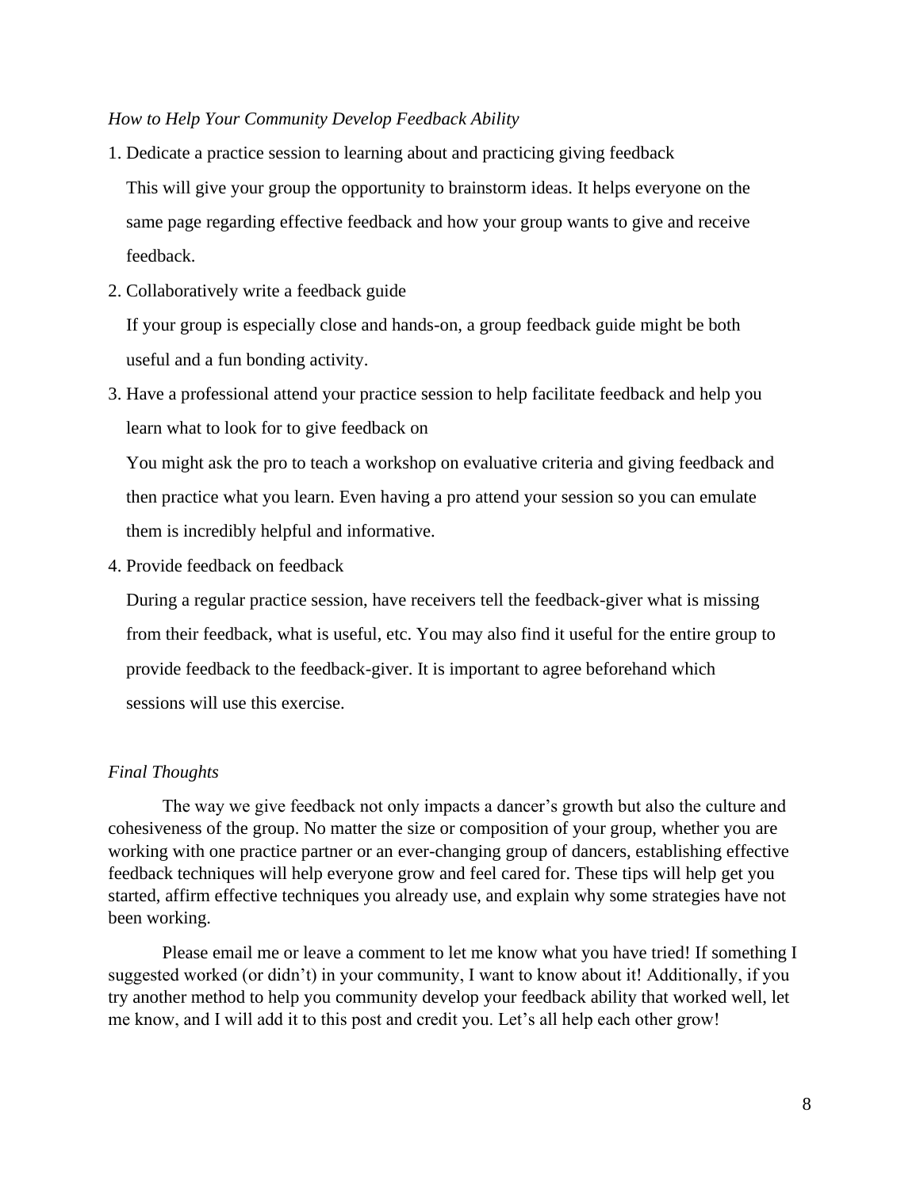*How to Help Your Community Develop Feedback Ability*

1. Dedicate a practice session to learning about and practicing giving feedback

   This will give your group the opportunity to brainstorm ideas. It helps everyone on the same page regarding effective feedback and how your group wants to give and receive feedback.

2. Collaboratively write a feedback guide

   If your group is especially close and hands-on, a group feedback guide might be both useful and a fun bonding activity.

3. Have a professional attend your practice session to help facilitate feedback and help you learn what to look for to give feedback on

   You might ask the pro to teach a workshop on evaluative criteria and giving feedback and then practice what you learn. Even having a pro attend your session so you can emulate them is incredibly helpful and informative.

4. Provide feedback on feedback

   During a regular practice session, have receivers tell the feedback-giver what is missing from their feedback, what is useful, etc. You may also find it useful for the entire group to provide feedback to the feedback-giver. It is important to agree beforehand which sessions will use this exercise.

*Final Thoughts*

The way we give feedback not only impacts a dancer's growth but also the culture and cohesiveness of the group. No matter the size or composition of your group, whether you are working with one practice partner or an ever-changing group of dancers, establishing effective feedback techniques will help everyone grow and feel cared for. These tips will help get you started, affirm effective techniques you already use, and explain why some strategies have not been working.

Please email me or leave a comment to let me know what you have tried! If something I suggested worked (or didn't) in your community, I want to know about it! Additionally, if you try another method to help you community develop your feedback ability that worked well, let me know, and I will add it to this post and credit you. Let's all help each other grow!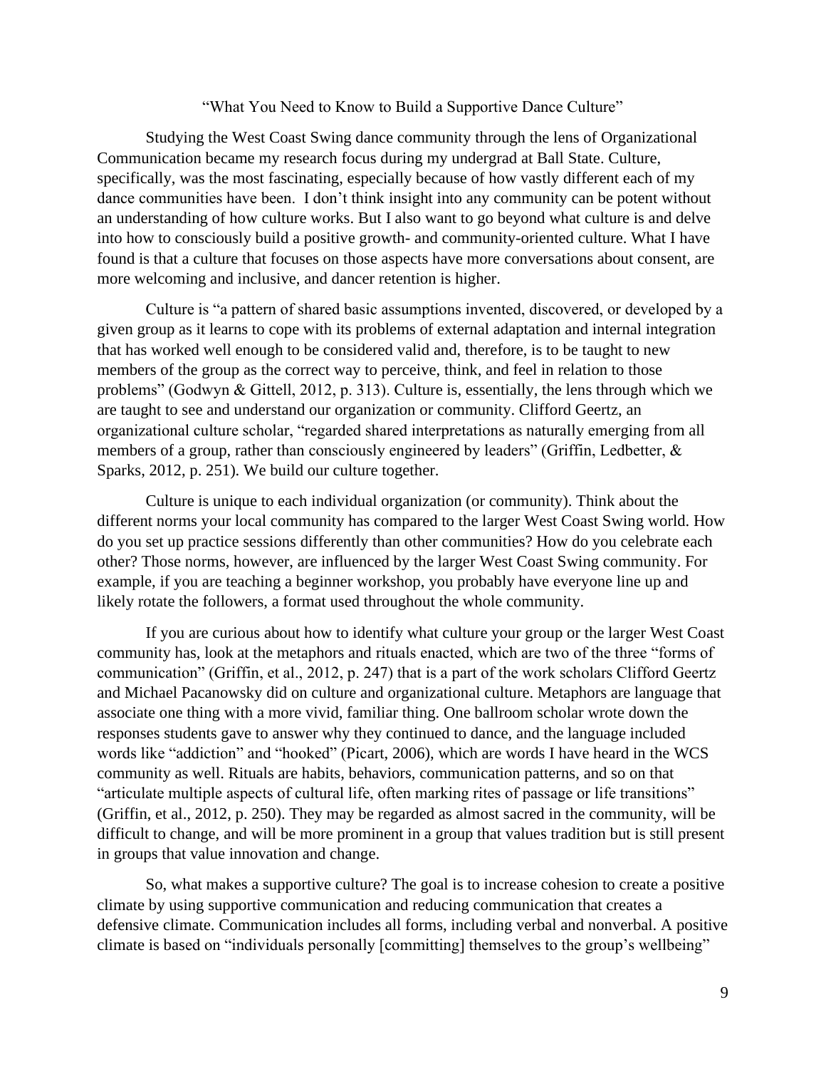## "What You Need to Know to Build a Supportive Dance Culture"

Studying the West Coast Swing dance community through the lens of Organizational Communication became my research focus during my undergrad at Ball State. Culture, specifically, was the most fascinating, especially because of how vastly different each of my dance communities have been. I don't think insight into any community can be potent without an understanding of how culture works. But I also want to go beyond what culture is and delve into how to consciously build a positive growth- and community-oriented culture. What I have found is that a culture that focuses on those aspects have more conversations about consent, are more welcoming and inclusive, and dancer retention is higher.

Culture is "a pattern of shared basic assumptions invented, discovered, or developed by a given group as it learns to cope with its problems of external adaptation and internal integration that has worked well enough to be considered valid and, therefore, is to be taught to new members of the group as the correct way to perceive, think, and feel in relation to those problems" (Godwyn & Gittell, 2012, p. 313). Culture is, essentially, the lens through which we are taught to see and understand our organization or community. Clifford Geertz, an organizational culture scholar, "regarded shared interpretations as naturally emerging from all members of a group, rather than consciously engineered by leaders" (Griffin, Ledbetter, & Sparks, 2012, p. 251). We build our culture together.

Culture is unique to each individual organization (or community). Think about the different norms your local community has compared to the larger West Coast Swing world. How do you set up practice sessions differently than other communities? How do you celebrate each other? Those norms, however, are influenced by the larger West Coast Swing community. For example, if you are teaching a beginner workshop, you probably have everyone line up and likely rotate the followers, a format used throughout the whole community.

If you are curious about how to identify what culture your group or the larger West Coast community has, look at the metaphors and rituals enacted, which are two of the three "forms of communication" (Griffin, et al., 2012, p. 247) that is a part of the work scholars Clifford Geertz and Michael Pacanowsky did on culture and organizational culture. Metaphors are language that associate one thing with a more vivid, familiar thing. One ballroom scholar wrote down the responses students gave to answer why they continued to dance, and the language included words like "addiction" and "hooked" (Picart, 2006), which are words I have heard in the WCS community as well. Rituals are habits, behaviors, communication patterns, and so on that "articulate multiple aspects of cultural life, often marking rites of passage or life transitions" (Griffin, et al., 2012, p. 250). They may be regarded as almost sacred in the community, will be difficult to change, and will be more prominent in a group that values tradition but is still present in groups that value innovation and change.

So, what makes a supportive culture? The goal is to increase cohesion to create a positive climate by using supportive communication and reducing communication that creates a defensive climate. Communication includes all forms, including verbal and nonverbal. A positive climate is based on "individuals personally [committing] themselves to the group's wellbeing"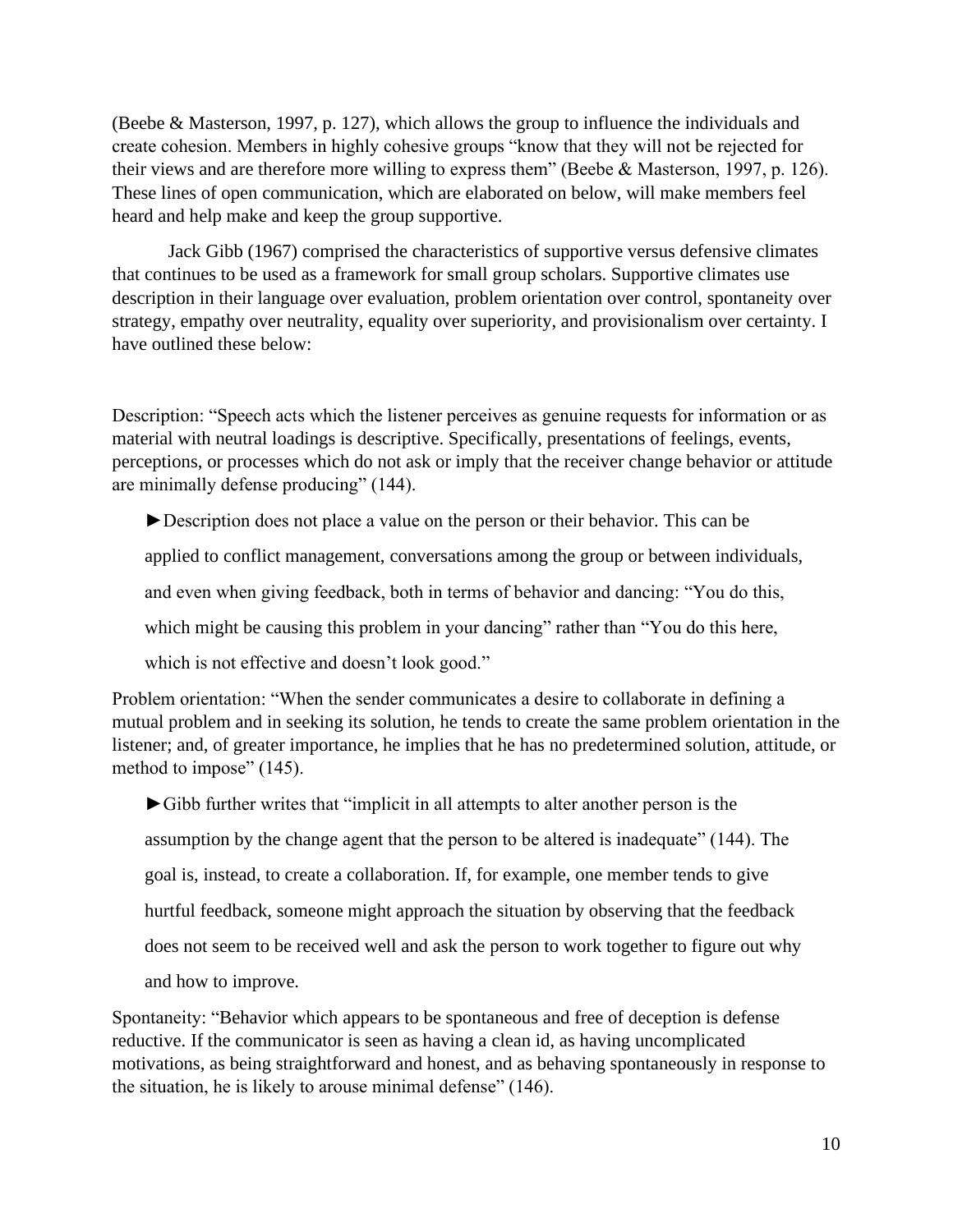(Beebe & Masterson, 1997, p. 127), which allows the group to influence the individuals and create cohesion. Members in highly cohesive groups "know that they will not be rejected for their views and are therefore more willing to express them" (Beebe & Masterson, 1997, p. 126). These lines of open communication, which are elaborated on below, will make members feel heard and help make and keep the group supportive.

Jack Gibb (1967) comprised the characteristics of supportive versus defensive climates that continues to be used as a framework for small group scholars. Supportive climates use description in their language over evaluation, problem orientation over control, spontaneity over strategy, empathy over neutrality, equality over superiority, and provisionalism over certainty. I have outlined these below:

Description: "Speech acts which the listener perceives as genuine requests for information or as material with neutral loadings is descriptive. Specifically, presentations of feelings, events, perceptions, or processes which do not ask or imply that the receiver change behavior or attitude are minimally defense producing" (144).

► Description does not place a value on the person or their behavior. This can be applied to conflict management, conversations among the group or between individuals, and even when giving feedback, both in terms of behavior and dancing: "You do this, which might be causing this problem in your dancing" rather than "You do this here, which is not effective and doesn't look good."

Problem orientation: "When the sender communicates a desire to collaborate in defining a mutual problem and in seeking its solution, he tends to create the same problem orientation in the listener; and, of greater importance, he implies that he has no predetermined solution, attitude, or method to impose" (145).

► Gibb further writes that "implicit in all attempts to alter another person is the assumption by the change agent that the person to be altered is inadequate" (144). The goal is, instead, to create a collaboration. If, for example, one member tends to give hurtful feedback, someone might approach the situation by observing that the feedback does not seem to be received well and ask the person to work together to figure out why and how to improve.

Spontaneity: "Behavior which appears to be spontaneous and free of deception is defense reductive. If the communicator is seen as having a clean id, as having uncomplicated motivations, as being straightforward and honest, and as behaving spontaneously in response to the situation, he is likely to arouse minimal defense" (146).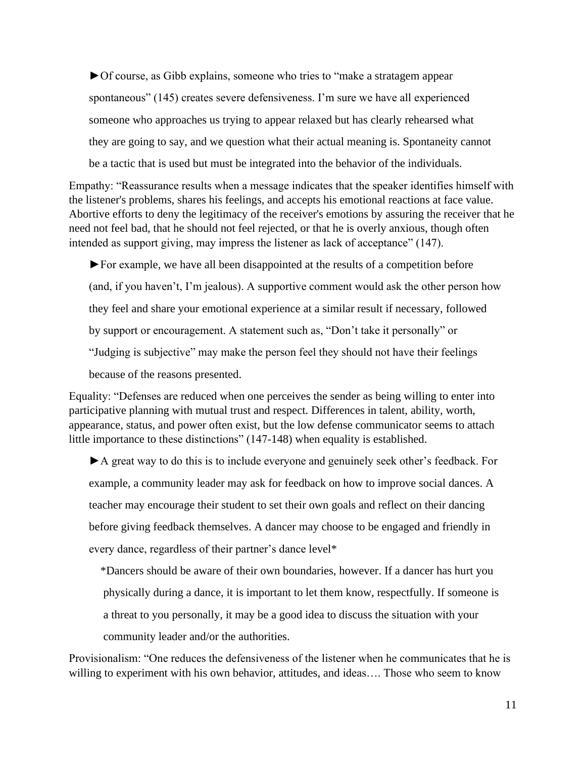►Of course, as Gibb explains, someone who tries to "make a stratagem appear spontaneous" (145) creates severe defensiveness. I'm sure we have all experienced someone who approaches us trying to appear relaxed but has clearly rehearsed what they are going to say, and we question what their actual meaning is. Spontaneity cannot be a tactic that is used but must be integrated into the behavior of the individuals.

Empathy: "Reassurance results when a message indicates that the speaker identifies himself with the listener's problems, shares his feelings, and accepts his emotional reactions at face value. Abortive efforts to deny the legitimacy of the receiver's emotions by assuring the receiver that he need not feel bad, that he should not feel rejected, or that he is overly anxious, though often intended as support giving, may impress the listener as lack of acceptance" (147).

►For example, we have all been disappointed at the results of a competition before (and, if you haven't, I'm jealous). A supportive comment would ask the other person how they feel and share your emotional experience at a similar result if necessary, followed by support or encouragement. A statement such as, "Don't take it personally" or "Judging is subjective" may make the person feel they should not have their feelings because of the reasons presented.

Equality: "Defenses are reduced when one perceives the sender as being willing to enter into participative planning with mutual trust and respect. Differences in talent, ability, worth, appearance, status, and power often exist, but the low defense communicator seems to attach little importance to these distinctions" (147-148) when equality is established.

►A great way to do this is to include everyone and genuinely seek other's feedback. For example, a community leader may ask for feedback on how to improve social dances. A teacher may encourage their student to set their own goals and reflect on their dancing before giving feedback themselves. A dancer may choose to be engaged and friendly in every dance, regardless of their partner's dance level*

*Dancers should be aware of their own boundaries, however. If a dancer has hurt you physically during a dance, it is important to let them know, respectfully. If someone is a threat to you personally, it may be a good idea to discuss the situation with your community leader and/or the authorities.

Provisionalism: "One reduces the defensiveness of the listener when he communicates that he is willing to experiment with his own behavior, attitudes, and ideas…. Those who seem to know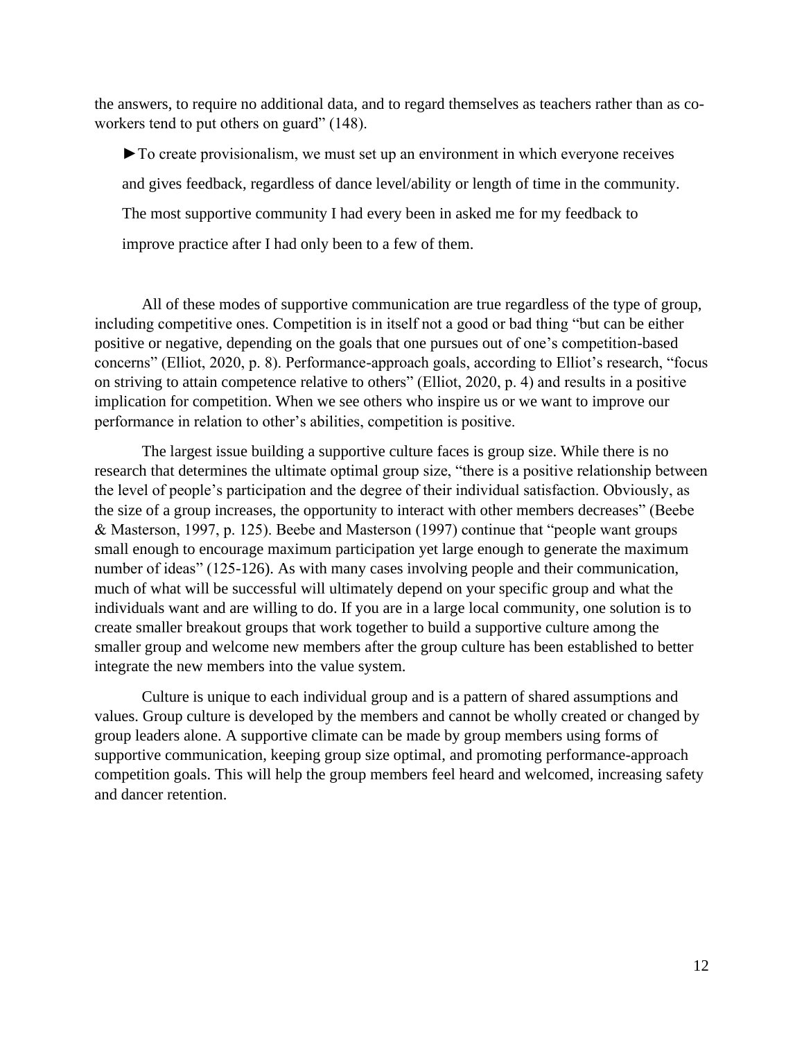the answers, to require no additional data, and to regard themselves as teachers rather than as co-workers tend to put others on guard" (148).

> ►To create provisionalism, we must set up an environment in which everyone receives and gives feedback, regardless of dance level/ability or length of time in the community. The most supportive community I had every been in asked me for my feedback to improve practice after I had only been to a few of them.

All of these modes of supportive communication are true regardless of the type of group, including competitive ones. Competition is in itself not a good or bad thing "but can be either positive or negative, depending on the goals that one pursues out of one's competition-based concerns" (Elliot, 2020, p. 8). Performance-approach goals, according to Elliot's research, "focus on striving to attain competence relative to others" (Elliot, 2020, p. 4) and results in a positive implication for competition. When we see others who inspire us or we want to improve our performance in relation to other's abilities, competition is positive.

The largest issue building a supportive culture faces is group size. While there is no research that determines the ultimate optimal group size, "there is a positive relationship between the level of people's participation and the degree of their individual satisfaction. Obviously, as the size of a group increases, the opportunity to interact with other members decreases" (Beebe & Masterson, 1997, p. 125). Beebe and Masterson (1997) continue that "people want groups small enough to encourage maximum participation yet large enough to generate the maximum number of ideas" (125-126). As with many cases involving people and their communication, much of what will be successful will ultimately depend on your specific group and what the individuals want and are willing to do. If you are in a large local community, one solution is to create smaller breakout groups that work together to build a supportive culture among the smaller group and welcome new members after the group culture has been established to better integrate the new members into the value system.

Culture is unique to each individual group and is a pattern of shared assumptions and values. Group culture is developed by the members and cannot be wholly created or changed by group leaders alone. A supportive climate can be made by group members using forms of supportive communication, keeping group size optimal, and promoting performance-approach competition goals. This will help the group members feel heard and welcomed, increasing safety and dancer retention.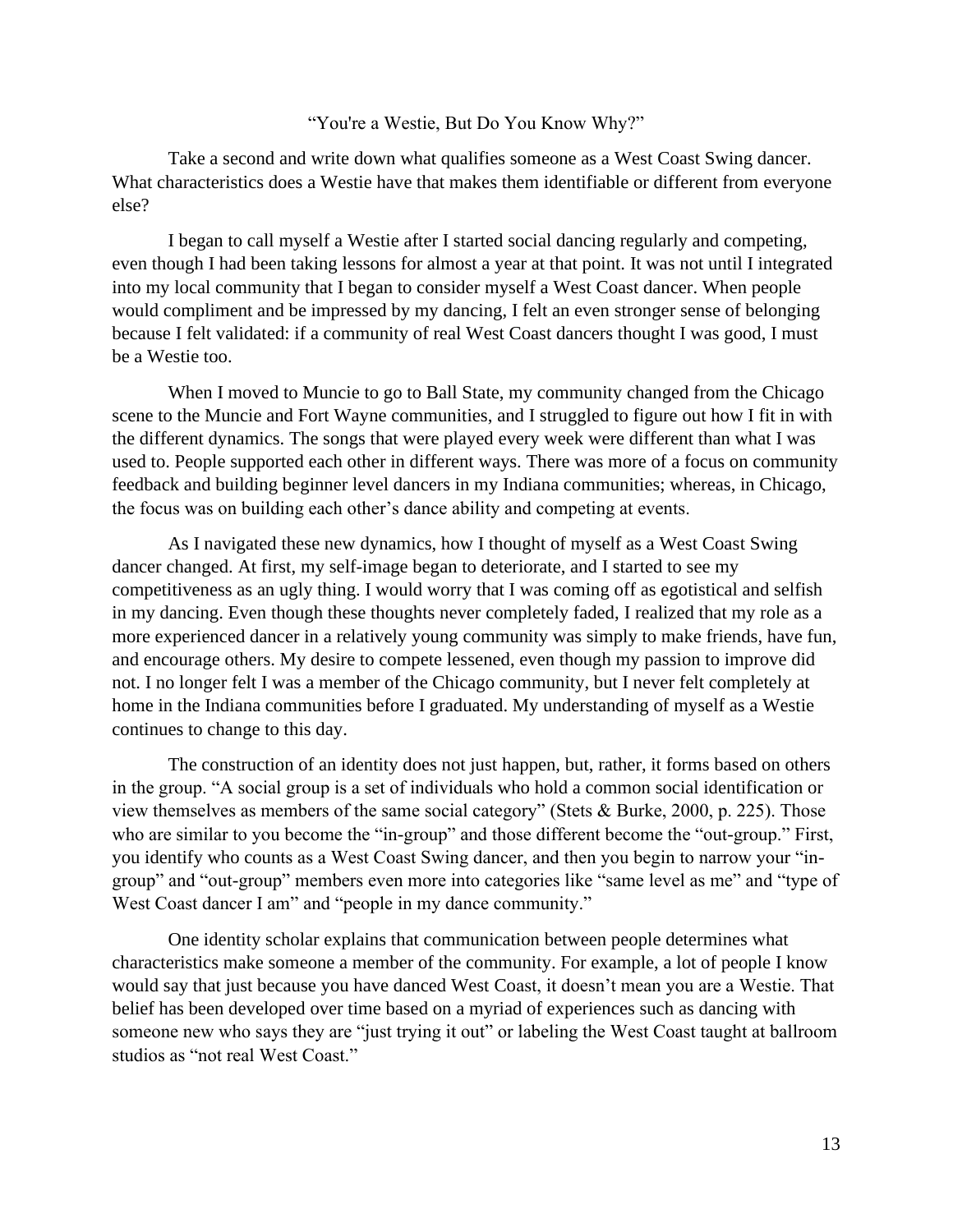“You're a Westie, But Do You Know Why?”

Take a second and write down what qualifies someone as a West Coast Swing dancer. What characteristics does a Westie have that makes them identifiable or different from everyone else?

I began to call myself a Westie after I started social dancing regularly and competing, even though I had been taking lessons for almost a year at that point. It was not until I integrated into my local community that I began to consider myself a West Coast dancer. When people would compliment and be impressed by my dancing, I felt an even stronger sense of belonging because I felt validated: if a community of real West Coast dancers thought I was good, I must be a Westie too.

When I moved to Muncie to go to Ball State, my community changed from the Chicago scene to the Muncie and Fort Wayne communities, and I struggled to figure out how I fit in with the different dynamics. The songs that were played every week were different than what I was used to. People supported each other in different ways. There was more of a focus on community feedback and building beginner level dancers in my Indiana communities; whereas, in Chicago, the focus was on building each other’s dance ability and competing at events.

As I navigated these new dynamics, how I thought of myself as a West Coast Swing dancer changed. At first, my self-image began to deteriorate, and I started to see my competitiveness as an ugly thing. I would worry that I was coming off as egotistical and selfish in my dancing. Even though these thoughts never completely faded, I realized that my role as a more experienced dancer in a relatively young community was simply to make friends, have fun, and encourage others. My desire to compete lessened, even though my passion to improve did not. I no longer felt I was a member of the Chicago community, but I never felt completely at home in the Indiana communities before I graduated. My understanding of myself as a Westie continues to change to this day.

The construction of an identity does not just happen, but, rather, it forms based on others in the group. “A social group is a set of individuals who hold a common social identification or view themselves as members of the same social category” (Stets & Burke, 2000, p. 225). Those who are similar to you become the “in-group” and those different become the “out-group.” First, you identify who counts as a West Coast Swing dancer, and then you begin to narrow your “in-group” and “out-group” members even more into categories like “same level as me” and “type of West Coast dancer I am” and “people in my dance community.”

One identity scholar explains that communication between people determines what characteristics make someone a member of the community. For example, a lot of people I know would say that just because you have danced West Coast, it doesn’t mean you are a Westie. That belief has been developed over time based on a myriad of experiences such as dancing with someone new who says they are “just trying it out” or labeling the West Coast taught at ballroom studios as “not real West Coast.”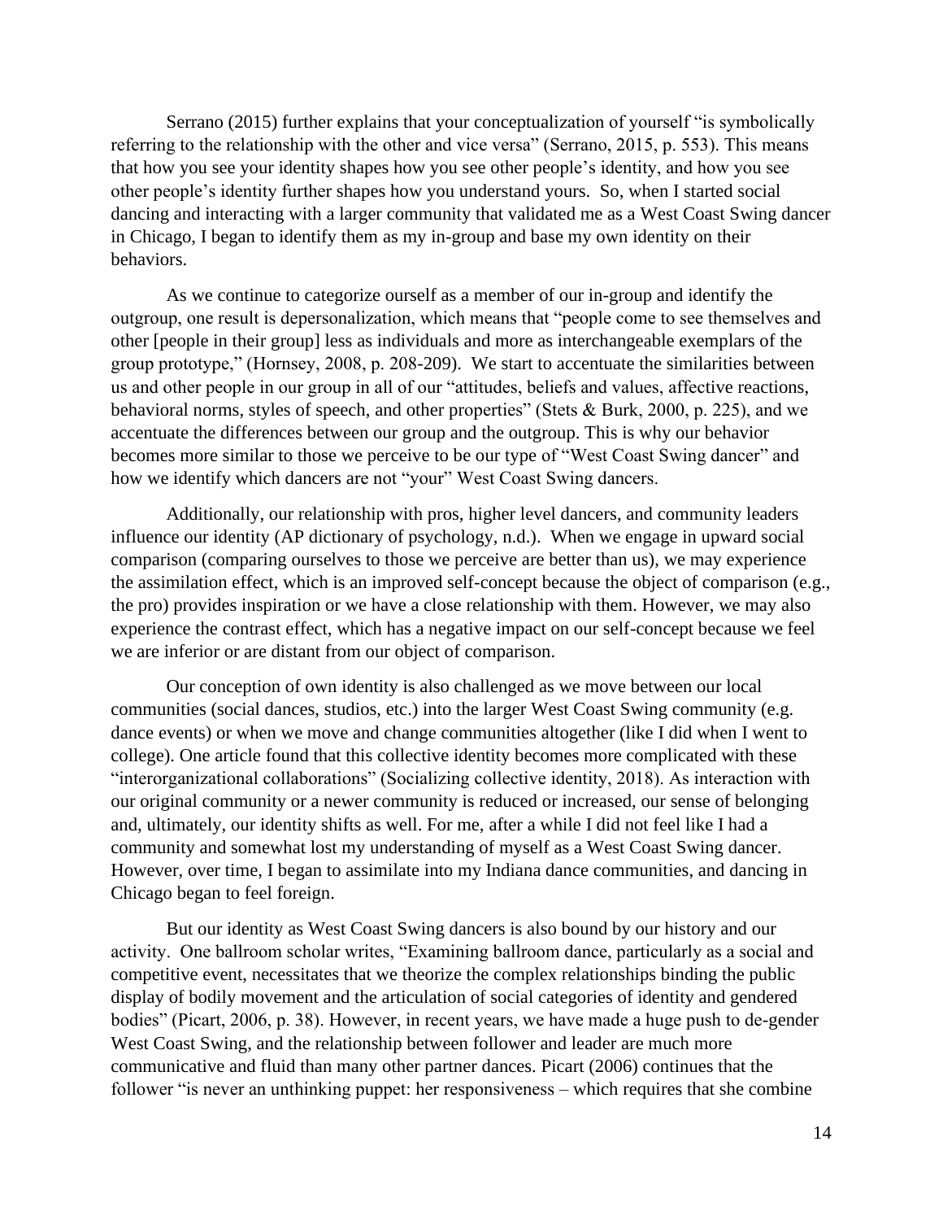Serrano (2015) further explains that your conceptualization of yourself "is symbolically referring to the relationship with the other and vice versa" (Serrano, 2015, p. 553). This means that how you see your identity shapes how you see other people's identity, and how you see other people's identity further shapes how you understand yours.  So, when I started social dancing and interacting with a larger community that validated me as a West Coast Swing dancer in Chicago, I began to identify them as my in-group and base my own identity on their behaviors.

As we continue to categorize ourself as a member of our in-group and identify the outgroup, one result is depersonalization, which means that "people come to see themselves and other [people in their group] less as individuals and more as interchangeable exemplars of the group prototype," (Hornsey, 2008, p. 208-209).  We start to accentuate the similarities between us and other people in our group in all of our "attitudes, beliefs and values, affective reactions, behavioral norms, styles of speech, and other properties" (Stets & Burk, 2000, p. 225), and we accentuate the differences between our group and the outgroup. This is why our behavior becomes more similar to those we perceive to be our type of "West Coast Swing dancer" and how we identify which dancers are not "your" West Coast Swing dancers.

Additionally, our relationship with pros, higher level dancers, and community leaders influence our identity (AP dictionary of psychology, n.d.).  When we engage in upward social comparison (comparing ourselves to those we perceive are better than us), we may experience the assimilation effect, which is an improved self-concept because the object of comparison (e.g., the pro) provides inspiration or we have a close relationship with them. However, we may also experience the contrast effect, which has a negative impact on our self-concept because we feel we are inferior or are distant from our object of comparison.

Our conception of own identity is also challenged as we move between our local communities (social dances, studios, etc.) into the larger West Coast Swing community (e.g. dance events) or when we move and change communities altogether (like I did when I went to college). One article found that this collective identity becomes more complicated with these "interorganizational collaborations" (Socializing collective identity, 2018). As interaction with our original community or a newer community is reduced or increased, our sense of belonging and, ultimately, our identity shifts as well. For me, after a while I did not feel like I had a community and somewhat lost my understanding of myself as a West Coast Swing dancer. However, over time, I began to assimilate into my Indiana dance communities, and dancing in Chicago began to feel foreign.

But our identity as West Coast Swing dancers is also bound by our history and our activity.  One ballroom scholar writes, "Examining ballroom dance, particularly as a social and competitive event, necessitates that we theorize the complex relationships binding the public display of bodily movement and the articulation of social categories of identity and gendered bodies" (Picart, 2006, p. 38). However, in recent years, we have made a huge push to de-gender West Coast Swing, and the relationship between follower and leader are much more communicative and fluid than many other partner dances. Picart (2006) continues that the follower "is never an unthinking puppet: her responsiveness – which requires that she combine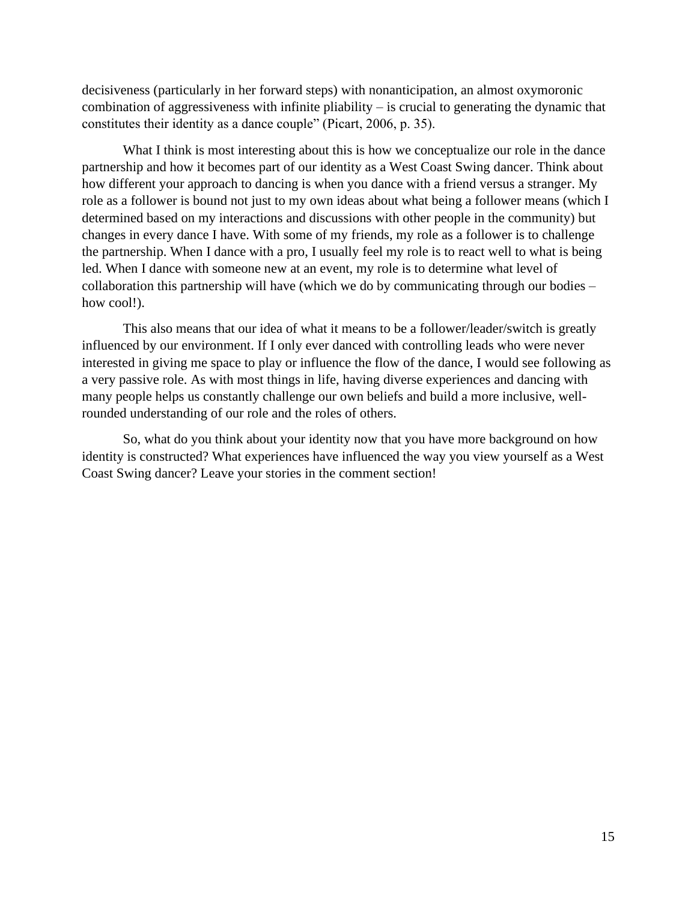decisiveness (particularly in her forward steps) with nonanticipation, an almost oxymoronic combination of aggressiveness with infinite pliability – is crucial to generating the dynamic that constitutes their identity as a dance couple" (Picart, 2006, p. 35).

What I think is most interesting about this is how we conceptualize our role in the dance partnership and how it becomes part of our identity as a West Coast Swing dancer. Think about how different your approach to dancing is when you dance with a friend versus a stranger. My role as a follower is bound not just to my own ideas about what being a follower means (which I determined based on my interactions and discussions with other people in the community) but changes in every dance I have. With some of my friends, my role as a follower is to challenge the partnership. When I dance with a pro, I usually feel my role is to react well to what is being led. When I dance with someone new at an event, my role is to determine what level of collaboration this partnership will have (which we do by communicating through our bodies – how cool!).

This also means that our idea of what it means to be a follower/leader/switch is greatly influenced by our environment. If I only ever danced with controlling leads who were never interested in giving me space to play or influence the flow of the dance, I would see following as a very passive role. As with most things in life, having diverse experiences and dancing with many people helps us constantly challenge our own beliefs and build a more inclusive, well-rounded understanding of our role and the roles of others.

So, what do you think about your identity now that you have more background on how identity is constructed? What experiences have influenced the way you view yourself as a West Coast Swing dancer? Leave your stories in the comment section!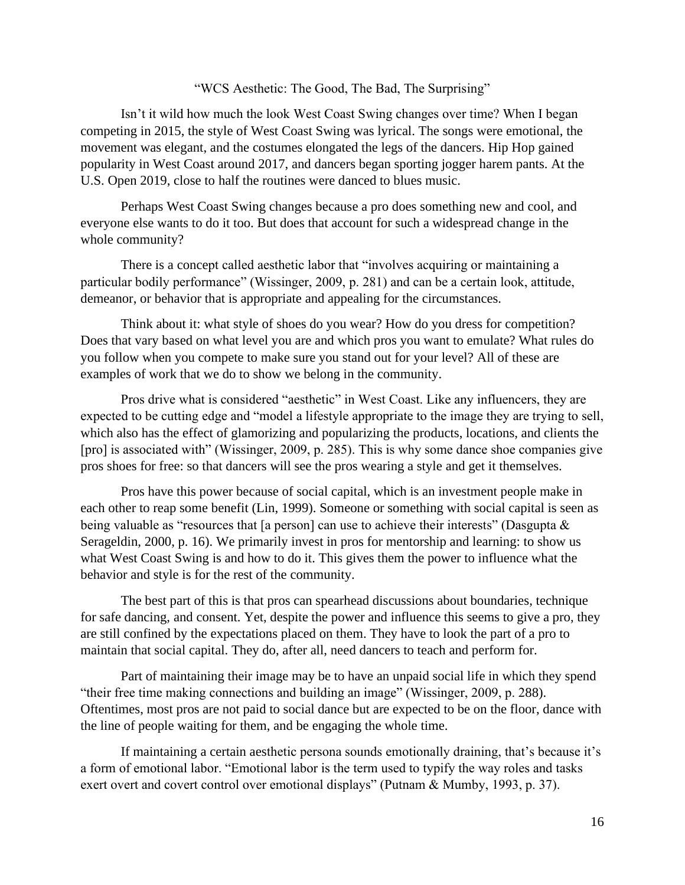## “WCS Aesthetic: The Good, The Bad, The Surprising”

Isn’t it wild how much the look West Coast Swing changes over time? When I began competing in 2015, the style of West Coast Swing was lyrical. The songs were emotional, the movement was elegant, and the costumes elongated the legs of the dancers. Hip Hop gained popularity in West Coast around 2017, and dancers began sporting jogger harem pants. At the U.S. Open 2019, close to half the routines were danced to blues music.

Perhaps West Coast Swing changes because a pro does something new and cool, and everyone else wants to do it too. But does that account for such a widespread change in the whole community?

There is a concept called aesthetic labor that “involves acquiring or maintaining a particular bodily performance” (Wissinger, 2009, p. 281) and can be a certain look, attitude, demeanor, or behavior that is appropriate and appealing for the circumstances.

Think about it: what style of shoes do you wear? How do you dress for competition? Does that vary based on what level you are and which pros you want to emulate? What rules do you follow when you compete to make sure you stand out for your level? All of these are examples of work that we do to show we belong in the community.

Pros drive what is considered “aesthetic” in West Coast. Like any influencers, they are expected to be cutting edge and “model a lifestyle appropriate to the image they are trying to sell, which also has the effect of glamorizing and popularizing the products, locations, and clients the [pro] is associated with” (Wissinger, 2009, p. 285). This is why some dance shoe companies give pros shoes for free: so that dancers will see the pros wearing a style and get it themselves.

Pros have this power because of social capital, which is an investment people make in each other to reap some benefit (Lin, 1999). Someone or something with social capital is seen as being valuable as “resources that [a person] can use to achieve their interests” (Dasgupta & Serageldin, 2000, p. 16). We primarily invest in pros for mentorship and learning: to show us what West Coast Swing is and how to do it. This gives them the power to influence what the behavior and style is for the rest of the community.

The best part of this is that pros can spearhead discussions about boundaries, technique for safe dancing, and consent. Yet, despite the power and influence this seems to give a pro, they are still confined by the expectations placed on them. They have to look the part of a pro to maintain that social capital. They do, after all, need dancers to teach and perform for.

Part of maintaining their image may be to have an unpaid social life in which they spend “their free time making connections and building an image” (Wissinger, 2009, p. 288). Oftentimes, most pros are not paid to social dance but are expected to be on the floor, dance with the line of people waiting for them, and be engaging the whole time.

If maintaining a certain aesthetic persona sounds emotionally draining, that’s because it’s a form of emotional labor. “Emotional labor is the term used to typify the way roles and tasks exert overt and covert control over emotional displays” (Putnam & Mumby, 1993, p. 37).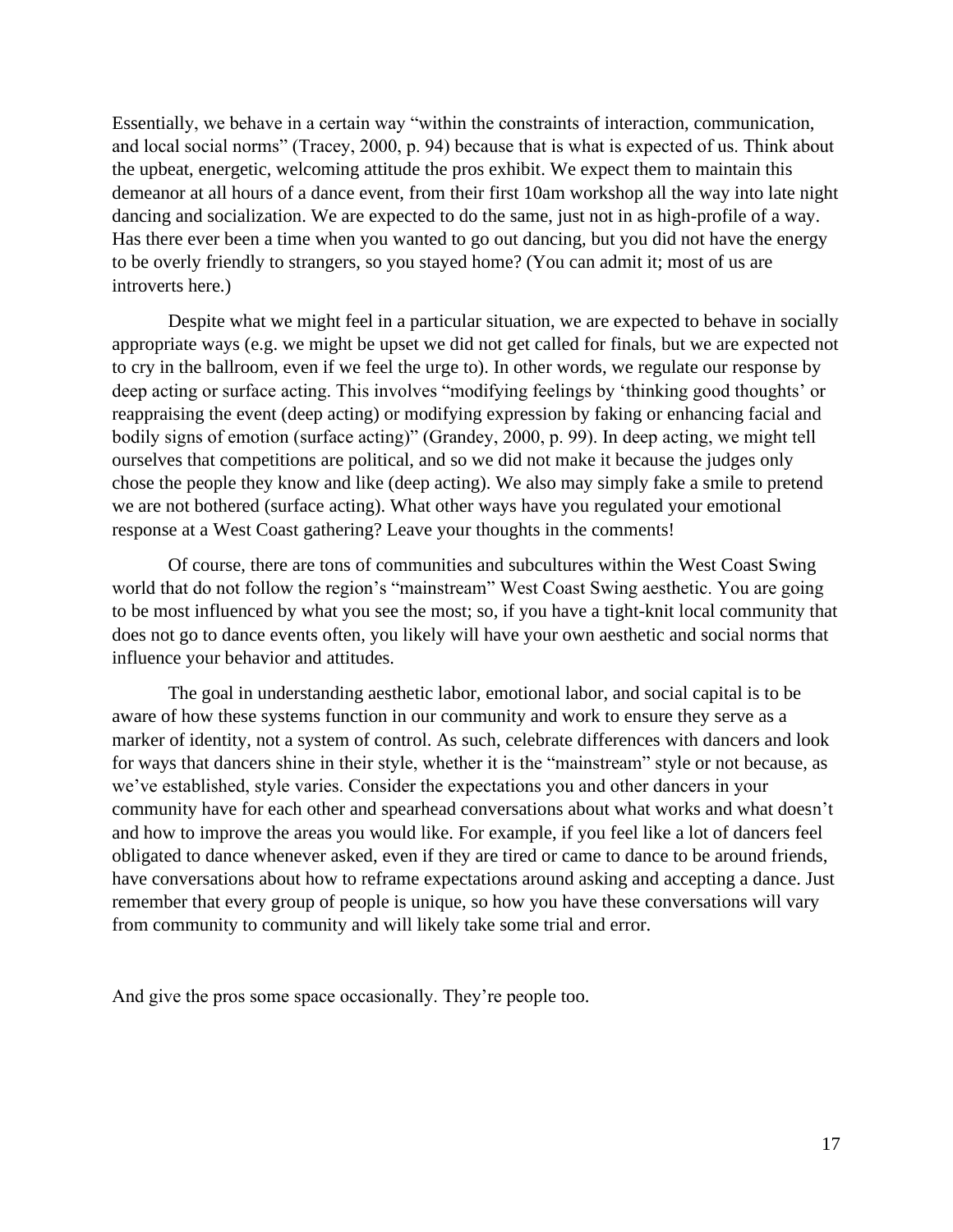Essentially, we behave in a certain way "within the constraints of interaction, communication, and local social norms" (Tracey, 2000, p. 94) because that is what is expected of us. Think about the upbeat, energetic, welcoming attitude the pros exhibit. We expect them to maintain this demeanor at all hours of a dance event, from their first 10am workshop all the way into late night dancing and socialization. We are expected to do the same, just not in as high-profile of a way. Has there ever been a time when you wanted to go out dancing, but you did not have the energy to be overly friendly to strangers, so you stayed home? (You can admit it; most of us are introverts here.)

Despite what we might feel in a particular situation, we are expected to behave in socially appropriate ways (e.g. we might be upset we did not get called for finals, but we are expected not to cry in the ballroom, even if we feel the urge to). In other words, we regulate our response by deep acting or surface acting. This involves "modifying feelings by 'thinking good thoughts' or reappraising the event (deep acting) or modifying expression by faking or enhancing facial and bodily signs of emotion (surface acting)" (Grandey, 2000, p. 99). In deep acting, we might tell ourselves that competitions are political, and so we did not make it because the judges only chose the people they know and like (deep acting). We also may simply fake a smile to pretend we are not bothered (surface acting). What other ways have you regulated your emotional response at a West Coast gathering? Leave your thoughts in the comments!

Of course, there are tons of communities and subcultures within the West Coast Swing world that do not follow the region's "mainstream" West Coast Swing aesthetic. You are going to be most influenced by what you see the most; so, if you have a tight-knit local community that does not go to dance events often, you likely will have your own aesthetic and social norms that influence your behavior and attitudes.

The goal in understanding aesthetic labor, emotional labor, and social capital is to be aware of how these systems function in our community and work to ensure they serve as a marker of identity, not a system of control. As such, celebrate differences with dancers and look for ways that dancers shine in their style, whether it is the "mainstream" style or not because, as we've established, style varies. Consider the expectations you and other dancers in your community have for each other and spearhead conversations about what works and what doesn't and how to improve the areas you would like. For example, if you feel like a lot of dancers feel obligated to dance whenever asked, even if they are tired or came to dance to be around friends, have conversations about how to reframe expectations around asking and accepting a dance. Just remember that every group of people is unique, so how you have these conversations will vary from community to community and will likely take some trial and error.

And give the pros some space occasionally. They're people too.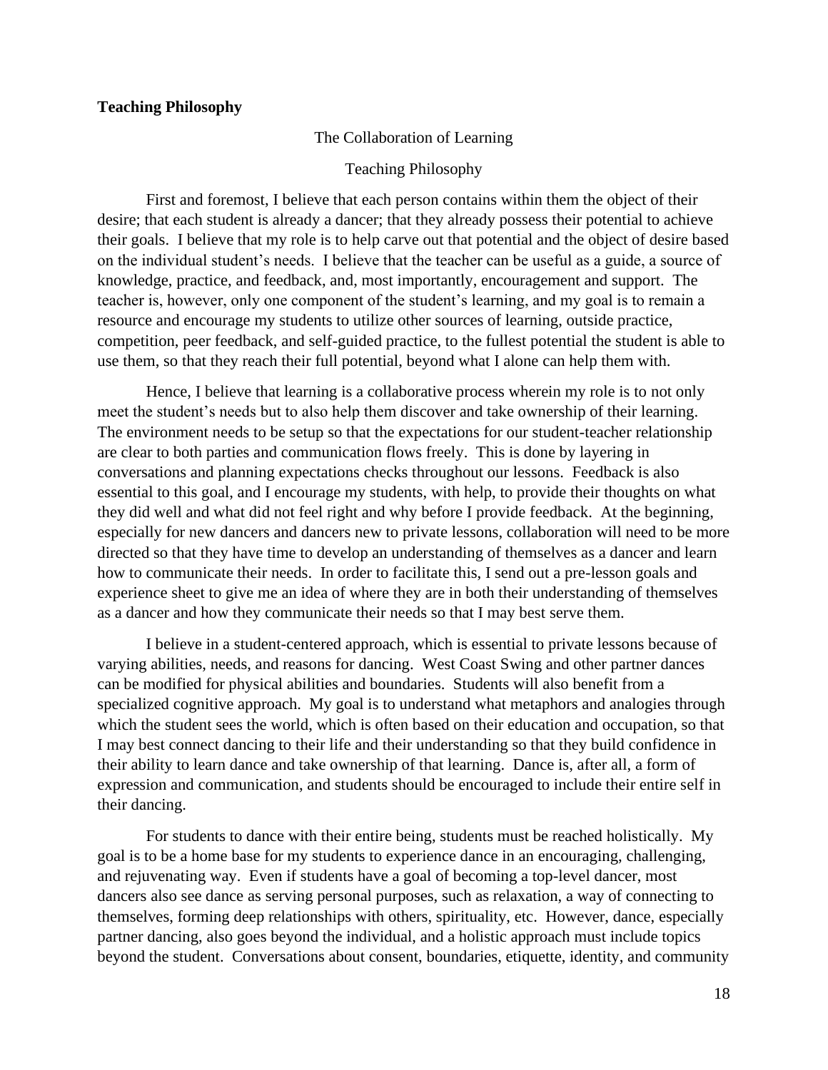**Teaching Philosophy**

The Collaboration of Learning

Teaching Philosophy

First and foremost, I believe that each person contains within them the object of their desire; that each student is already a dancer; that they already possess their potential to achieve their goals. I believe that my role is to help carve out that potential and the object of desire based on the individual student's needs. I believe that the teacher can be useful as a guide, a source of knowledge, practice, and feedback, and, most importantly, encouragement and support. The teacher is, however, only one component of the student's learning, and my goal is to remain a resource and encourage my students to utilize other sources of learning, outside practice, competition, peer feedback, and self-guided practice, to the fullest potential the student is able to use them, so that they reach their full potential, beyond what I alone can help them with.

Hence, I believe that learning is a collaborative process wherein my role is to not only meet the student's needs but to also help them discover and take ownership of their learning. The environment needs to be setup so that the expectations for our student-teacher relationship are clear to both parties and communication flows freely. This is done by layering in conversations and planning expectations checks throughout our lessons. Feedback is also essential to this goal, and I encourage my students, with help, to provide their thoughts on what they did well and what did not feel right and why before I provide feedback. At the beginning, especially for new dancers and dancers new to private lessons, collaboration will need to be more directed so that they have time to develop an understanding of themselves as a dancer and learn how to communicate their needs. In order to facilitate this, I send out a pre-lesson goals and experience sheet to give me an idea of where they are in both their understanding of themselves as a dancer and how they communicate their needs so that I may best serve them.

I believe in a student-centered approach, which is essential to private lessons because of varying abilities, needs, and reasons for dancing. West Coast Swing and other partner dances can be modified for physical abilities and boundaries. Students will also benefit from a specialized cognitive approach. My goal is to understand what metaphors and analogies through which the student sees the world, which is often based on their education and occupation, so that I may best connect dancing to their life and their understanding so that they build confidence in their ability to learn dance and take ownership of that learning. Dance is, after all, a form of expression and communication, and students should be encouraged to include their entire self in their dancing.

For students to dance with their entire being, students must be reached holistically. My goal is to be a home base for my students to experience dance in an encouraging, challenging, and rejuvenating way. Even if students have a goal of becoming a top-level dancer, most dancers also see dance as serving personal purposes, such as relaxation, a way of connecting to themselves, forming deep relationships with others, spirituality, etc. However, dance, especially partner dancing, also goes beyond the individual, and a holistic approach must include topics beyond the student. Conversations about consent, boundaries, etiquette, identity, and community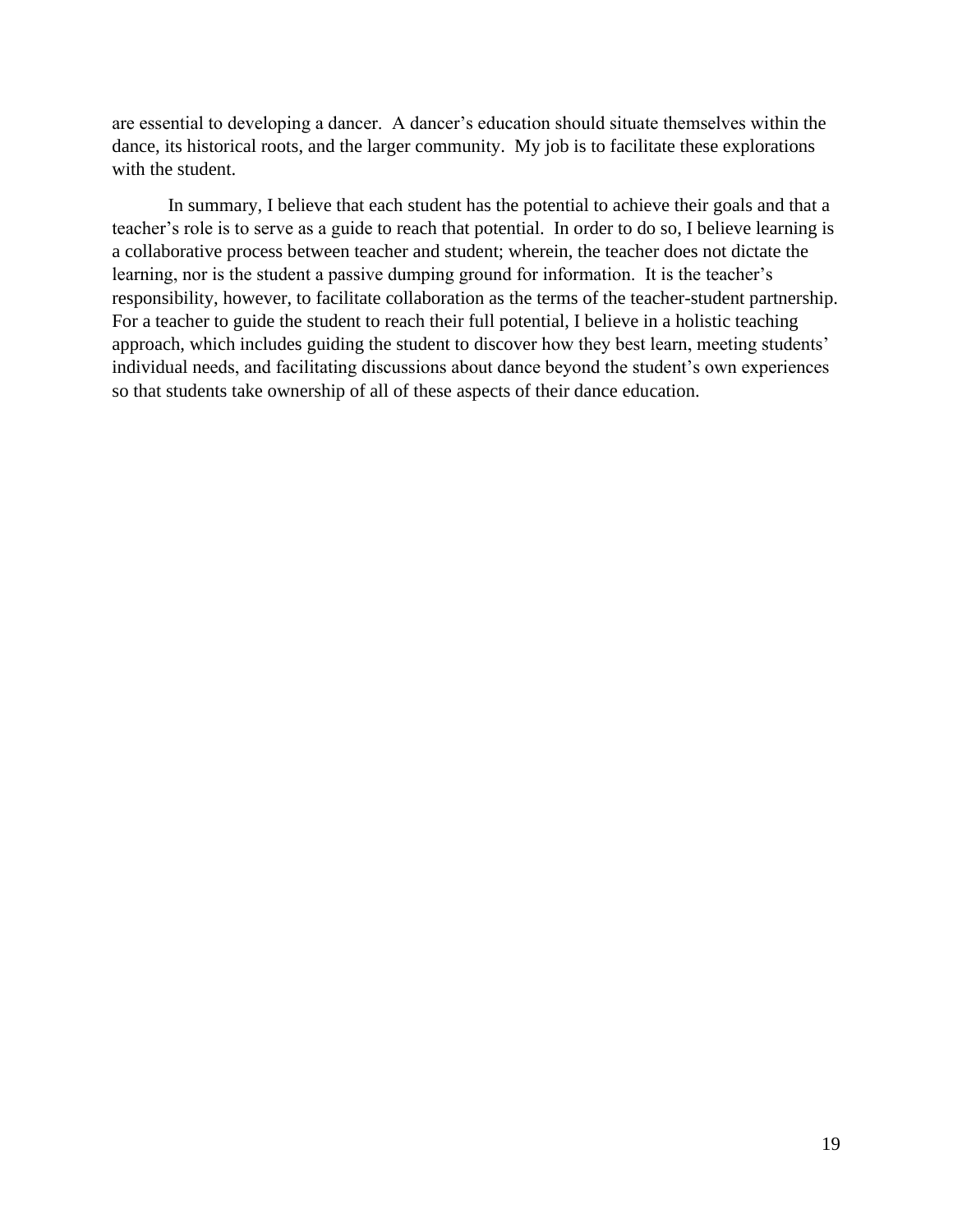are essential to developing a dancer. A dancer's education should situate themselves within the dance, its historical roots, and the larger community. My job is to facilitate these explorations with the student.

In summary, I believe that each student has the potential to achieve their goals and that a teacher's role is to serve as a guide to reach that potential. In order to do so, I believe learning is a collaborative process between teacher and student; wherein, the teacher does not dictate the learning, nor is the student a passive dumping ground for information. It is the teacher's responsibility, however, to facilitate collaboration as the terms of the teacher-student partnership. For a teacher to guide the student to reach their full potential, I believe in a holistic teaching approach, which includes guiding the student to discover how they best learn, meeting students' individual needs, and facilitating discussions about dance beyond the student's own experiences so that students take ownership of all of these aspects of their dance education.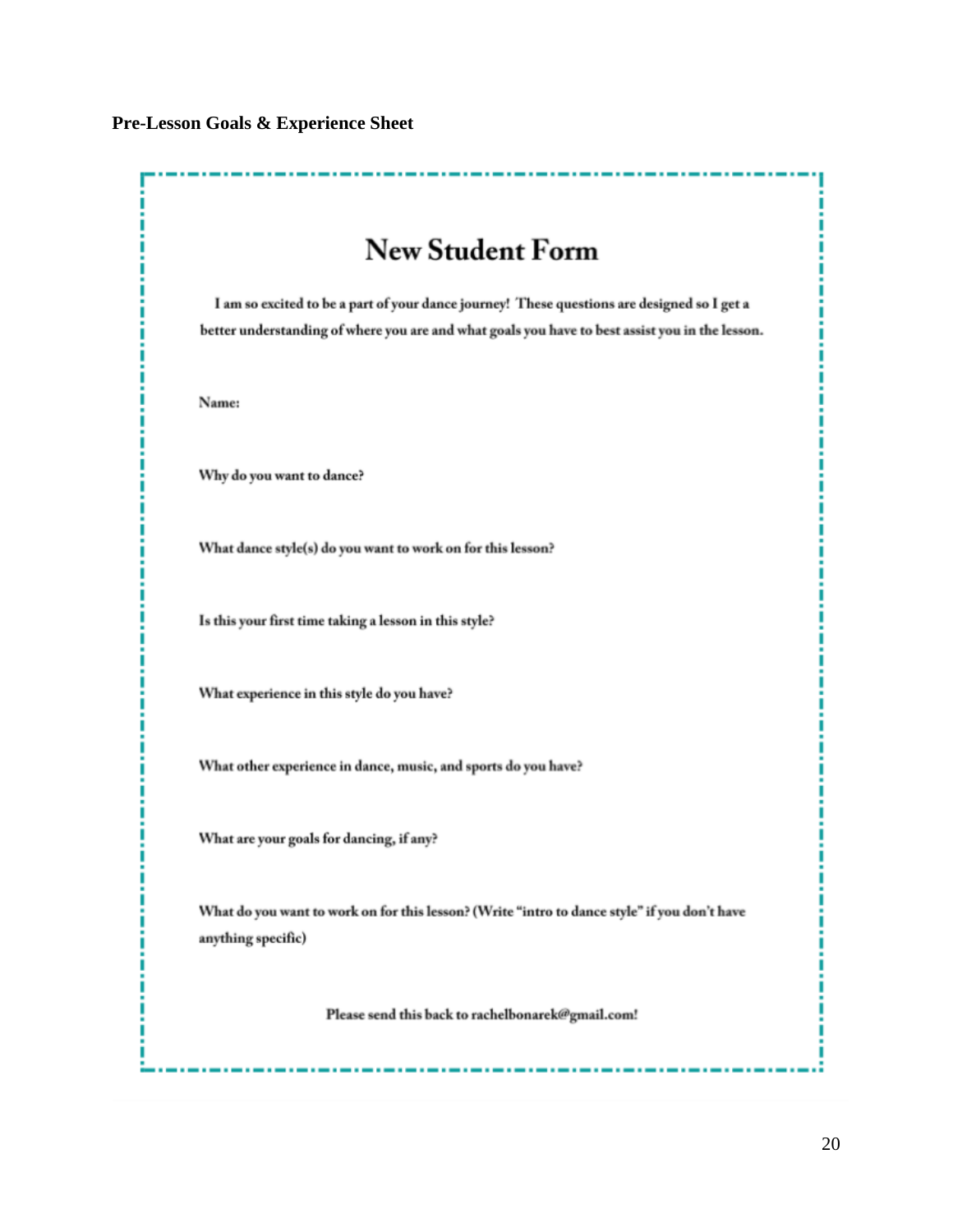**Pre-Lesson Goals & Experience Sheet**

# New Student Form

I am so excited to be a part of your dance journey! These questions are designed so I get a better understanding of where you are and what goals you have to best assist you in the lesson.

**Name:**

**Why do you want to dance?**

**What dance style(s) do you want to work on for this lesson?**

**Is this your first time taking a lesson in this style?**

**What experience in this style do you have?**

**What other experience in dance, music, and sports do you have?**

**What are your goals for dancing, if any?**

**What do you want to work on for this lesson? (Write "intro to dance style" if you don't have anything specific)**

**Please send this back to rachelbonarek@gmail.com!**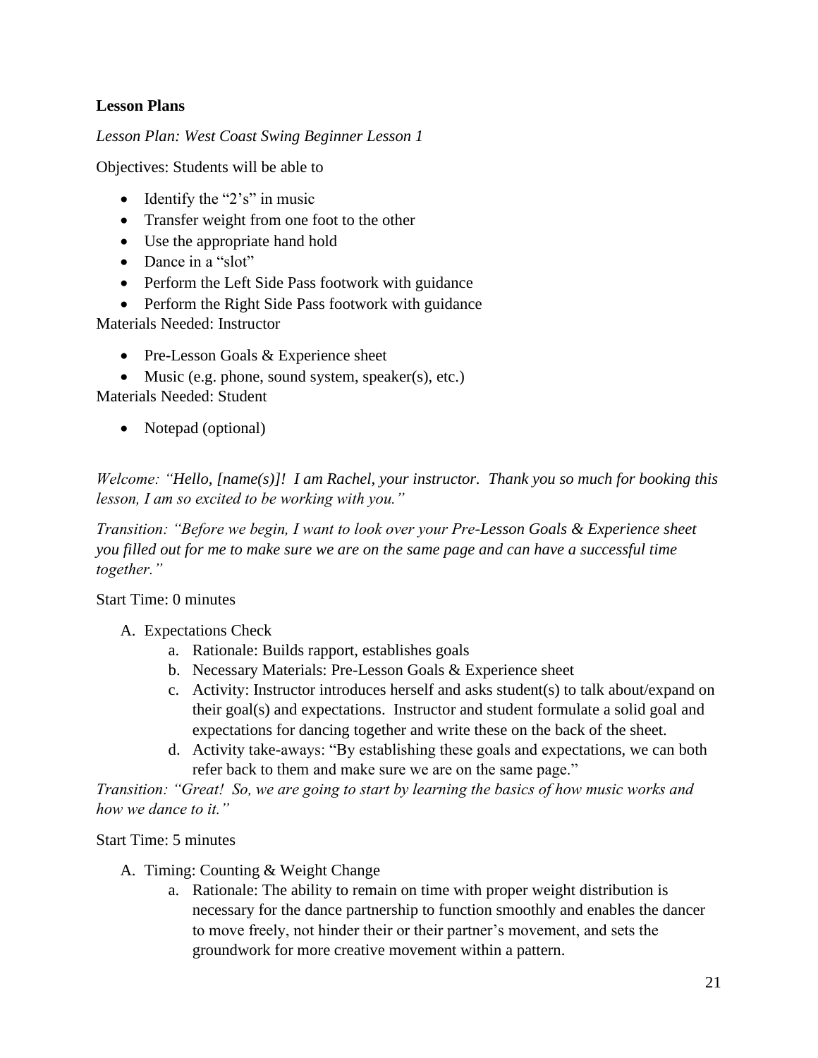**Lesson Plans**

*Lesson Plan: West Coast Swing Beginner Lesson 1*

Objectives: Students will be able to

- Identify the "2's" in music
- Transfer weight from one foot to the other
- Use the appropriate hand hold
- Dance in a "slot"
- Perform the Left Side Pass footwork with guidance
- Perform the Right Side Pass footwork with guidance

Materials Needed: Instructor

- Pre-Lesson Goals & Experience sheet
- Music (e.g. phone, sound system, speaker(s), etc.)

Materials Needed: Student

- Notepad (optional)

*Welcome: "Hello, [name(s)]! I am Rachel, your instructor. Thank you so much for booking this lesson, I am so excited to be working with you."*

*Transition: "Before we begin, I want to look over your Pre-Lesson Goals & Experience sheet you filled out for me to make sure we are on the same page and can have a successful time together."*

Start Time: 0 minutes

A. Expectations Check
   a. Rationale: Builds rapport, establishes goals
   b. Necessary Materials: Pre-Lesson Goals & Experience sheet
   c. Activity: Instructor introduces herself and asks student(s) to talk about/expand on their goal(s) and expectations. Instructor and student formulate a solid goal and expectations for dancing together and write these on the back of the sheet.
   d. Activity take-aways: "By establishing these goals and expectations, we can both refer back to them and make sure we are on the same page."

*Transition: "Great! So, we are going to start by learning the basics of how music works and how we dance to it."*

Start Time: 5 minutes

A. Timing: Counting & Weight Change
   a. Rationale: The ability to remain on time with proper weight distribution is necessary for the dance partnership to function smoothly and enables the dancer to move freely, not hinder their or their partner's movement, and sets the groundwork for more creative movement within a pattern.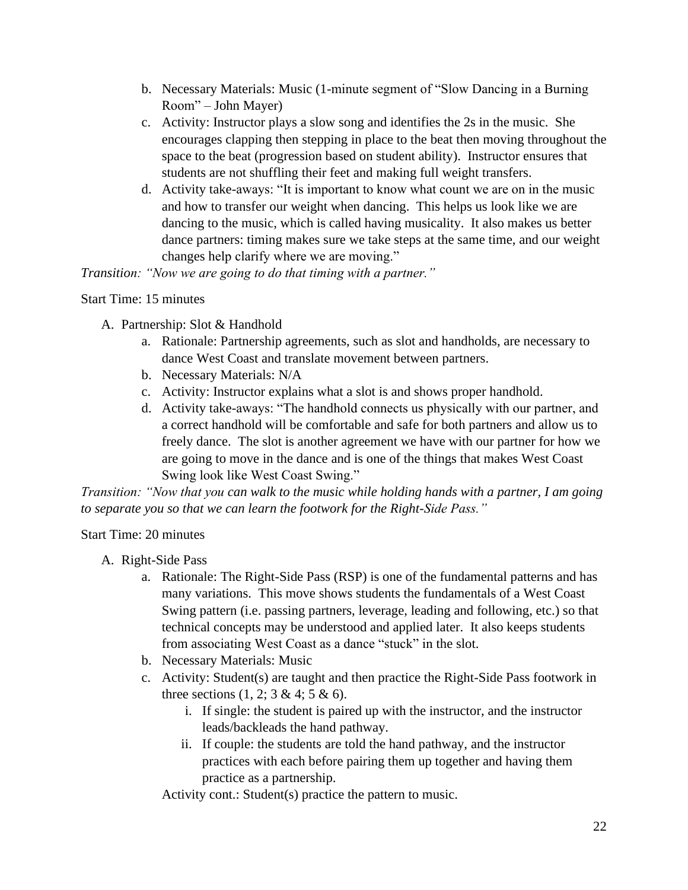b. Necessary Materials: Music (1-minute segment of "Slow Dancing in a Burning Room" – John Mayer)
c. Activity: Instructor plays a slow song and identifies the 2s in the music. She encourages clapping then stepping in place to the beat then moving throughout the space to the beat (progression based on student ability). Instructor ensures that students are not shuffling their feet and making full weight transfers.
d. Activity take-aways: "It is important to know what count we are on in the music and how to transfer our weight when dancing. This helps us look like we are dancing to the music, which is called having musicality. It also makes us better dance partners: timing makes sure we take steps at the same time, and our weight changes help clarify where we are moving."

*Transition: "Now we are going to do that timing with a partner."*

Start Time: 15 minutes

A. Partnership: Slot & Handhold
   a. Rationale: Partnership agreements, such as slot and handholds, are necessary to dance West Coast and translate movement between partners.
   b. Necessary Materials: N/A
   c. Activity: Instructor explains what a slot is and shows proper handhold.
   d. Activity take-aways: "The handhold connects us physically with our partner, and a correct handhold will be comfortable and safe for both partners and allow us to freely dance. The slot is another agreement we have with our partner for how we are going to move in the dance and is one of the things that makes West Coast Swing look like West Coast Swing."

*Transition: "Now that you can walk to the music while holding hands with a partner, I am going to separate you so that we can learn the footwork for the Right-Side Pass."*

Start Time: 20 minutes

A. Right-Side Pass
   a. Rationale: The Right-Side Pass (RSP) is one of the fundamental patterns and has many variations. This move shows students the fundamentals of a West Coast Swing pattern (i.e. passing partners, leverage, leading and following, etc.) so that technical concepts may be understood and applied later. It also keeps students from associating West Coast as a dance "stuck" in the slot.
   b. Necessary Materials: Music
   c. Activity: Student(s) are taught and then practice the Right-Side Pass footwork in three sections (1, 2; 3 & 4; 5 & 6).
      i. If single: the student is paired up with the instructor, and the instructor leads/backleads the hand pathway.
      ii. If couple: the students are told the hand pathway, and the instructor practices with each before pairing them up together and having them practice as a partnership.

   Activity cont.: Student(s) practice the pattern to music.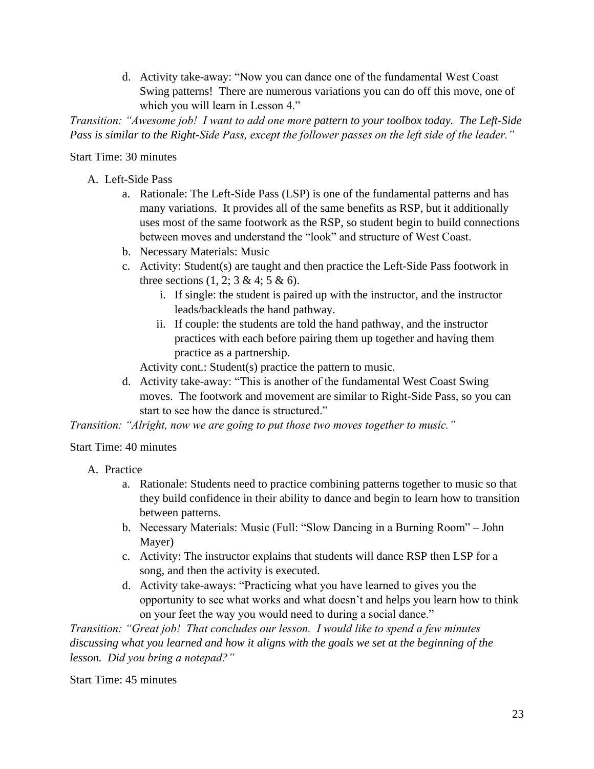d. Activity take-away: "Now you can dance one of the fundamental West Coast Swing patterns! There are numerous variations you can do off this move, one of which you will learn in Lesson 4."

*Transition: "Awesome job! I want to add one more pattern to your toolbox today. The Left-Side Pass is similar to the Right-Side Pass, except the follower passes on the left side of the leader."*

Start Time: 30 minutes

A. Left-Side Pass
   a. Rationale: The Left-Side Pass (LSP) is one of the fundamental patterns and has many variations. It provides all of the same benefits as RSP, but it additionally uses most of the same footwork as the RSP, so student begin to build connections between moves and understand the "look" and structure of West Coast.
   b. Necessary Materials: Music
   c. Activity: Student(s) are taught and then practice the Left-Side Pass footwork in three sections (1, 2; 3 & 4; 5 & 6).
      i. If single: the student is paired up with the instructor, and the instructor leads/backleads the hand pathway.
      ii. If couple: the students are told the hand pathway, and the instructor practices with each before pairing them up together and having them practice as a partnership.

      Activity cont.: Student(s) practice the pattern to music.
   d. Activity take-away: "This is another of the fundamental West Coast Swing moves. The footwork and movement are similar to Right-Side Pass, so you can start to see how the dance is structured."

*Transition: "Alright, now we are going to put those two moves together to music."*

Start Time: 40 minutes

A. Practice
   a. Rationale: Students need to practice combining patterns together to music so that they build confidence in their ability to dance and begin to learn how to transition between patterns.
   b. Necessary Materials: Music (Full: "Slow Dancing in a Burning Room" – John Mayer)
   c. Activity: The instructor explains that students will dance RSP then LSP for a song, and then the activity is executed.
   d. Activity take-aways: "Practicing what you have learned to gives you the opportunity to see what works and what doesn't and helps you learn how to think on your feet the way you would need to during a social dance."

*Transition: "Great job! That concludes our lesson. I would like to spend a few minutes discussing what you learned and how it aligns with the goals we set at the beginning of the lesson. Did you bring a notepad?"*

Start Time: 45 minutes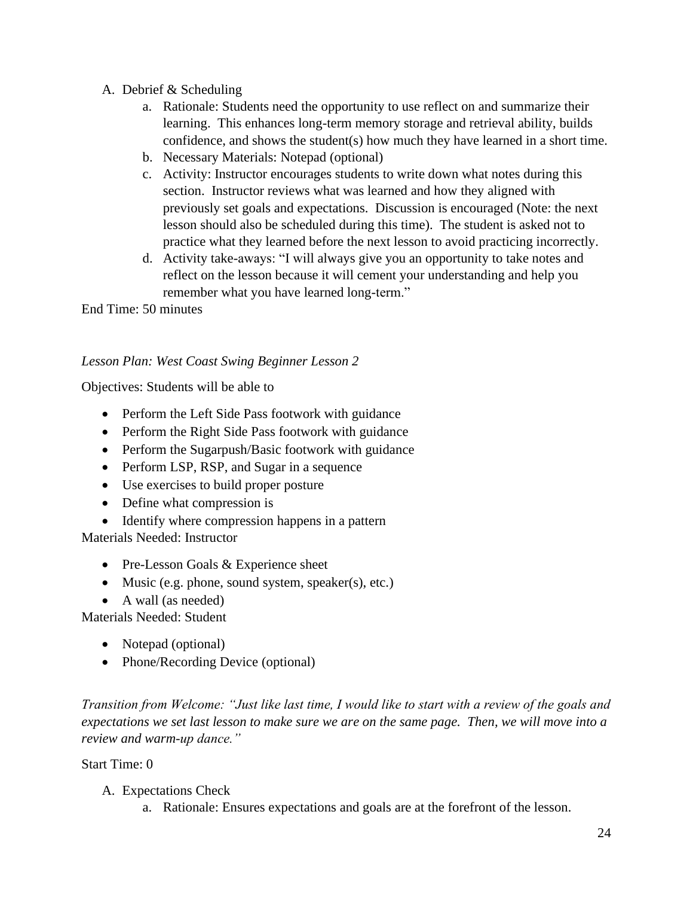A. Debrief & Scheduling
   a. Rationale: Students need the opportunity to use reflect on and summarize their learning. This enhances long-term memory storage and retrieval ability, builds confidence, and shows the student(s) how much they have learned in a short time.
   b. Necessary Materials: Notepad (optional)
   c. Activity: Instructor encourages students to write down what notes during this section. Instructor reviews what was learned and how they aligned with previously set goals and expectations. Discussion is encouraged (Note: the next lesson should also be scheduled during this time). The student is asked not to practice what they learned before the next lesson to avoid practicing incorrectly.
   d. Activity take-aways: "I will always give you an opportunity to take notes and reflect on the lesson because it will cement your understanding and help you remember what you have learned long-term."

End Time: 50 minutes

*Lesson Plan: West Coast Swing Beginner Lesson 2*

Objectives: Students will be able to

- Perform the Left Side Pass footwork with guidance
- Perform the Right Side Pass footwork with guidance
- Perform the Sugarpush/Basic footwork with guidance
- Perform LSP, RSP, and Sugar in a sequence
- Use exercises to build proper posture
- Define what compression is
- Identify where compression happens in a pattern

Materials Needed: Instructor

- Pre-Lesson Goals & Experience sheet
- Music (e.g. phone, sound system, speaker(s), etc.)
- A wall (as needed)

Materials Needed: Student

- Notepad (optional)
- Phone/Recording Device (optional)

*Transition from Welcome: "Just like last time, I would like to start with a review of the goals and expectations we set last lesson to make sure we are on the same page. Then, we will move into a review and warm-up dance."*

Start Time: 0

A. Expectations Check
   a. Rationale: Ensures expectations and goals are at the forefront of the lesson.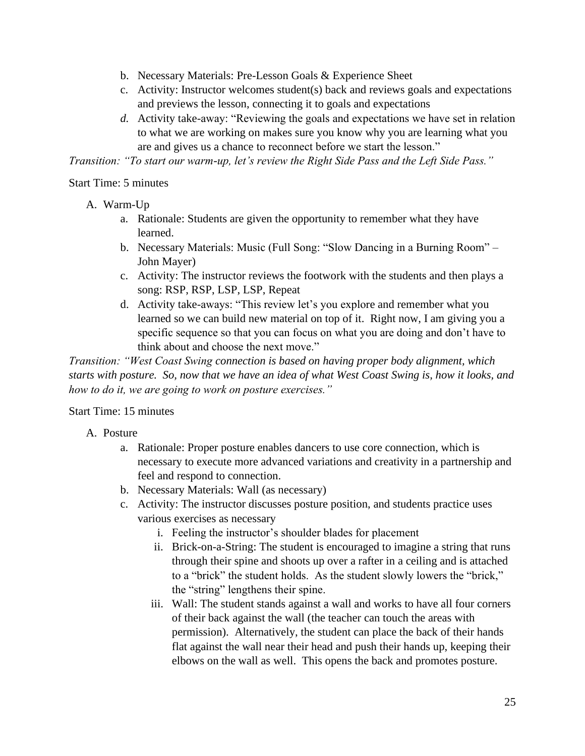b. Necessary Materials: Pre-Lesson Goals & Experience Sheet
c. Activity: Instructor welcomes student(s) back and reviews goals and expectations and previews the lesson, connecting it to goals and expectations
*d.* Activity take-away: "Reviewing the goals and expectations we have set in relation to what we are working on makes sure you know why you are learning what you are and gives us a chance to reconnect before we start the lesson."

*Transition: "To start our warm-up, let's review the Right Side Pass and the Left Side Pass."*

Start Time: 5 minutes

A. Warm-Up
   a. Rationale: Students are given the opportunity to remember what they have learned.
   b. Necessary Materials: Music (Full Song: "Slow Dancing in a Burning Room" – John Mayer)
   c. Activity: The instructor reviews the footwork with the students and then plays a song: RSP, RSP, LSP, LSP, Repeat
   d. Activity take-aways: "This review let's you explore and remember what you learned so we can build new material on top of it. Right now, I am giving you a specific sequence so that you can focus on what you are doing and don't have to think about and choose the next move."

*Transition: "West Coast Swing connection is based on having proper body alignment, which starts with posture. So, now that we have an idea of what West Coast Swing is, how it looks, and how to do it, we are going to work on posture exercises."*

Start Time: 15 minutes

A. Posture
   a. Rationale: Proper posture enables dancers to use core connection, which is necessary to execute more advanced variations and creativity in a partnership and feel and respond to connection.
   b. Necessary Materials: Wall (as necessary)
   c. Activity: The instructor discusses posture position, and students practice uses various exercises as necessary
      i. Feeling the instructor's shoulder blades for placement
      ii. Brick-on-a-String: The student is encouraged to imagine a string that runs through their spine and shoots up over a rafter in a ceiling and is attached to a "brick" the student holds. As the student slowly lowers the "brick," the "string" lengthens their spine.
      iii. Wall: The student stands against a wall and works to have all four corners of their back against the wall (the teacher can touch the areas with permission). Alternatively, the student can place the back of their hands flat against the wall near their head and push their hands up, keeping their elbows on the wall as well. This opens the back and promotes posture.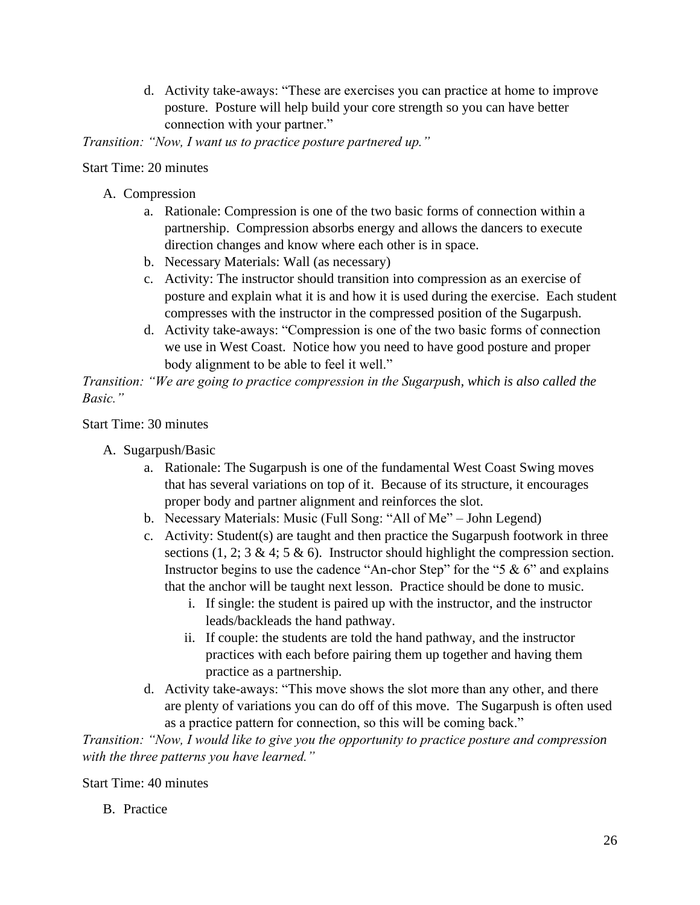d. Activity take-aways: "These are exercises you can practice at home to improve posture. Posture will help build your core strength so you can have better connection with your partner."

*Transition: "Now, I want us to practice posture partnered up."*

Start Time: 20 minutes

A. Compression
   a. Rationale: Compression is one of the two basic forms of connection within a partnership. Compression absorbs energy and allows the dancers to execute direction changes and know where each other is in space.
   b. Necessary Materials: Wall (as necessary)
   c. Activity: The instructor should transition into compression as an exercise of posture and explain what it is and how it is used during the exercise. Each student compresses with the instructor in the compressed position of the Sugarpush.
   d. Activity take-aways: "Compression is one of the two basic forms of connection we use in West Coast. Notice how you need to have good posture and proper body alignment to be able to feel it well."

*Transition: "We are going to practice compression in the Sugarpush, which is also called the Basic."*

Start Time: 30 minutes

A. Sugarpush/Basic
   a. Rationale: The Sugarpush is one of the fundamental West Coast Swing moves that has several variations on top of it. Because of its structure, it encourages proper body and partner alignment and reinforces the slot.
   b. Necessary Materials: Music (Full Song: "All of Me" – John Legend)
   c. Activity: Student(s) are taught and then practice the Sugarpush footwork in three sections (1, 2; 3 & 4; 5 & 6). Instructor should highlight the compression section. Instructor begins to use the cadence "An-chor Step" for the "5 & 6" and explains that the anchor will be taught next lesson. Practice should be done to music.
      i. If single: the student is paired up with the instructor, and the instructor leads/backleads the hand pathway.
      ii. If couple: the students are told the hand pathway, and the instructor practices with each before pairing them up together and having them practice as a partnership.
   d. Activity take-aways: "This move shows the slot more than any other, and there are plenty of variations you can do off of this move. The Sugarpush is often used as a practice pattern for connection, so this will be coming back."

*Transition: "Now, I would like to give you the opportunity to practice posture and compression with the three patterns you have learned."*

Start Time: 40 minutes

B. Practice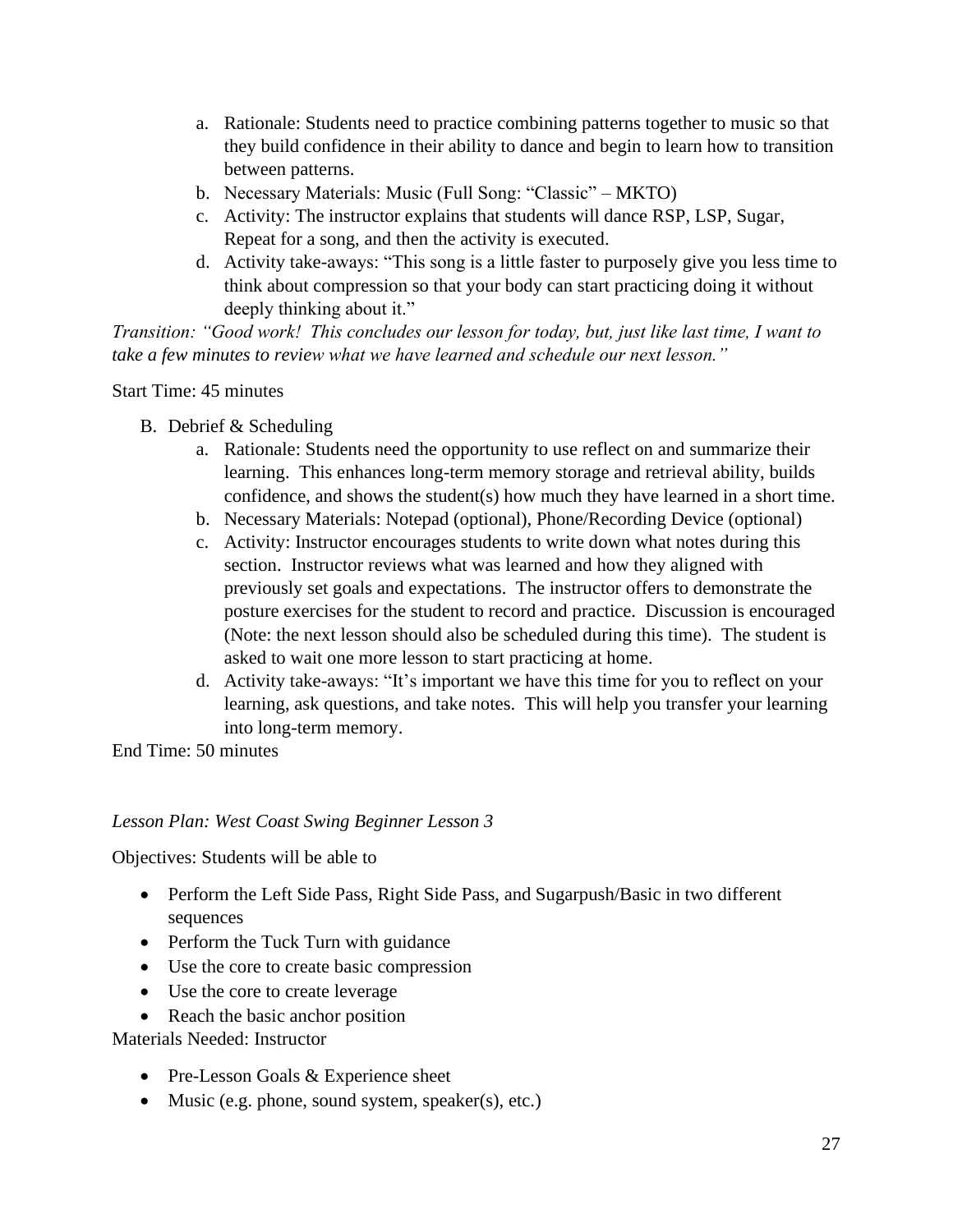a. Rationale: Students need to practice combining patterns together to music so that they build confidence in their ability to dance and begin to learn how to transition between patterns.
b. Necessary Materials: Music (Full Song: "Classic" – MKTO)
c. Activity: The instructor explains that students will dance RSP, LSP, Sugar, Repeat for a song, and then the activity is executed.
d. Activity take-aways: "This song is a little faster to purposely give you less time to think about compression so that your body can start practicing doing it without deeply thinking about it."

*Transition: "Good work! This concludes our lesson for today, but, just like last time, I want to take a few minutes to review what we have learned and schedule our next lesson."*

Start Time: 45 minutes

B. Debrief & Scheduling
   a. Rationale: Students need the opportunity to use reflect on and summarize their learning. This enhances long-term memory storage and retrieval ability, builds confidence, and shows the student(s) how much they have learned in a short time.
   b. Necessary Materials: Notepad (optional), Phone/Recording Device (optional)
   c. Activity: Instructor encourages students to write down what notes during this section. Instructor reviews what was learned and how they aligned with previously set goals and expectations. The instructor offers to demonstrate the posture exercises for the student to record and practice. Discussion is encouraged (Note: the next lesson should also be scheduled during this time). The student is asked to wait one more lesson to start practicing at home.
   d. Activity take-aways: "It's important we have this time for you to reflect on your learning, ask questions, and take notes. This will help you transfer your learning into long-term memory.

End Time: 50 minutes

*Lesson Plan: West Coast Swing Beginner Lesson 3*

Objectives: Students will be able to

- Perform the Left Side Pass, Right Side Pass, and Sugarpush/Basic in two different sequences
- Perform the Tuck Turn with guidance
- Use the core to create basic compression
- Use the core to create leverage
- Reach the basic anchor position

Materials Needed: Instructor

- Pre-Lesson Goals & Experience sheet
- Music (e.g. phone, sound system, speaker(s), etc.)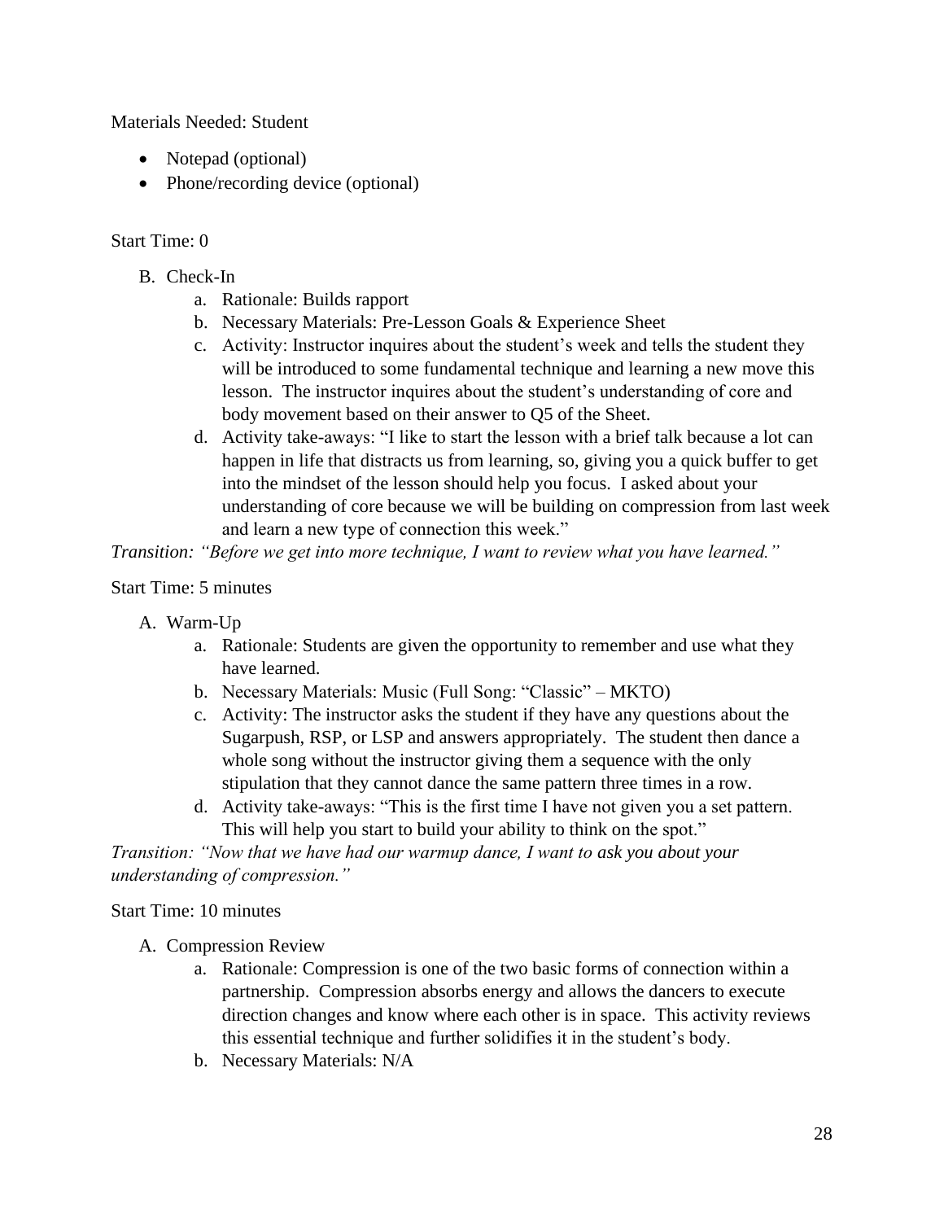Materials Needed: Student

- Notepad (optional)
- Phone/recording device (optional)

Start Time: 0

B. Check-In
    a. Rationale: Builds rapport
    b. Necessary Materials: Pre-Lesson Goals & Experience Sheet
    c. Activity: Instructor inquires about the student's week and tells the student they will be introduced to some fundamental technique and learning a new move this lesson. The instructor inquires about the student's understanding of core and body movement based on their answer to Q5 of the Sheet.
    d. Activity take-aways: "I like to start the lesson with a brief talk because a lot can happen in life that distracts us from learning, so, giving you a quick buffer to get into the mindset of the lesson should help you focus. I asked about your understanding of core because we will be building on compression from last week and learn a new type of connection this week."

*Transition: "Before we get into more technique, I want to review what you have learned."*

Start Time: 5 minutes

A. Warm-Up
    a. Rationale: Students are given the opportunity to remember and use what they have learned.
    b. Necessary Materials: Music (Full Song: "Classic" – MKTO)
    c. Activity: The instructor asks the student if they have any questions about the Sugarpush, RSP, or LSP and answers appropriately. The student then dance a whole song without the instructor giving them a sequence with the only stipulation that they cannot dance the same pattern three times in a row.
    d. Activity take-aways: "This is the first time I have not given you a set pattern. This will help you start to build your ability to think on the spot."

*Transition: "Now that we have had our warmup dance, I want to ask you about your understanding of compression."*

Start Time: 10 minutes

A. Compression Review
    a. Rationale: Compression is one of the two basic forms of connection within a partnership. Compression absorbs energy and allows the dancers to execute direction changes and know where each other is in space. This activity reviews this essential technique and further solidifies it in the student's body.
    b. Necessary Materials: N/A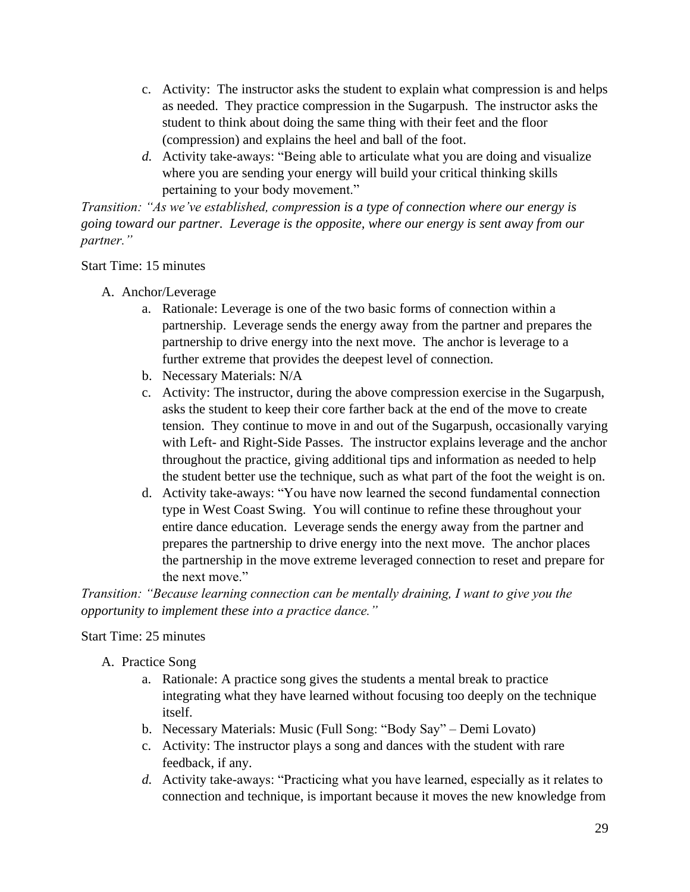c. Activity: The instructor asks the student to explain what compression is and helps as needed. They practice compression in the Sugarpush. The instructor asks the student to think about doing the same thing with their feet and the floor (compression) and explains the heel and ball of the foot.

*d.* Activity take-aways: "Being able to articulate what you are doing and visualize where you are sending your energy will build your critical thinking skills pertaining to your body movement."

*Transition: "As we've established, compression is a type of connection where our energy is going toward our partner. Leverage is the opposite, where our energy is sent away from our partner."*

Start Time: 15 minutes

A. Anchor/Leverage

a. Rationale: Leverage is one of the two basic forms of connection within a partnership. Leverage sends the energy away from the partner and prepares the partnership to drive energy into the next move. The anchor is leverage to a further extreme that provides the deepest level of connection.

b. Necessary Materials: N/A

c. Activity: The instructor, during the above compression exercise in the Sugarpush, asks the student to keep their core farther back at the end of the move to create tension. They continue to move in and out of the Sugarpush, occasionally varying with Left- and Right-Side Passes. The instructor explains leverage and the anchor throughout the practice, giving additional tips and information as needed to help the student better use the technique, such as what part of the foot the weight is on.

d. Activity take-aways: "You have now learned the second fundamental connection type in West Coast Swing. You will continue to refine these throughout your entire dance education. Leverage sends the energy away from the partner and prepares the partnership to drive energy into the next move. The anchor places the partnership in the move extreme leveraged connection to reset and prepare for the next move."

*Transition: "Because learning connection can be mentally draining, I want to give you the opportunity to implement these into a practice dance."*

Start Time: 25 minutes

A. Practice Song

a. Rationale: A practice song gives the students a mental break to practice integrating what they have learned without focusing too deeply on the technique itself.

b. Necessary Materials: Music (Full Song: "Body Say" – Demi Lovato)

c. Activity: The instructor plays a song and dances with the student with rare feedback, if any.

*d.* Activity take-aways: "Practicing what you have learned, especially as it relates to connection and technique, is important because it moves the new knowledge from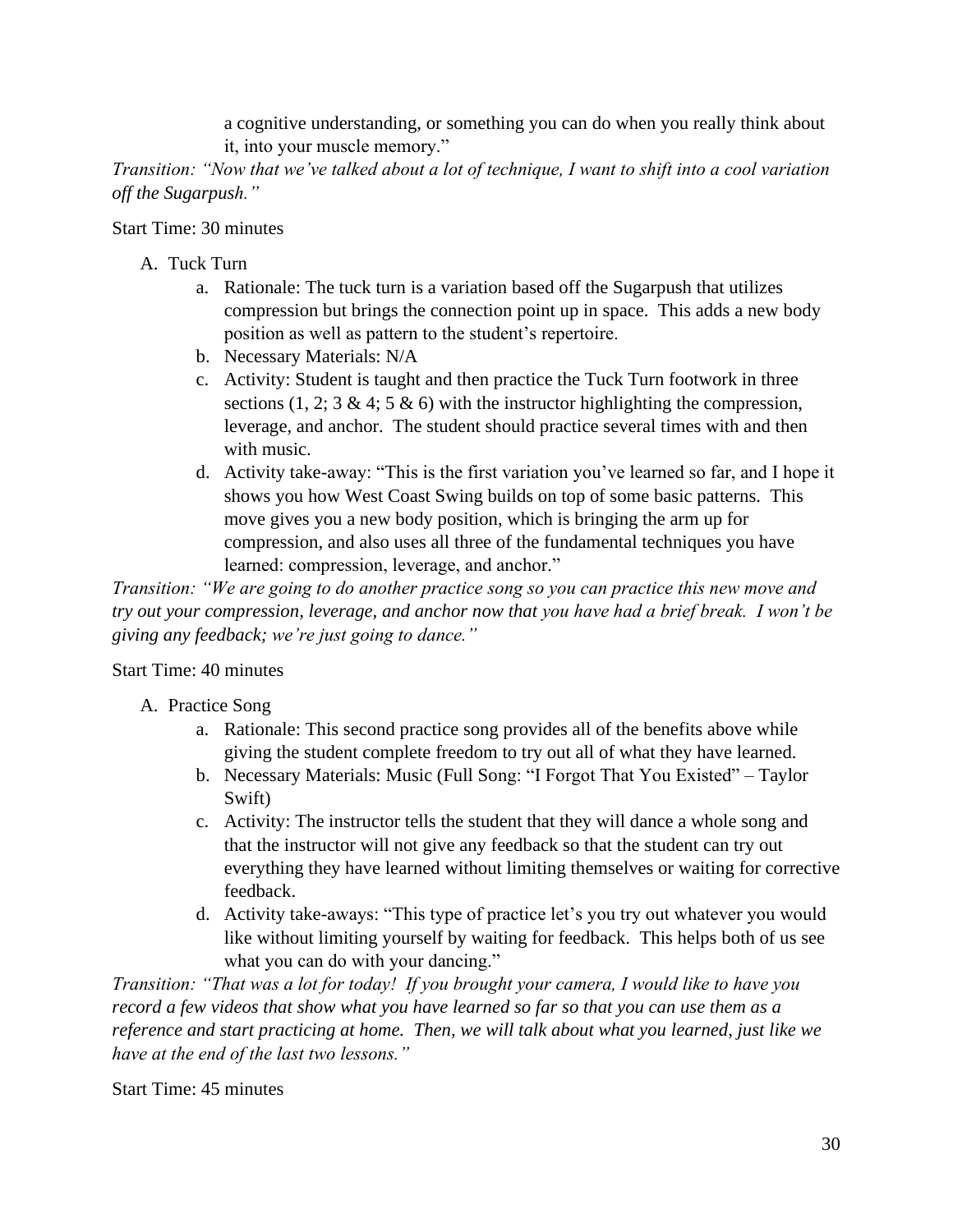a cognitive understanding, or something you can do when you really think about it, into your muscle memory."

*Transition: "Now that we've talked about a lot of technique, I want to shift into a cool variation off the Sugarpush."*

Start Time: 30 minutes

A. Tuck Turn
    a. Rationale: The tuck turn is a variation based off the Sugarpush that utilizes compression but brings the connection point up in space. This adds a new body position as well as pattern to the student's repertoire.
    b. Necessary Materials: N/A
    c. Activity: Student is taught and then practice the Tuck Turn footwork in three sections (1, 2; 3 & 4; 5 & 6) with the instructor highlighting the compression, leverage, and anchor. The student should practice several times with and then with music.
    d. Activity take-away: "This is the first variation you've learned so far, and I hope it shows you how West Coast Swing builds on top of some basic patterns. This move gives you a new body position, which is bringing the arm up for compression, and also uses all three of the fundamental techniques you have learned: compression, leverage, and anchor."

*Transition: "We are going to do another practice song so you can practice this new move and try out your compression, leverage, and anchor now that you have had a brief break. I won't be giving any feedback; we're just going to dance."*

Start Time: 40 minutes

A. Practice Song
    a. Rationale: This second practice song provides all of the benefits above while giving the student complete freedom to try out all of what they have learned.
    b. Necessary Materials: Music (Full Song: "I Forgot That You Existed" – Taylor Swift)
    c. Activity: The instructor tells the student that they will dance a whole song and that the instructor will not give any feedback so that the student can try out everything they have learned without limiting themselves or waiting for corrective feedback.
    d. Activity take-aways: "This type of practice let's you try out whatever you would like without limiting yourself by waiting for feedback. This helps both of us see what you can do with your dancing."

*Transition: "That was a lot for today! If you brought your camera, I would like to have you record a few videos that show what you have learned so far so that you can use them as a reference and start practicing at home. Then, we will talk about what you learned, just like we have at the end of the last two lessons."*

Start Time: 45 minutes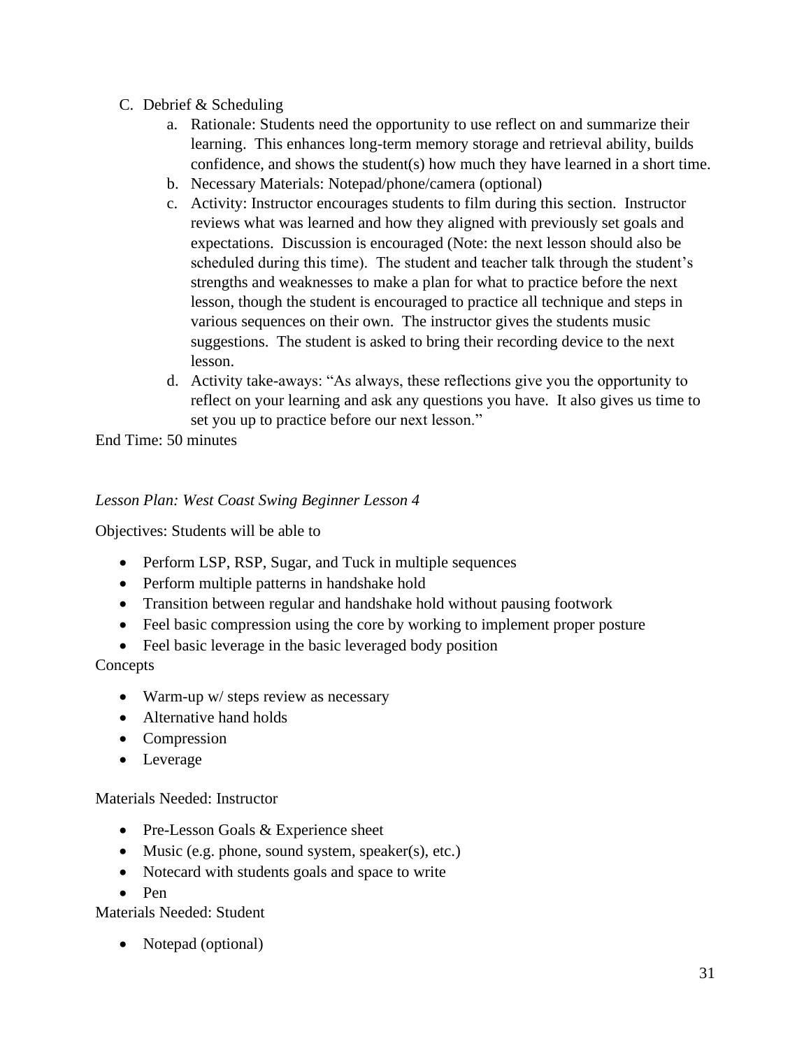C. Debrief & Scheduling
    a. Rationale: Students need the opportunity to use reflect on and summarize their learning. This enhances long-term memory storage and retrieval ability, builds confidence, and shows the student(s) how much they have learned in a short time.
    b. Necessary Materials: Notepad/phone/camera (optional)
    c. Activity: Instructor encourages students to film during this section. Instructor reviews what was learned and how they aligned with previously set goals and expectations. Discussion is encouraged (Note: the next lesson should also be scheduled during this time). The student and teacher talk through the student's strengths and weaknesses to make a plan for what to practice before the next lesson, though the student is encouraged to practice all technique and steps in various sequences on their own. The instructor gives the students music suggestions. The student is asked to bring their recording device to the next lesson.
    d. Activity take-aways: "As always, these reflections give you the opportunity to reflect on your learning and ask any questions you have. It also gives us time to set you up to practice before our next lesson."

End Time: 50 minutes

*Lesson Plan: West Coast Swing Beginner Lesson 4*

Objectives: Students will be able to

- Perform LSP, RSP, Sugar, and Tuck in multiple sequences
- Perform multiple patterns in handshake hold
- Transition between regular and handshake hold without pausing footwork
- Feel basic compression using the core by working to implement proper posture
- Feel basic leverage in the basic leveraged body position

Concepts

- Warm-up w/ steps review as necessary
- Alternative hand holds
- Compression
- Leverage

Materials Needed: Instructor

- Pre-Lesson Goals & Experience sheet
- Music (e.g. phone, sound system, speaker(s), etc.)
- Notecard with students goals and space to write
- Pen

Materials Needed: Student

- Notepad (optional)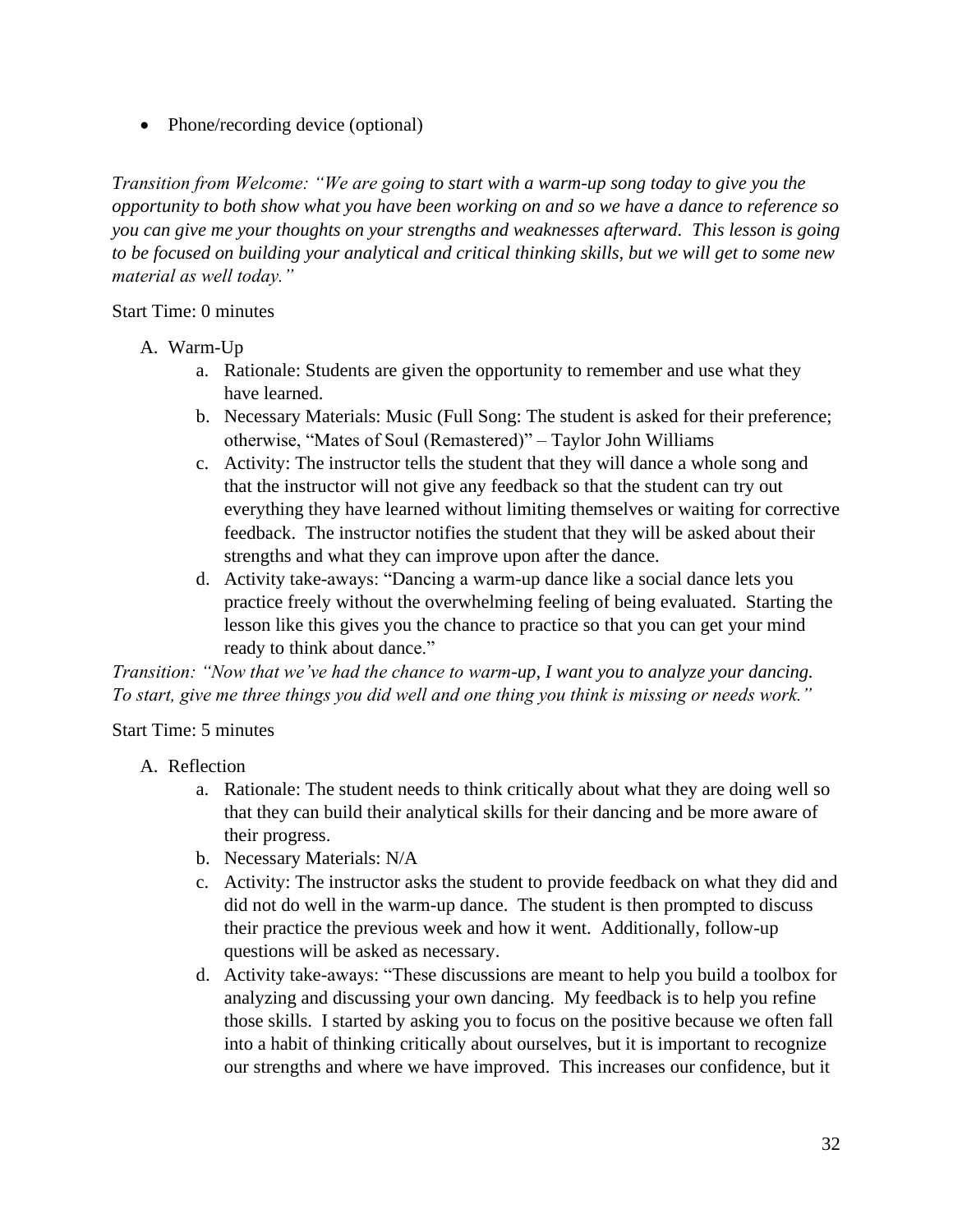- Phone/recording device (optional)

*Transition from Welcome: "We are going to start with a warm-up song today to give you the opportunity to both show what you have been working on and so we have a dance to reference so you can give me your thoughts on your strengths and weaknesses afterward. This lesson is going to be focused on building your analytical and critical thinking skills, but we will get to some new material as well today."*

Start Time: 0 minutes

A. Warm-Up
   a. Rationale: Students are given the opportunity to remember and use what they have learned.
   b. Necessary Materials: Music (Full Song: The student is asked for their preference; otherwise, "Mates of Soul (Remastered)" – Taylor John Williams
   c. Activity: The instructor tells the student that they will dance a whole song and that the instructor will not give any feedback so that the student can try out everything they have learned without limiting themselves or waiting for corrective feedback. The instructor notifies the student that they will be asked about their strengths and what they can improve upon after the dance.
   d. Activity take-aways: "Dancing a warm-up dance like a social dance lets you practice freely without the overwhelming feeling of being evaluated. Starting the lesson like this gives you the chance to practice so that you can get your mind ready to think about dance."

*Transition: "Now that we've had the chance to warm-up, I want you to analyze your dancing. To start, give me three things you did well and one thing you think is missing or needs work."*

Start Time: 5 minutes

A. Reflection
   a. Rationale: The student needs to think critically about what they are doing well so that they can build their analytical skills for their dancing and be more aware of their progress.
   b. Necessary Materials: N/A
   c. Activity: The instructor asks the student to provide feedback on what they did and did not do well in the warm-up dance. The student is then prompted to discuss their practice the previous week and how it went. Additionally, follow-up questions will be asked as necessary.
   d. Activity take-aways: "These discussions are meant to help you build a toolbox for analyzing and discussing your own dancing. My feedback is to help you refine those skills. I started by asking you to focus on the positive because we often fall into a habit of thinking critically about ourselves, but it is important to recognize our strengths and where we have improved. This increases our confidence, but it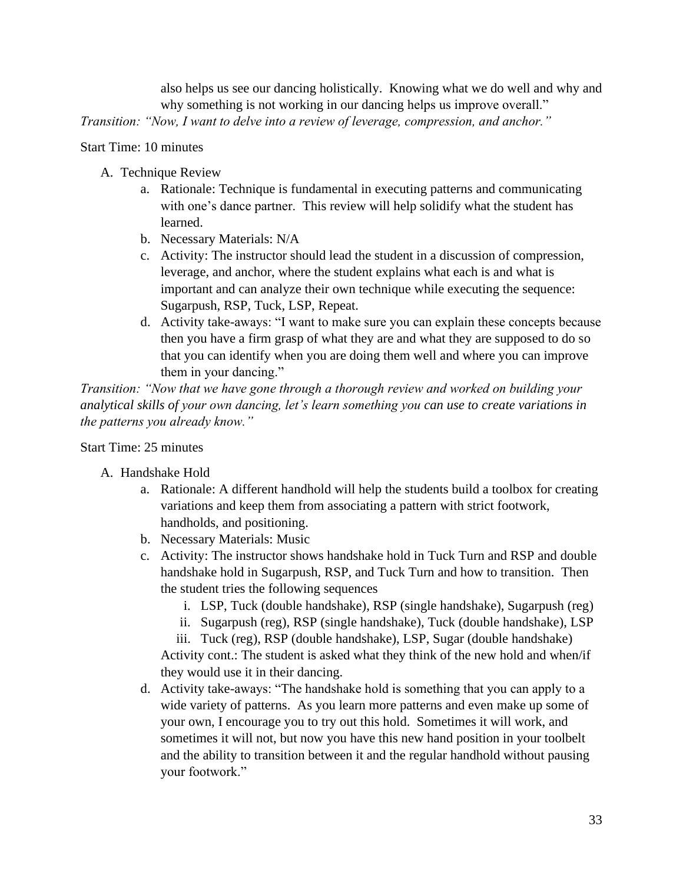also helps us see our dancing holistically. Knowing what we do well and why and why something is not working in our dancing helps us improve overall."

*Transition: "Now, I want to delve into a review of leverage, compression, and anchor."*

Start Time: 10 minutes

A. Technique Review
   a. Rationale: Technique is fundamental in executing patterns and communicating with one's dance partner. This review will help solidify what the student has learned.
   b. Necessary Materials: N/A
   c. Activity: The instructor should lead the student in a discussion of compression, leverage, and anchor, where the student explains what each is and what is important and can analyze their own technique while executing the sequence: Sugarpush, RSP, Tuck, LSP, Repeat.
   d. Activity take-aways: "I want to make sure you can explain these concepts because then you have a firm grasp of what they are and what they are supposed to do so that you can identify when you are doing them well and where you can improve them in your dancing."

*Transition: "Now that we have gone through a thorough review and worked on building your analytical skills of your own dancing, let's learn something you can use to create variations in the patterns you already know."*

Start Time: 25 minutes

A. Handshake Hold
   a. Rationale: A different handhold will help the students build a toolbox for creating variations and keep them from associating a pattern with strict footwork, handholds, and positioning.
   b. Necessary Materials: Music
   c. Activity: The instructor shows handshake hold in Tuck Turn and RSP and double handshake hold in Sugarpush, RSP, and Tuck Turn and how to transition. Then the student tries the following sequences
      i. LSP, Tuck (double handshake), RSP (single handshake), Sugarpush (reg)
      ii. Sugarpush (reg), RSP (single handshake), Tuck (double handshake), LSP
      iii. Tuck (reg), RSP (double handshake), LSP, Sugar (double handshake)

      Activity cont.: The student is asked what they think of the new hold and when/if they would use it in their dancing.
   d. Activity take-aways: "The handshake hold is something that you can apply to a wide variety of patterns. As you learn more patterns and even make up some of your own, I encourage you to try out this hold. Sometimes it will work, and sometimes it will not, but now you have this new hand position in your toolbelt and the ability to transition between it and the regular handhold without pausing your footwork."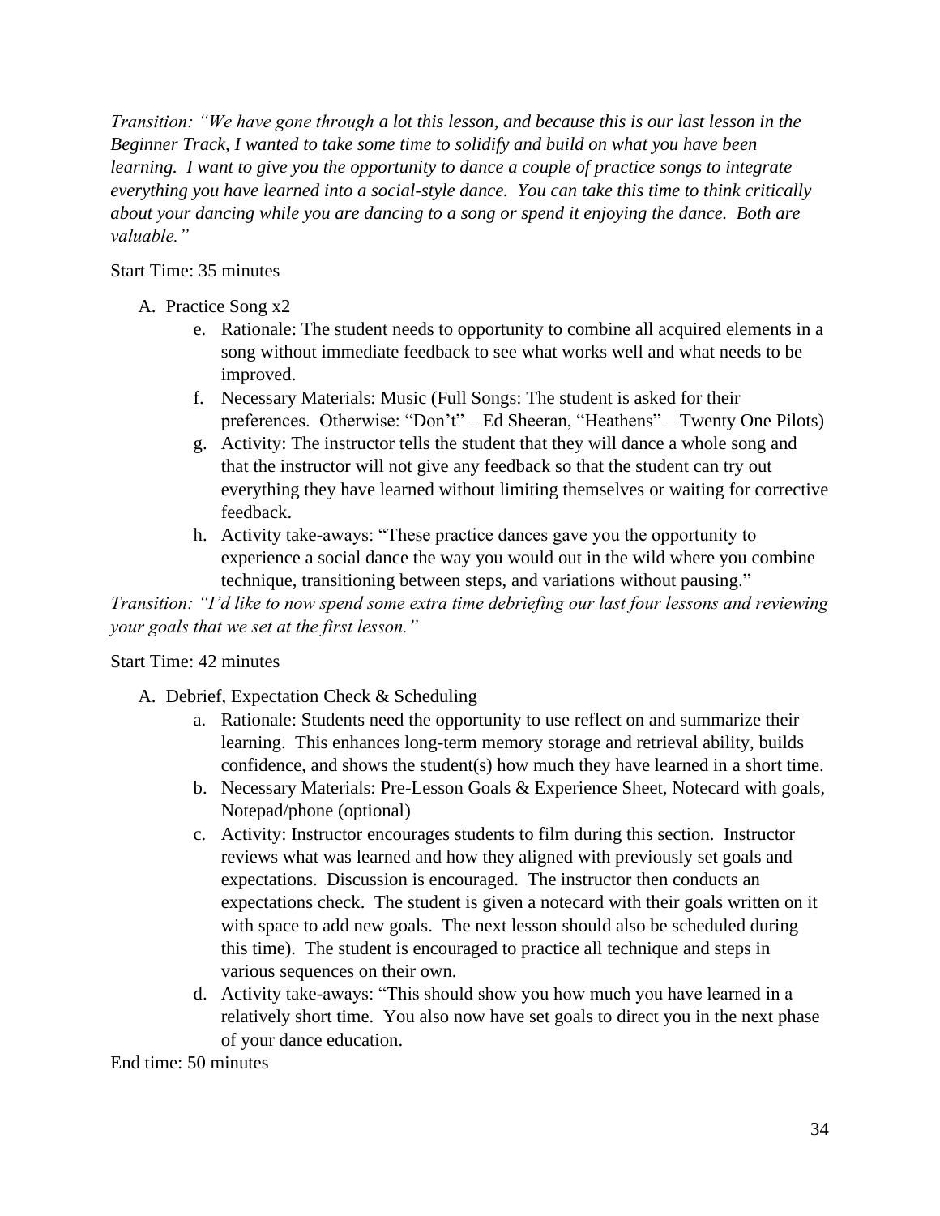*Transition: "We have gone through a lot this lesson, and because this is our last lesson in the Beginner Track, I wanted to take some time to solidify and build on what you have been learning. I want to give you the opportunity to dance a couple of practice songs to integrate everything you have learned into a social-style dance. You can take this time to think critically about your dancing while you are dancing to a song or spend it enjoying the dance. Both are valuable."*

Start Time: 35 minutes

A. Practice Song x2
   e. Rationale: The student needs to opportunity to combine all acquired elements in a song without immediate feedback to see what works well and what needs to be improved.
   f. Necessary Materials: Music (Full Songs: The student is asked for their preferences. Otherwise: "Don't" – Ed Sheeran, "Heathens" – Twenty One Pilots)
   g. Activity: The instructor tells the student that they will dance a whole song and that the instructor will not give any feedback so that the student can try out everything they have learned without limiting themselves or waiting for corrective feedback.
   h. Activity take-aways: "These practice dances gave you the opportunity to experience a social dance the way you would out in the wild where you combine technique, transitioning between steps, and variations without pausing."

*Transition: "I'd like to now spend some extra time debriefing our last four lessons and reviewing your goals that we set at the first lesson."*

Start Time: 42 minutes

A. Debrief, Expectation Check & Scheduling
   a. Rationale: Students need the opportunity to use reflect on and summarize their learning. This enhances long-term memory storage and retrieval ability, builds confidence, and shows the student(s) how much they have learned in a short time.
   b. Necessary Materials: Pre-Lesson Goals & Experience Sheet, Notecard with goals, Notepad/phone (optional)
   c. Activity: Instructor encourages students to film during this section. Instructor reviews what was learned and how they aligned with previously set goals and expectations. Discussion is encouraged. The instructor then conducts an expectations check. The student is given a notecard with their goals written on it with space to add new goals. The next lesson should also be scheduled during this time). The student is encouraged to practice all technique and steps in various sequences on their own.
   d. Activity take-aways: "This should show you how much you have learned in a relatively short time. You also now have set goals to direct you in the next phase of your dance education.

End time: 50 minutes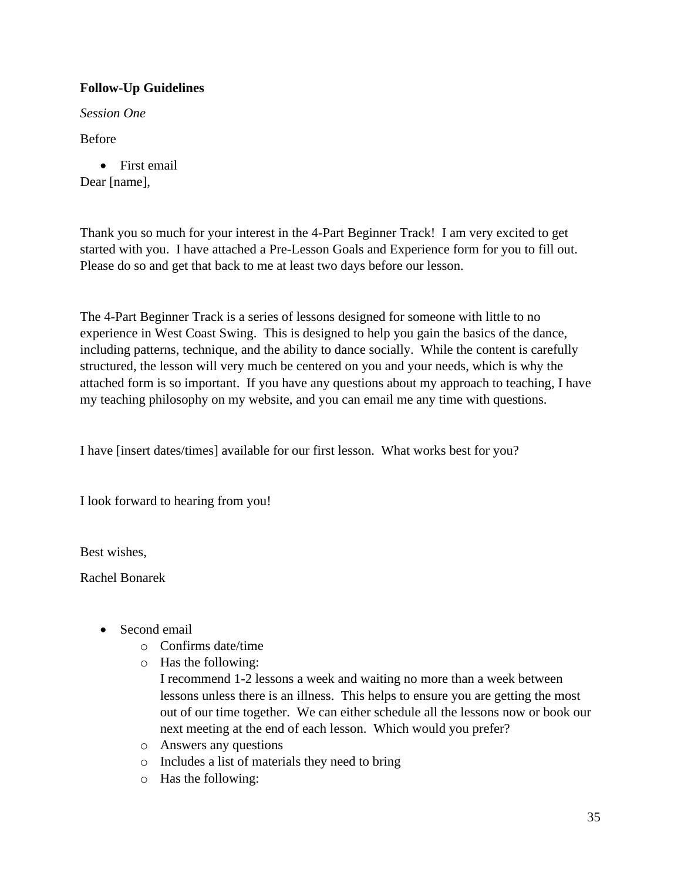**Follow-Up Guidelines**

*Session One*

Before

- First email

Dear [name],

Thank you so much for your interest in the 4-Part Beginner Track! I am very excited to get started with you. I have attached a Pre-Lesson Goals and Experience form for you to fill out. Please do so and get that back to me at least two days before our lesson.

The 4-Part Beginner Track is a series of lessons designed for someone with little to no experience in West Coast Swing. This is designed to help you gain the basics of the dance, including patterns, technique, and the ability to dance socially. While the content is carefully structured, the lesson will very much be centered on you and your needs, which is why the attached form is so important. If you have any questions about my approach to teaching, I have my teaching philosophy on my website, and you can email me any time with questions.

I have [insert dates/times] available for our first lesson. What works best for you?

I look forward to hearing from you!

Best wishes,

Rachel Bonarek

- Second email
    - Confirms date/time
    - Has the following:
      I recommend 1-2 lessons a week and waiting no more than a week between lessons unless there is an illness. This helps to ensure you are getting the most out of our time together. We can either schedule all the lessons now or book our next meeting at the end of each lesson. Which would you prefer?
    - Answers any questions
    - Includes a list of materials they need to bring
    - Has the following: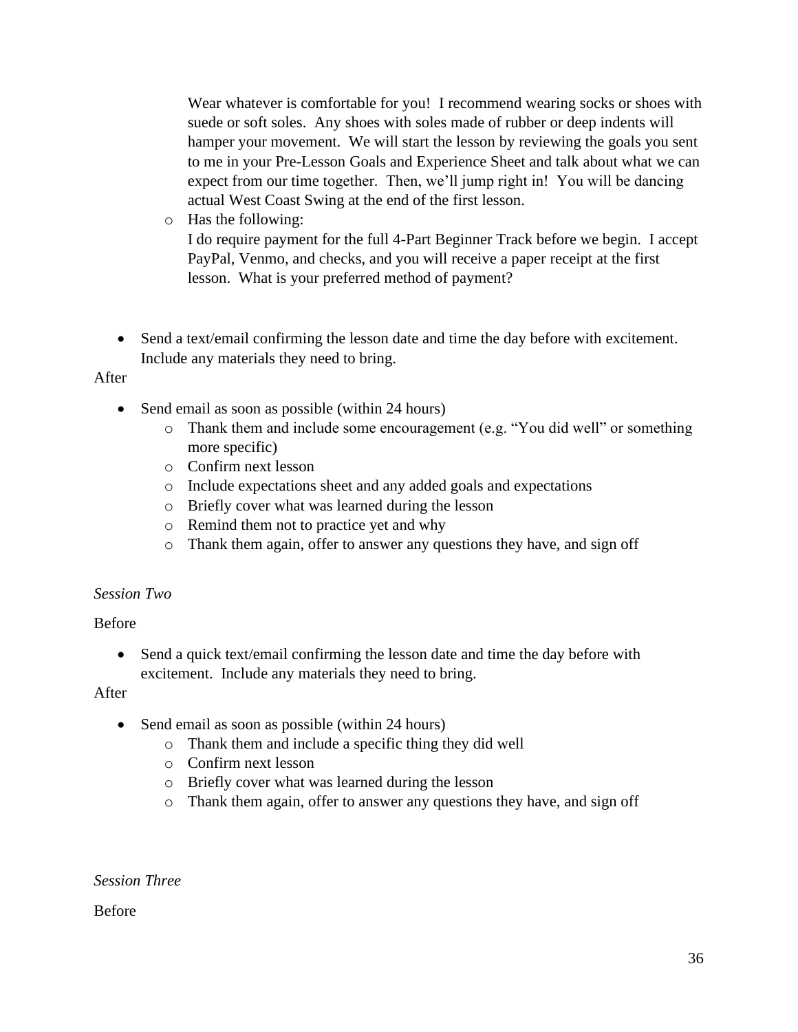Wear whatever is comfortable for you! I recommend wearing socks or shoes with suede or soft soles. Any shoes with soles made of rubber or deep indents will hamper your movement. We will start the lesson by reviewing the goals you sent to me in your Pre-Lesson Goals and Experience Sheet and talk about what we can expect from our time together. Then, we'll jump right in! You will be dancing actual West Coast Swing at the end of the first lesson.

  - Has the following:
    I do require payment for the full 4-Part Beginner Track before we begin. I accept PayPal, Venmo, and checks, and you will receive a paper receipt at the first lesson. What is your preferred method of payment?

- Send a text/email confirming the lesson date and time the day before with excitement. Include any materials they need to bring.

After

- Send email as soon as possible (within 24 hours)
  - Thank them and include some encouragement (e.g. "You did well" or something more specific)
  - Confirm next lesson
  - Include expectations sheet and any added goals and expectations
  - Briefly cover what was learned during the lesson
  - Remind them not to practice yet and why
  - Thank them again, offer to answer any questions they have, and sign off

*Session Two*

Before

- Send a quick text/email confirming the lesson date and time the day before with excitement. Include any materials they need to bring.

After

- Send email as soon as possible (within 24 hours)
  - Thank them and include a specific thing they did well
  - Confirm next lesson
  - Briefly cover what was learned during the lesson
  - Thank them again, offer to answer any questions they have, and sign off

*Session Three*

Before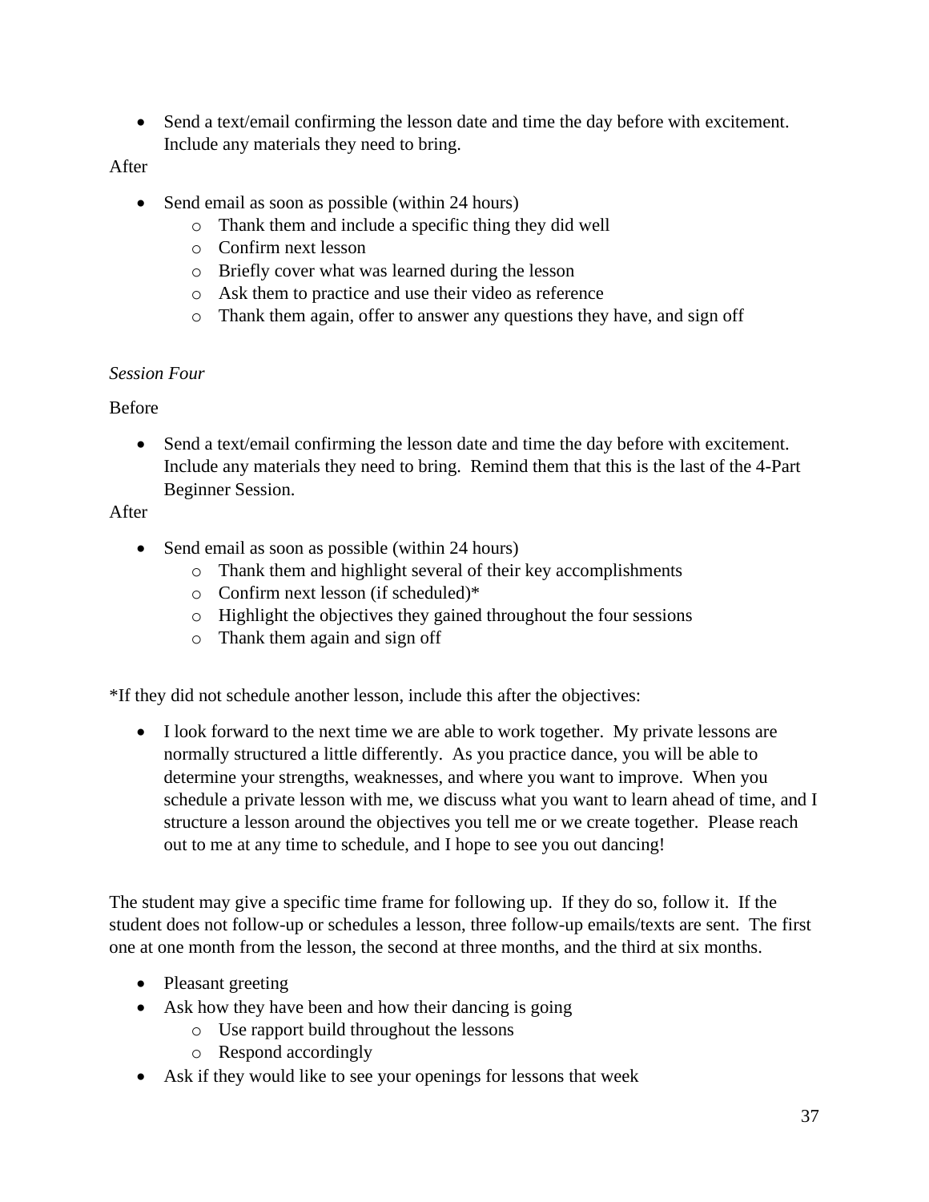- Send a text/email confirming the lesson date and time the day before with excitement. Include any materials they need to bring.

After

- Send email as soon as possible (within 24 hours)
  - Thank them and include a specific thing they did well
  - Confirm next lesson
  - Briefly cover what was learned during the lesson
  - Ask them to practice and use their video as reference
  - Thank them again, offer to answer any questions they have, and sign off

*Session Four*

Before

- Send a text/email confirming the lesson date and time the day before with excitement. Include any materials they need to bring. Remind them that this is the last of the 4-Part Beginner Session.

After

- Send email as soon as possible (within 24 hours)
  - Thank them and highlight several of their key accomplishments
  - Confirm next lesson (if scheduled)*
  - Highlight the objectives they gained throughout the four sessions
  - Thank them again and sign off

*If they did not schedule another lesson, include this after the objectives:

- I look forward to the next time we are able to work together. My private lessons are normally structured a little differently. As you practice dance, you will be able to determine your strengths, weaknesses, and where you want to improve. When you schedule a private lesson with me, we discuss what you want to learn ahead of time, and I structure a lesson around the objectives you tell me or we create together. Please reach out to me at any time to schedule, and I hope to see you out dancing!

The student may give a specific time frame for following up. If they do so, follow it. If the student does not follow-up or schedules a lesson, three follow-up emails/texts are sent. The first one at one month from the lesson, the second at three months, and the third at six months.

- Pleasant greeting
- Ask how they have been and how their dancing is going
  - Use rapport build throughout the lessons
  - Respond accordingly
- Ask if they would like to see your openings for lessons that week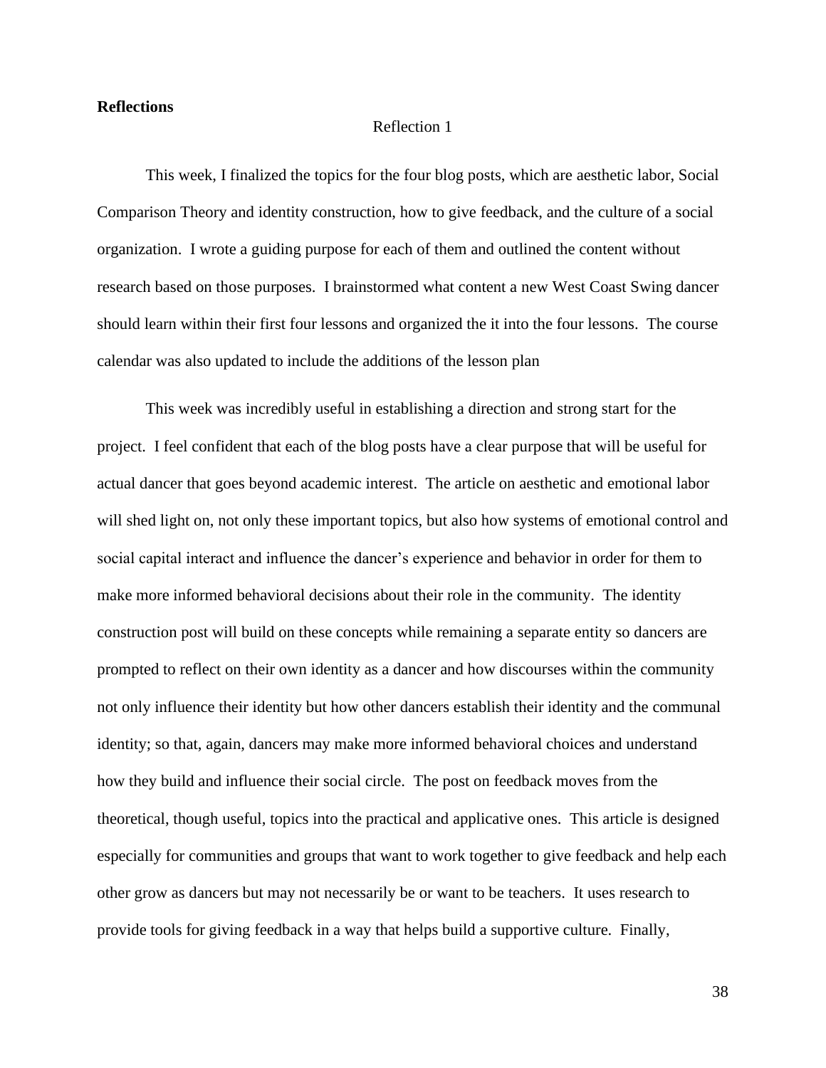**Reflections**

Reflection 1

This week, I finalized the topics for the four blog posts, which are aesthetic labor, Social Comparison Theory and identity construction, how to give feedback, and the culture of a social organization. I wrote a guiding purpose for each of them and outlined the content without research based on those purposes. I brainstormed what content a new West Coast Swing dancer should learn within their first four lessons and organized the it into the four lessons. The course calendar was also updated to include the additions of the lesson plan

This week was incredibly useful in establishing a direction and strong start for the project. I feel confident that each of the blog posts have a clear purpose that will be useful for actual dancer that goes beyond academic interest. The article on aesthetic and emotional labor will shed light on, not only these important topics, but also how systems of emotional control and social capital interact and influence the dancer's experience and behavior in order for them to make more informed behavioral decisions about their role in the community. The identity construction post will build on these concepts while remaining a separate entity so dancers are prompted to reflect on their own identity as a dancer and how discourses within the community not only influence their identity but how other dancers establish their identity and the communal identity; so that, again, dancers may make more informed behavioral choices and understand how they build and influence their social circle. The post on feedback moves from the theoretical, though useful, topics into the practical and applicative ones. This article is designed especially for communities and groups that want to work together to give feedback and help each other grow as dancers but may not necessarily be or want to be teachers. It uses research to provide tools for giving feedback in a way that helps build a supportive culture. Finally,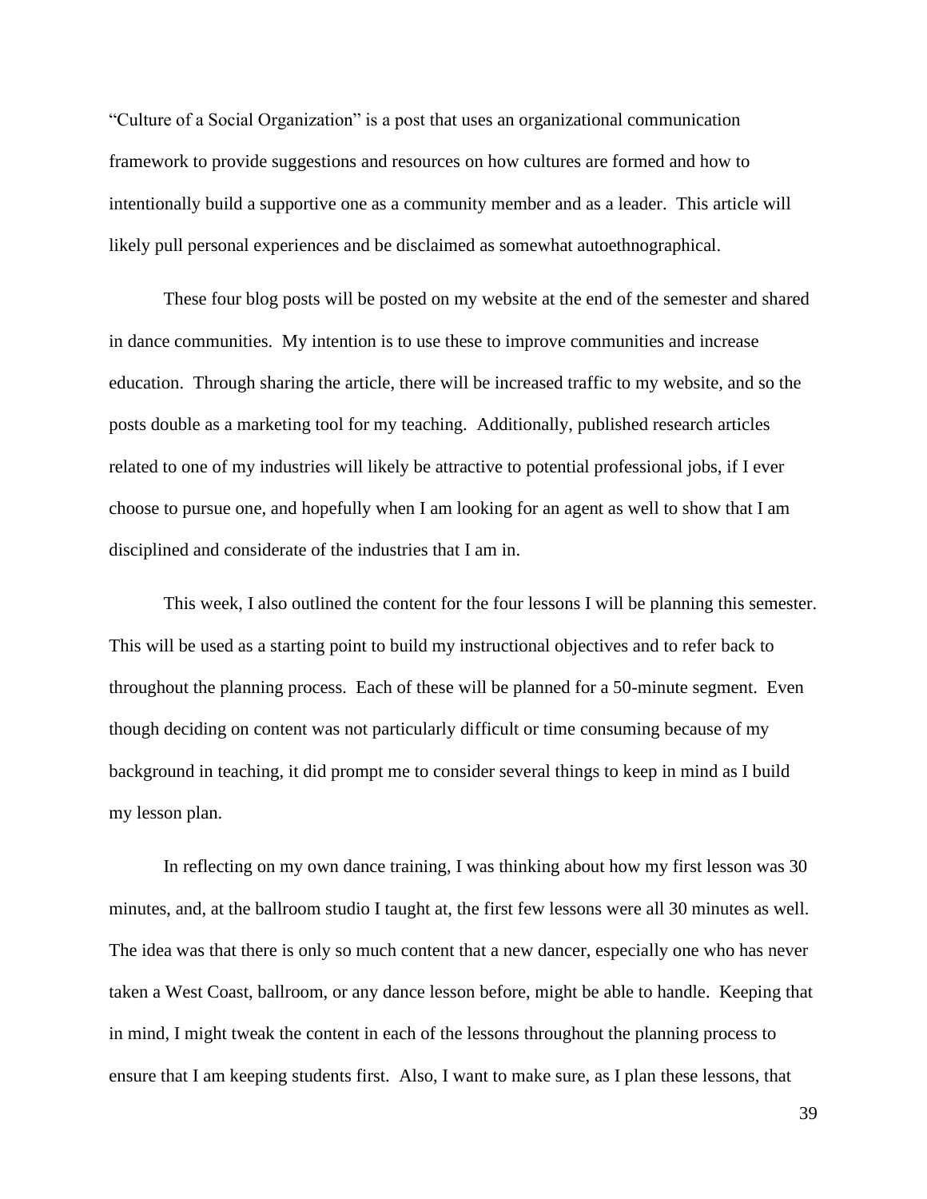"Culture of a Social Organization" is a post that uses an organizational communication framework to provide suggestions and resources on how cultures are formed and how to intentionally build a supportive one as a community member and as a leader.  This article will likely pull personal experiences and be disclaimed as somewhat autoethnographical.

These four blog posts will be posted on my website at the end of the semester and shared in dance communities.  My intention is to use these to improve communities and increase education.  Through sharing the article, there will be increased traffic to my website, and so the posts double as a marketing tool for my teaching.  Additionally, published research articles related to one of my industries will likely be attractive to potential professional jobs, if I ever choose to pursue one, and hopefully when I am looking for an agent as well to show that I am disciplined and considerate of the industries that I am in.

This week, I also outlined the content for the four lessons I will be planning this semester. This will be used as a starting point to build my instructional objectives and to refer back to throughout the planning process.  Each of these will be planned for a 50-minute segment.  Even though deciding on content was not particularly difficult or time consuming because of my background in teaching, it did prompt me to consider several things to keep in mind as I build my lesson plan.

In reflecting on my own dance training, I was thinking about how my first lesson was 30 minutes, and, at the ballroom studio I taught at, the first few lessons were all 30 minutes as well. The idea was that there is only so much content that a new dancer, especially one who has never taken a West Coast, ballroom, or any dance lesson before, might be able to handle.  Keeping that in mind, I might tweak the content in each of the lessons throughout the planning process to ensure that I am keeping students first.  Also, I want to make sure, as I plan these lessons, that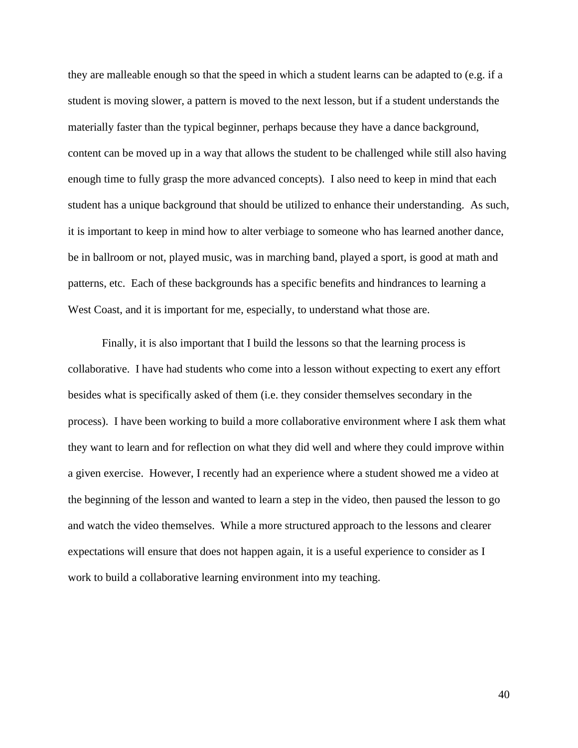they are malleable enough so that the speed in which a student learns can be adapted to (e.g. if a student is moving slower, a pattern is moved to the next lesson, but if a student understands the materially faster than the typical beginner, perhaps because they have a dance background, content can be moved up in a way that allows the student to be challenged while still also having enough time to fully grasp the more advanced concepts). I also need to keep in mind that each student has a unique background that should be utilized to enhance their understanding. As such, it is important to keep in mind how to alter verbiage to someone who has learned another dance, be in ballroom or not, played music, was in marching band, played a sport, is good at math and patterns, etc. Each of these backgrounds has a specific benefits and hindrances to learning a West Coast, and it is important for me, especially, to understand what those are.

Finally, it is also important that I build the lessons so that the learning process is collaborative. I have had students who come into a lesson without expecting to exert any effort besides what is specifically asked of them (i.e. they consider themselves secondary in the process). I have been working to build a more collaborative environment where I ask them what they want to learn and for reflection on what they did well and where they could improve within a given exercise. However, I recently had an experience where a student showed me a video at the beginning of the lesson and wanted to learn a step in the video, then paused the lesson to go and watch the video themselves. While a more structured approach to the lessons and clearer expectations will ensure that does not happen again, it is a useful experience to consider as I work to build a collaborative learning environment into my teaching.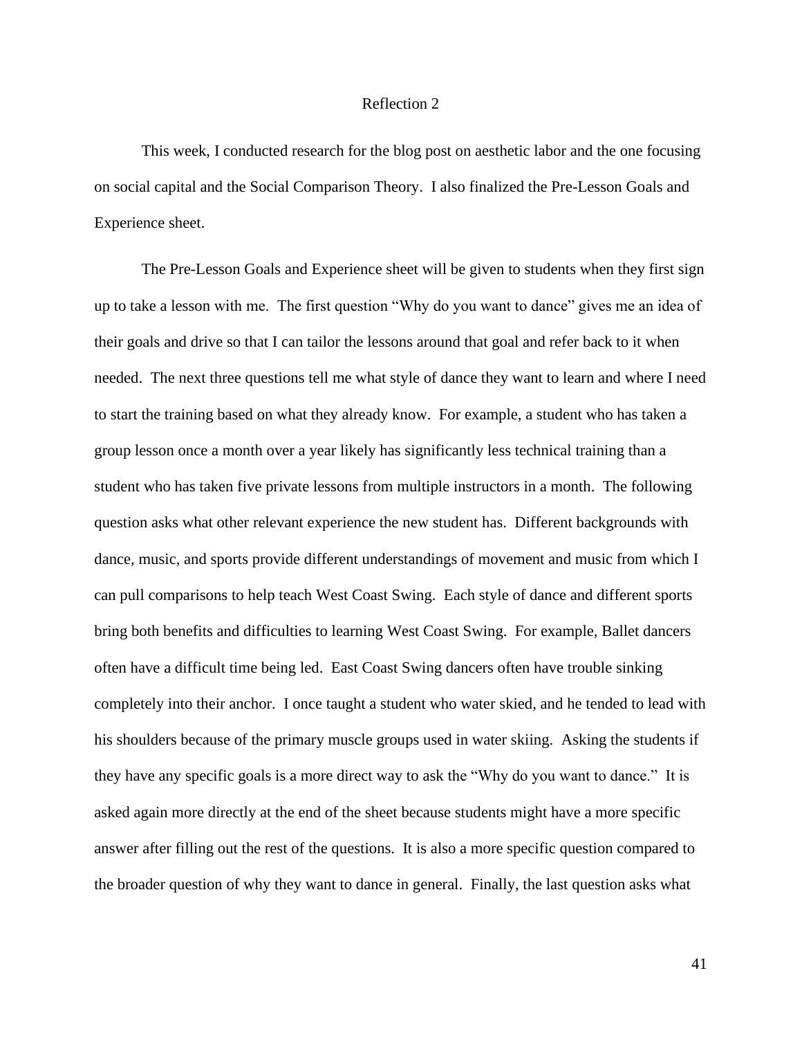# Reflection 2

This week, I conducted research for the blog post on aesthetic labor and the one focusing on social capital and the Social Comparison Theory. I also finalized the Pre-Lesson Goals and Experience sheet.

The Pre-Lesson Goals and Experience sheet will be given to students when they first sign up to take a lesson with me. The first question "Why do you want to dance" gives me an idea of their goals and drive so that I can tailor the lessons around that goal and refer back to it when needed. The next three questions tell me what style of dance they want to learn and where I need to start the training based on what they already know. For example, a student who has taken a group lesson once a month over a year likely has significantly less technical training than a student who has taken five private lessons from multiple instructors in a month. The following question asks what other relevant experience the new student has. Different backgrounds with dance, music, and sports provide different understandings of movement and music from which I can pull comparisons to help teach West Coast Swing. Each style of dance and different sports bring both benefits and difficulties to learning West Coast Swing. For example, Ballet dancers often have a difficult time being led. East Coast Swing dancers often have trouble sinking completely into their anchor. I once taught a student who water skied, and he tended to lead with his shoulders because of the primary muscle groups used in water skiing. Asking the students if they have any specific goals is a more direct way to ask the "Why do you want to dance." It is asked again more directly at the end of the sheet because students might have a more specific answer after filling out the rest of the questions. It is also a more specific question compared to the broader question of why they want to dance in general. Finally, the last question asks what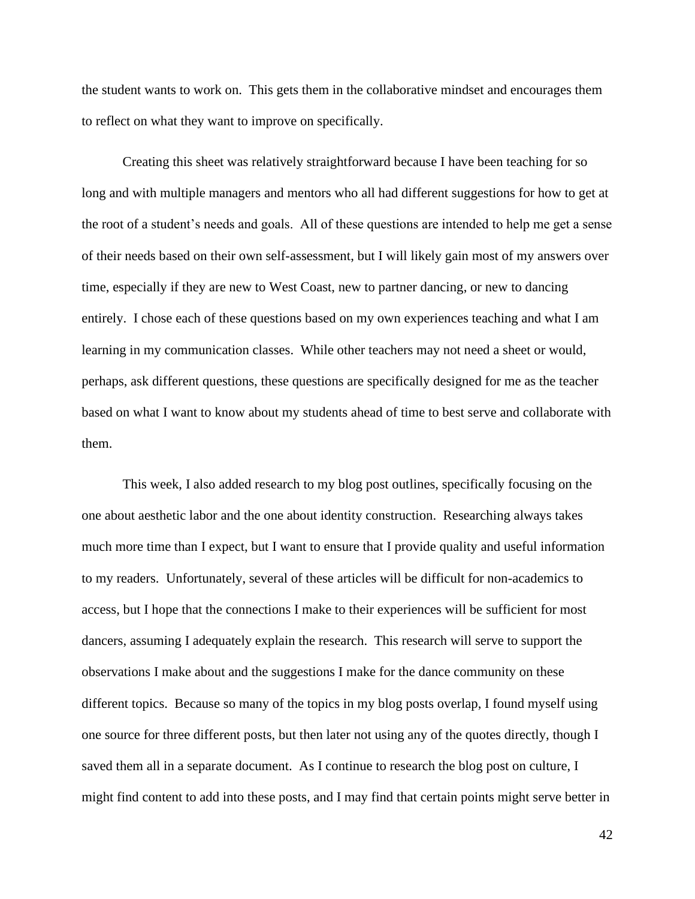the student wants to work on. This gets them in the collaborative mindset and encourages them to reflect on what they want to improve on specifically.

Creating this sheet was relatively straightforward because I have been teaching for so long and with multiple managers and mentors who all had different suggestions for how to get at the root of a student's needs and goals. All of these questions are intended to help me get a sense of their needs based on their own self-assessment, but I will likely gain most of my answers over time, especially if they are new to West Coast, new to partner dancing, or new to dancing entirely. I chose each of these questions based on my own experiences teaching and what I am learning in my communication classes. While other teachers may not need a sheet or would, perhaps, ask different questions, these questions are specifically designed for me as the teacher based on what I want to know about my students ahead of time to best serve and collaborate with them.

This week, I also added research to my blog post outlines, specifically focusing on the one about aesthetic labor and the one about identity construction. Researching always takes much more time than I expect, but I want to ensure that I provide quality and useful information to my readers. Unfortunately, several of these articles will be difficult for non-academics to access, but I hope that the connections I make to their experiences will be sufficient for most dancers, assuming I adequately explain the research. This research will serve to support the observations I make about and the suggestions I make for the dance community on these different topics. Because so many of the topics in my blog posts overlap, I found myself using one source for three different posts, but then later not using any of the quotes directly, though I saved them all in a separate document. As I continue to research the blog post on culture, I might find content to add into these posts, and I may find that certain points might serve better in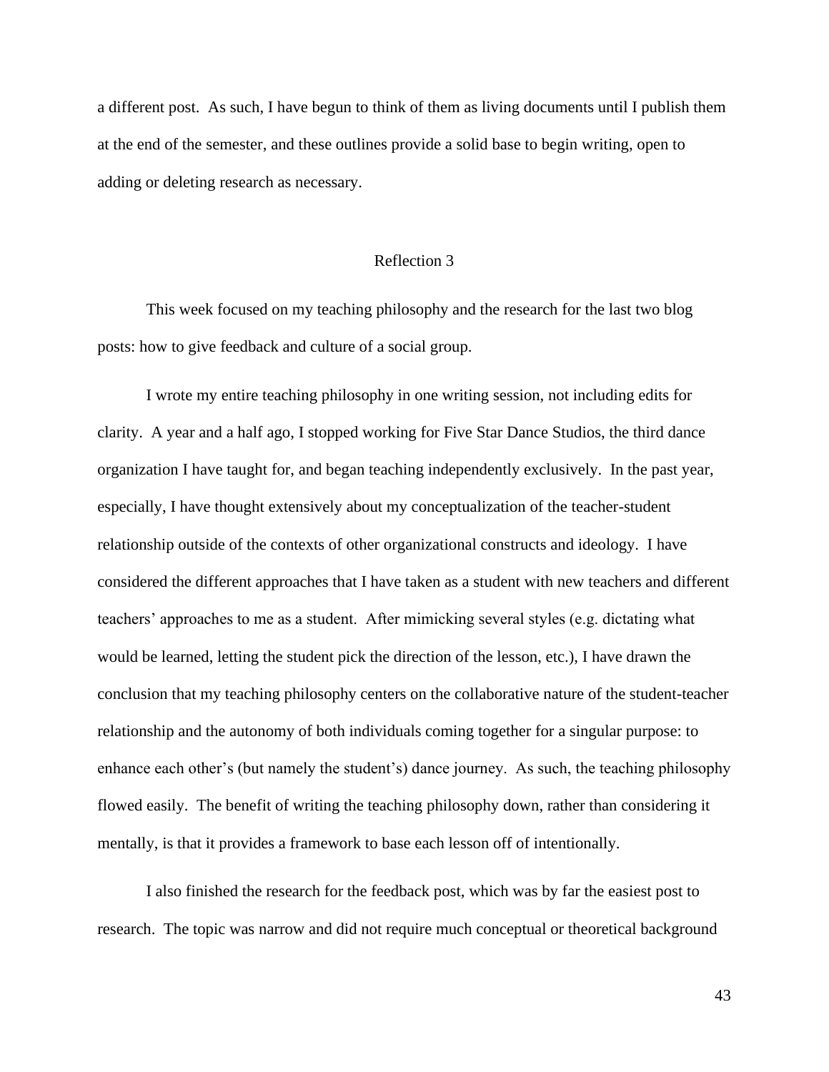a different post. As such, I have begun to think of them as living documents until I publish them at the end of the semester, and these outlines provide a solid base to begin writing, open to adding or deleting research as necessary.

## Reflection 3

This week focused on my teaching philosophy and the research for the last two blog posts: how to give feedback and culture of a social group.

I wrote my entire teaching philosophy in one writing session, not including edits for clarity. A year and a half ago, I stopped working for Five Star Dance Studios, the third dance organization I have taught for, and began teaching independently exclusively. In the past year, especially, I have thought extensively about my conceptualization of the teacher-student relationship outside of the contexts of other organizational constructs and ideology. I have considered the different approaches that I have taken as a student with new teachers and different teachers' approaches to me as a student. After mimicking several styles (e.g. dictating what would be learned, letting the student pick the direction of the lesson, etc.), I have drawn the conclusion that my teaching philosophy centers on the collaborative nature of the student-teacher relationship and the autonomy of both individuals coming together for a singular purpose: to enhance each other's (but namely the student's) dance journey. As such, the teaching philosophy flowed easily. The benefit of writing the teaching philosophy down, rather than considering it mentally, is that it provides a framework to base each lesson off of intentionally.

I also finished the research for the feedback post, which was by far the easiest post to research. The topic was narrow and did not require much conceptual or theoretical background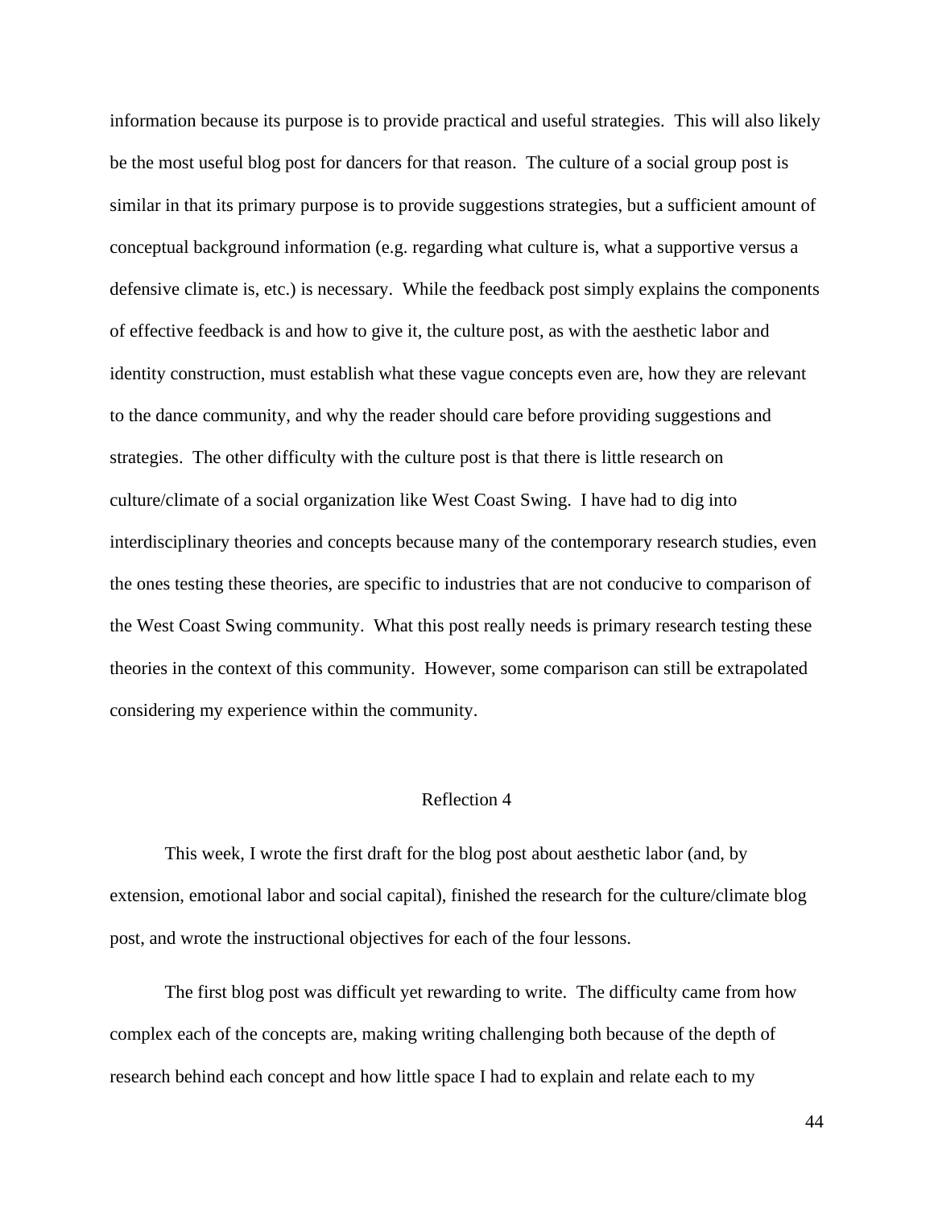information because its purpose is to provide practical and useful strategies. This will also likely be the most useful blog post for dancers for that reason. The culture of a social group post is similar in that its primary purpose is to provide suggestions strategies, but a sufficient amount of conceptual background information (e.g. regarding what culture is, what a supportive versus a defensive climate is, etc.) is necessary. While the feedback post simply explains the components of effective feedback is and how to give it, the culture post, as with the aesthetic labor and identity construction, must establish what these vague concepts even are, how they are relevant to the dance community, and why the reader should care before providing suggestions and strategies. The other difficulty with the culture post is that there is little research on culture/climate of a social organization like West Coast Swing. I have had to dig into interdisciplinary theories and concepts because many of the contemporary research studies, even the ones testing these theories, are specific to industries that are not conducive to comparison of the West Coast Swing community. What this post really needs is primary research testing these theories in the context of this community. However, some comparison can still be extrapolated considering my experience within the community.

## Reflection 4

This week, I wrote the first draft for the blog post about aesthetic labor (and, by extension, emotional labor and social capital), finished the research for the culture/climate blog post, and wrote the instructional objectives for each of the four lessons.

The first blog post was difficult yet rewarding to write. The difficulty came from how complex each of the concepts are, making writing challenging both because of the depth of research behind each concept and how little space I had to explain and relate each to my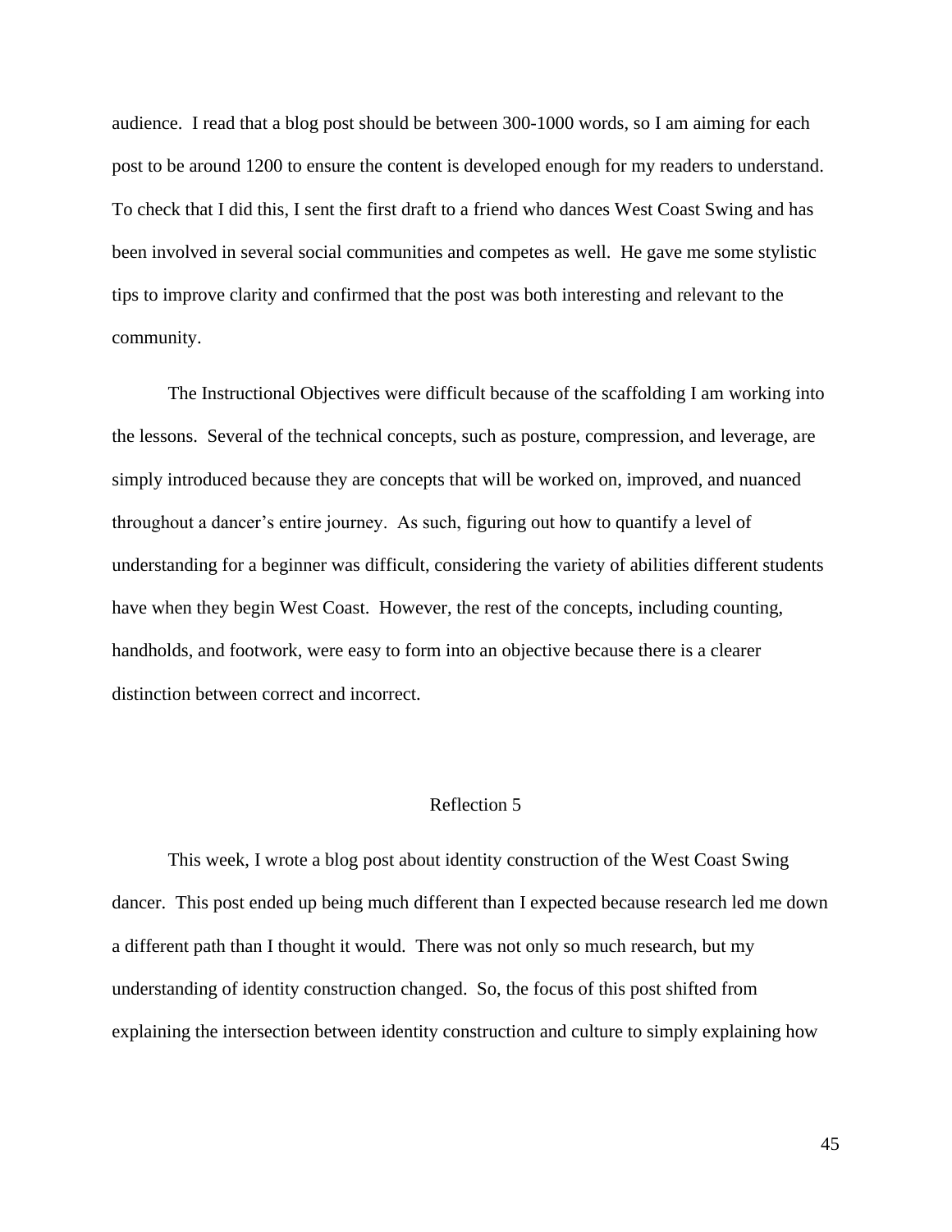audience. I read that a blog post should be between 300-1000 words, so I am aiming for each post to be around 1200 to ensure the content is developed enough for my readers to understand. To check that I did this, I sent the first draft to a friend who dances West Coast Swing and has been involved in several social communities and competes as well. He gave me some stylistic tips to improve clarity and confirmed that the post was both interesting and relevant to the community.

The Instructional Objectives were difficult because of the scaffolding I am working into the lessons. Several of the technical concepts, such as posture, compression, and leverage, are simply introduced because they are concepts that will be worked on, improved, and nuanced throughout a dancer's entire journey. As such, figuring out how to quantify a level of understanding for a beginner was difficult, considering the variety of abilities different students have when they begin West Coast. However, the rest of the concepts, including counting, handholds, and footwork, were easy to form into an objective because there is a clearer distinction between correct and incorrect.

## Reflection 5

This week, I wrote a blog post about identity construction of the West Coast Swing dancer. This post ended up being much different than I expected because research led me down a different path than I thought it would. There was not only so much research, but my understanding of identity construction changed. So, the focus of this post shifted from explaining the intersection between identity construction and culture to simply explaining how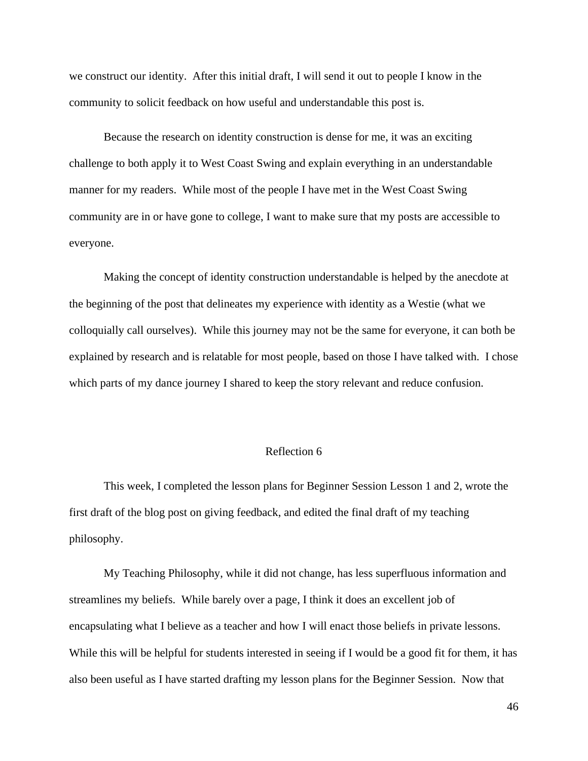we construct our identity. After this initial draft, I will send it out to people I know in the community to solicit feedback on how useful and understandable this post is.

Because the research on identity construction is dense for me, it was an exciting challenge to both apply it to West Coast Swing and explain everything in an understandable manner for my readers. While most of the people I have met in the West Coast Swing community are in or have gone to college, I want to make sure that my posts are accessible to everyone.

Making the concept of identity construction understandable is helped by the anecdote at the beginning of the post that delineates my experience with identity as a Westie (what we colloquially call ourselves). While this journey may not be the same for everyone, it can both be explained by research and is relatable for most people, based on those I have talked with. I chose which parts of my dance journey I shared to keep the story relevant and reduce confusion.

## Reflection 6

This week, I completed the lesson plans for Beginner Session Lesson 1 and 2, wrote the first draft of the blog post on giving feedback, and edited the final draft of my teaching philosophy.

My Teaching Philosophy, while it did not change, has less superfluous information and streamlines my beliefs. While barely over a page, I think it does an excellent job of encapsulating what I believe as a teacher and how I will enact those beliefs in private lessons. While this will be helpful for students interested in seeing if I would be a good fit for them, it has also been useful as I have started drafting my lesson plans for the Beginner Session. Now that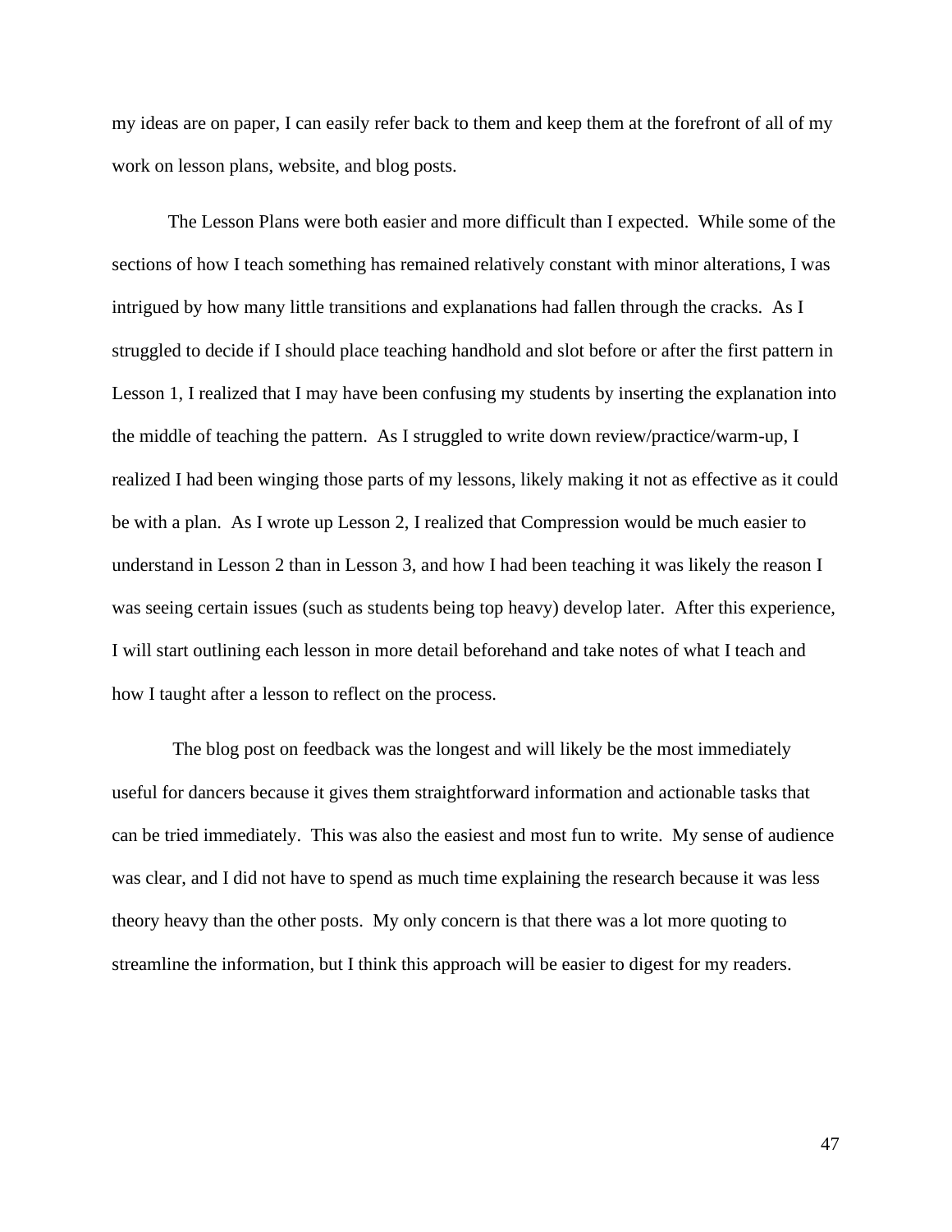my ideas are on paper, I can easily refer back to them and keep them at the forefront of all of my work on lesson plans, website, and blog posts.

The Lesson Plans were both easier and more difficult than I expected. While some of the sections of how I teach something has remained relatively constant with minor alterations, I was intrigued by how many little transitions and explanations had fallen through the cracks. As I struggled to decide if I should place teaching handhold and slot before or after the first pattern in Lesson 1, I realized that I may have been confusing my students by inserting the explanation into the middle of teaching the pattern. As I struggled to write down review/practice/warm-up, I realized I had been winging those parts of my lessons, likely making it not as effective as it could be with a plan. As I wrote up Lesson 2, I realized that Compression would be much easier to understand in Lesson 2 than in Lesson 3, and how I had been teaching it was likely the reason I was seeing certain issues (such as students being top heavy) develop later. After this experience, I will start outlining each lesson in more detail beforehand and take notes of what I teach and how I taught after a lesson to reflect on the process.

The blog post on feedback was the longest and will likely be the most immediately useful for dancers because it gives them straightforward information and actionable tasks that can be tried immediately. This was also the easiest and most fun to write. My sense of audience was clear, and I did not have to spend as much time explaining the research because it was less theory heavy than the other posts. My only concern is that there was a lot more quoting to streamline the information, but I think this approach will be easier to digest for my readers.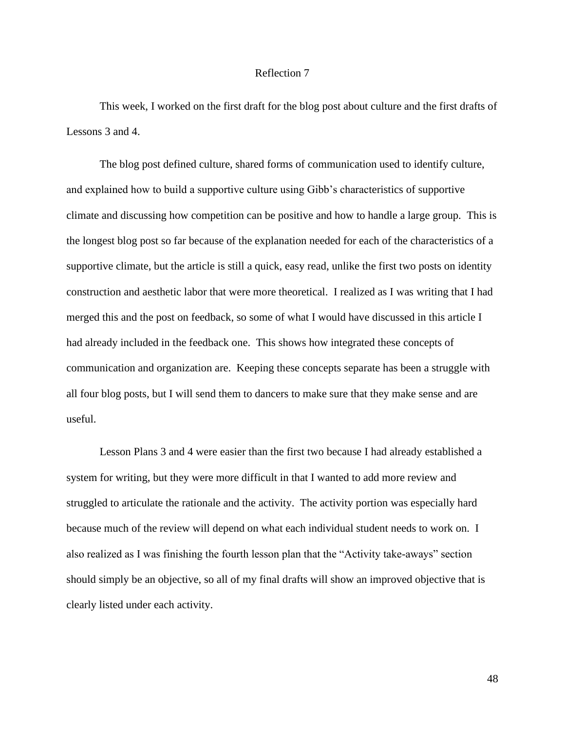# Reflection 7

This week, I worked on the first draft for the blog post about culture and the first drafts of Lessons 3 and 4.

The blog post defined culture, shared forms of communication used to identify culture, and explained how to build a supportive culture using Gibb's characteristics of supportive climate and discussing how competition can be positive and how to handle a large group. This is the longest blog post so far because of the explanation needed for each of the characteristics of a supportive climate, but the article is still a quick, easy read, unlike the first two posts on identity construction and aesthetic labor that were more theoretical. I realized as I was writing that I had merged this and the post on feedback, so some of what I would have discussed in this article I had already included in the feedback one. This shows how integrated these concepts of communication and organization are. Keeping these concepts separate has been a struggle with all four blog posts, but I will send them to dancers to make sure that they make sense and are useful.

Lesson Plans 3 and 4 were easier than the first two because I had already established a system for writing, but they were more difficult in that I wanted to add more review and struggled to articulate the rationale and the activity. The activity portion was especially hard because much of the review will depend on what each individual student needs to work on. I also realized as I was finishing the fourth lesson plan that the "Activity take-aways" section should simply be an objective, so all of my final drafts will show an improved objective that is clearly listed under each activity.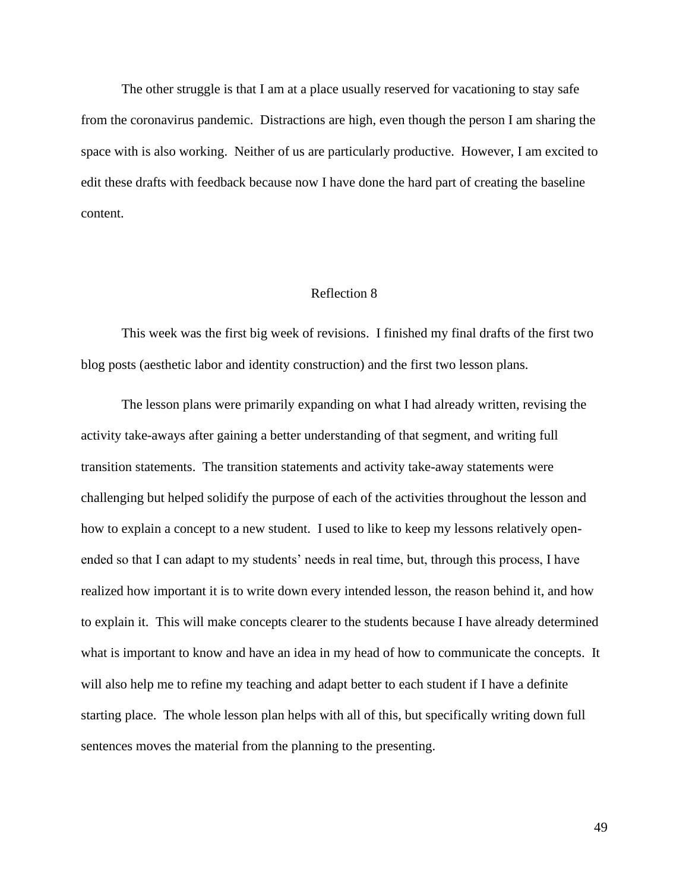The other struggle is that I am at a place usually reserved for vacationing to stay safe from the coronavirus pandemic. Distractions are high, even though the person I am sharing the space with is also working. Neither of us are particularly productive. However, I am excited to edit these drafts with feedback because now I have done the hard part of creating the baseline content.

## Reflection 8

This week was the first big week of revisions. I finished my final drafts of the first two blog posts (aesthetic labor and identity construction) and the first two lesson plans.

The lesson plans were primarily expanding on what I had already written, revising the activity take-aways after gaining a better understanding of that segment, and writing full transition statements. The transition statements and activity take-away statements were challenging but helped solidify the purpose of each of the activities throughout the lesson and how to explain a concept to a new student. I used to like to keep my lessons relatively open-ended so that I can adapt to my students' needs in real time, but, through this process, I have realized how important it is to write down every intended lesson, the reason behind it, and how to explain it. This will make concepts clearer to the students because I have already determined what is important to know and have an idea in my head of how to communicate the concepts. It will also help me to refine my teaching and adapt better to each student if I have a definite starting place. The whole lesson plan helps with all of this, but specifically writing down full sentences moves the material from the planning to the presenting.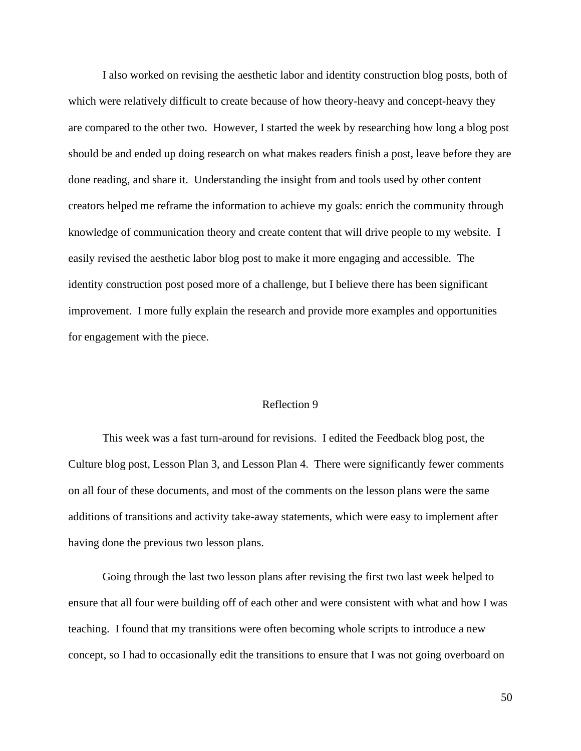I also worked on revising the aesthetic labor and identity construction blog posts, both of which were relatively difficult to create because of how theory-heavy and concept-heavy they are compared to the other two. However, I started the week by researching how long a blog post should be and ended up doing research on what makes readers finish a post, leave before they are done reading, and share it. Understanding the insight from and tools used by other content creators helped me reframe the information to achieve my goals: enrich the community through knowledge of communication theory and create content that will drive people to my website. I easily revised the aesthetic labor blog post to make it more engaging and accessible. The identity construction post posed more of a challenge, but I believe there has been significant improvement. I more fully explain the research and provide more examples and opportunities for engagement with the piece.

## Reflection 9

This week was a fast turn-around for revisions. I edited the Feedback blog post, the Culture blog post, Lesson Plan 3, and Lesson Plan 4. There were significantly fewer comments on all four of these documents, and most of the comments on the lesson plans were the same additions of transitions and activity take-away statements, which were easy to implement after having done the previous two lesson plans.

Going through the last two lesson plans after revising the first two last week helped to ensure that all four were building off of each other and were consistent with what and how I was teaching. I found that my transitions were often becoming whole scripts to introduce a new concept, so I had to occasionally edit the transitions to ensure that I was not going overboard on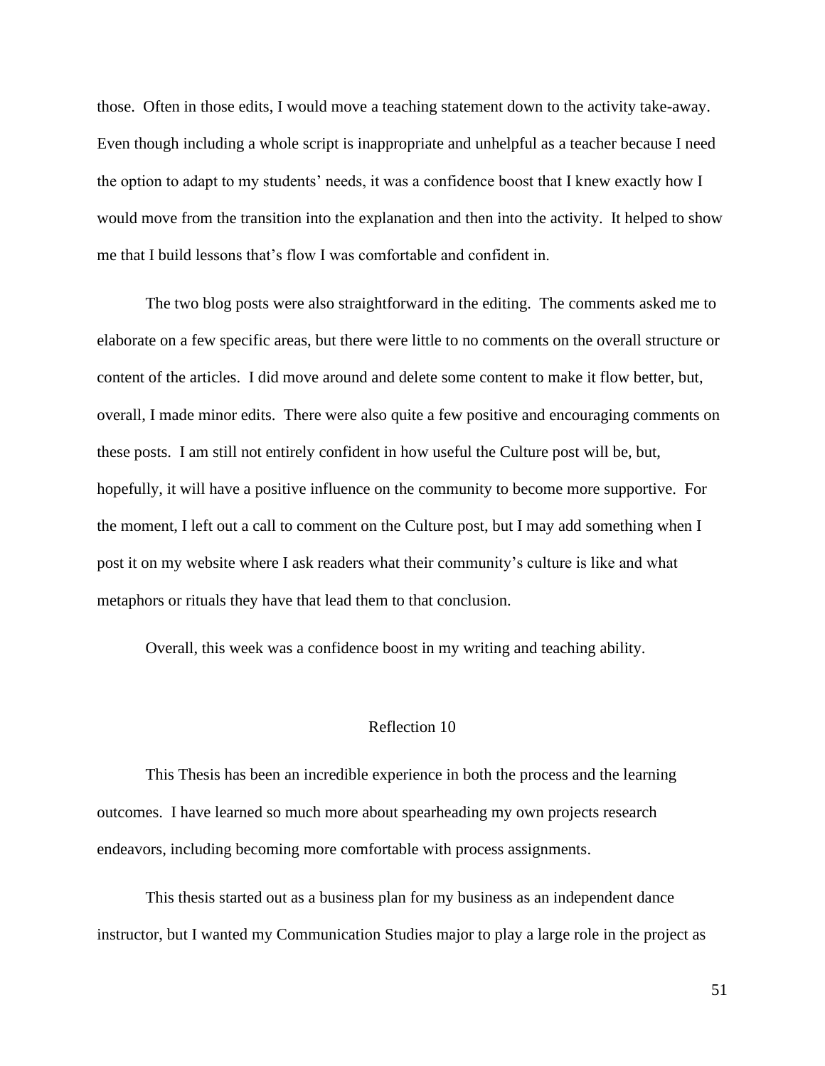those.  Often in those edits, I would move a teaching statement down to the activity take-away.  Even though including a whole script is inappropriate and unhelpful as a teacher because I need the option to adapt to my students' needs, it was a confidence boost that I knew exactly how I would move from the transition into the explanation and then into the activity.  It helped to show me that I build lessons that's flow I was comfortable and confident in.

The two blog posts were also straightforward in the editing.  The comments asked me to elaborate on a few specific areas, but there were little to no comments on the overall structure or content of the articles.  I did move around and delete some content to make it flow better, but, overall, I made minor edits.  There were also quite a few positive and encouraging comments on these posts.  I am still not entirely confident in how useful the Culture post will be, but, hopefully, it will have a positive influence on the community to become more supportive.  For the moment, I left out a call to comment on the Culture post, but I may add something when I post it on my website where I ask readers what their community's culture is like and what metaphors or rituals they have that lead them to that conclusion.

Overall, this week was a confidence boost in my writing and teaching ability.

## Reflection 10

This Thesis has been an incredible experience in both the process and the learning outcomes.  I have learned so much more about spearheading my own projects research endeavors, including becoming more comfortable with process assignments.

This thesis started out as a business plan for my business as an independent dance instructor, but I wanted my Communication Studies major to play a large role in the project as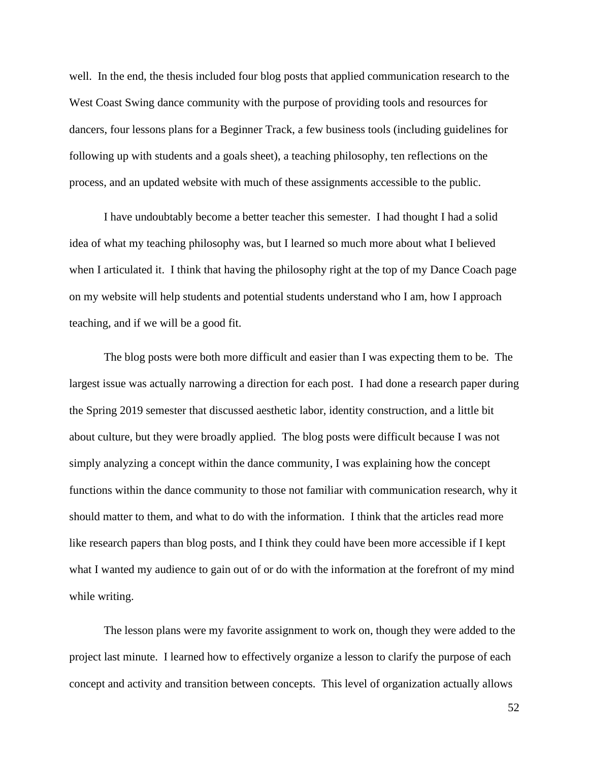well. In the end, the thesis included four blog posts that applied communication research to the West Coast Swing dance community with the purpose of providing tools and resources for dancers, four lessons plans for a Beginner Track, a few business tools (including guidelines for following up with students and a goals sheet), a teaching philosophy, ten reflections on the process, and an updated website with much of these assignments accessible to the public.

I have undoubtably become a better teacher this semester. I had thought I had a solid idea of what my teaching philosophy was, but I learned so much more about what I believed when I articulated it. I think that having the philosophy right at the top of my Dance Coach page on my website will help students and potential students understand who I am, how I approach teaching, and if we will be a good fit.

The blog posts were both more difficult and easier than I was expecting them to be. The largest issue was actually narrowing a direction for each post. I had done a research paper during the Spring 2019 semester that discussed aesthetic labor, identity construction, and a little bit about culture, but they were broadly applied. The blog posts were difficult because I was not simply analyzing a concept within the dance community, I was explaining how the concept functions within the dance community to those not familiar with communication research, why it should matter to them, and what to do with the information. I think that the articles read more like research papers than blog posts, and I think they could have been more accessible if I kept what I wanted my audience to gain out of or do with the information at the forefront of my mind while writing.

The lesson plans were my favorite assignment to work on, though they were added to the project last minute. I learned how to effectively organize a lesson to clarify the purpose of each concept and activity and transition between concepts. This level of organization actually allows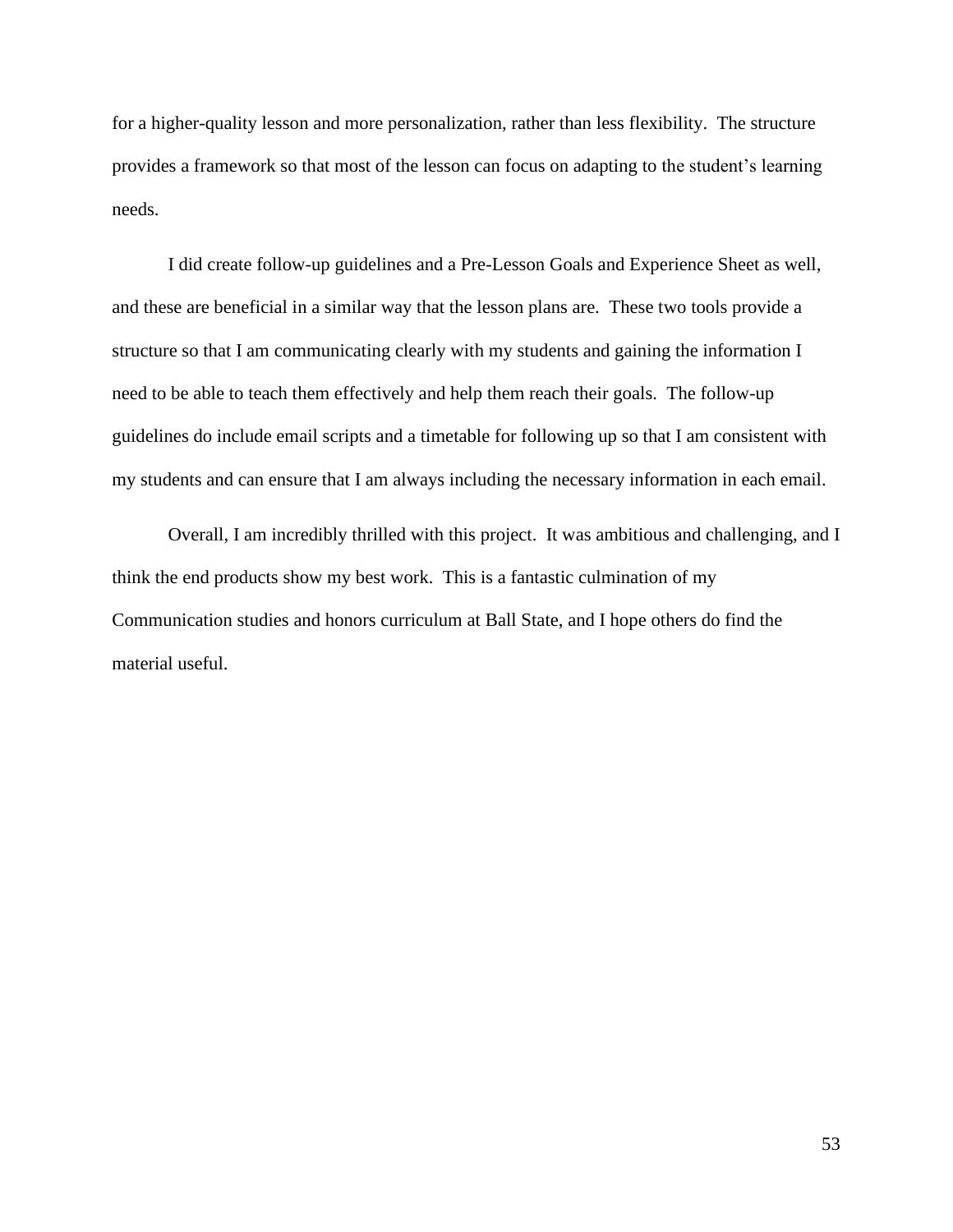for a higher-quality lesson and more personalization, rather than less flexibility.  The structure provides a framework so that most of the lesson can focus on adapting to the student's learning needs.

I did create follow-up guidelines and a Pre-Lesson Goals and Experience Sheet as well, and these are beneficial in a similar way that the lesson plans are.  These two tools provide a structure so that I am communicating clearly with my students and gaining the information I need to be able to teach them effectively and help them reach their goals.  The follow-up guidelines do include email scripts and a timetable for following up so that I am consistent with my students and can ensure that I am always including the necessary information in each email.

Overall, I am incredibly thrilled with this project.  It was ambitious and challenging, and I think the end products show my best work.  This is a fantastic culmination of my Communication studies and honors curriculum at Ball State, and I hope others do find the material useful.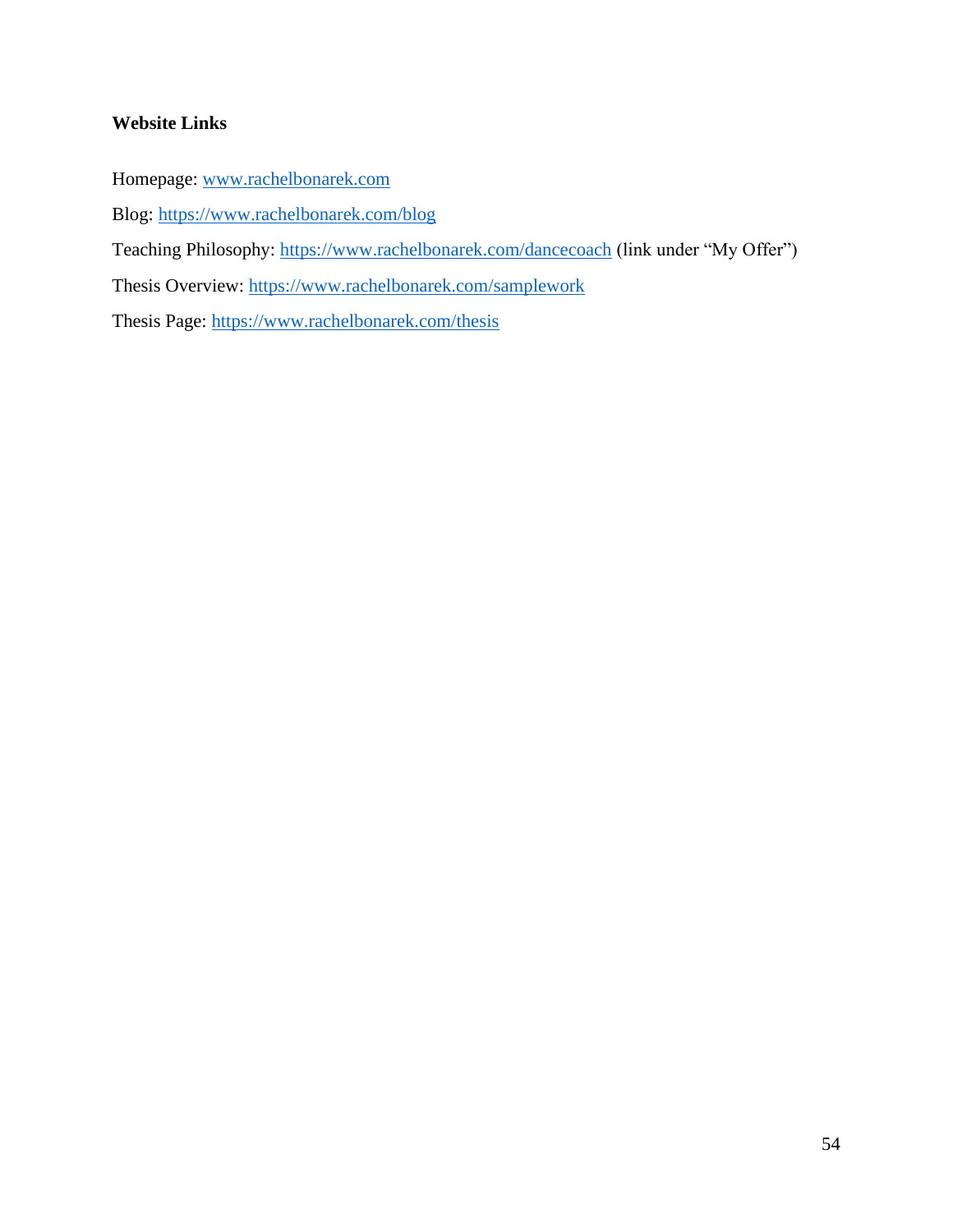**Website Links**

Homepage: www.rachelbonarek.com

Blog: https://www.rachelbonarek.com/blog

Teaching Philosophy: https://www.rachelbonarek.com/dancecoach (link under "My Offer")

Thesis Overview: https://www.rachelbonarek.com/samplework

Thesis Page: https://www.rachelbonarek.com/thesis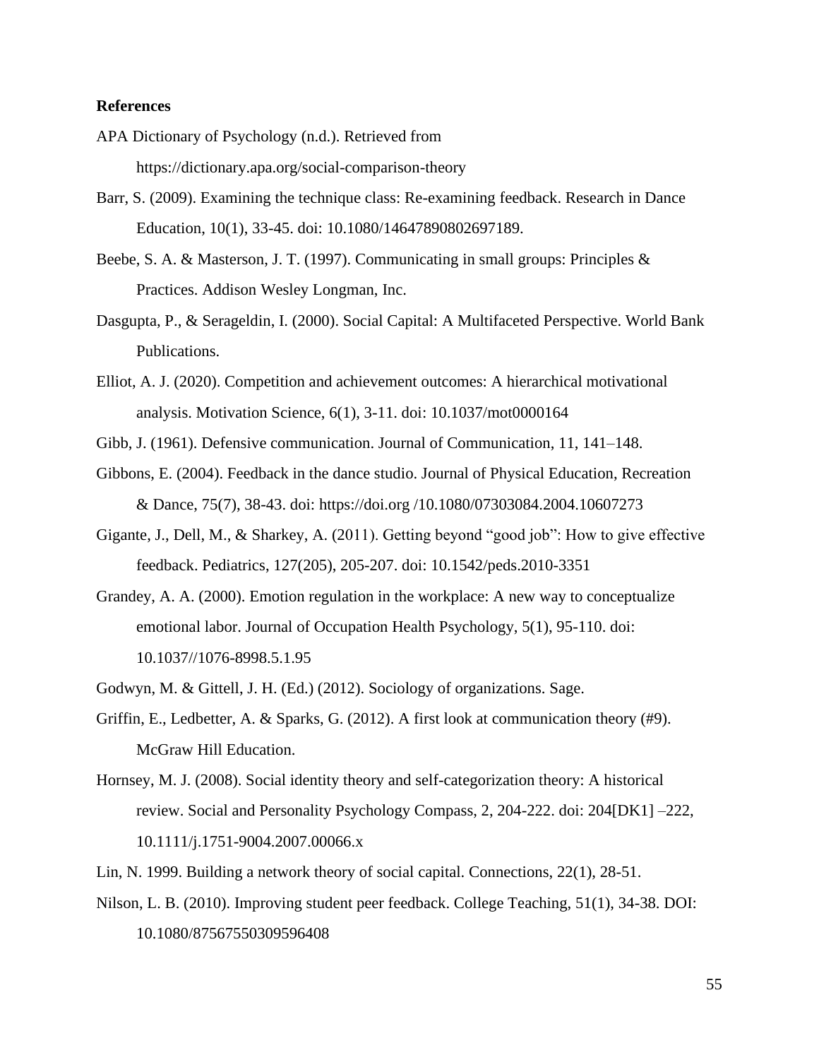**References**

APA Dictionary of Psychology (n.d.). Retrieved from https://dictionary.apa.org/social-comparison-theory

Barr, S. (2009). Examining the technique class: Re-examining feedback. Research in Dance Education, 10(1), 33-45. doi: 10.1080/14647890802697189.

Beebe, S. A. & Masterson, J. T. (1997). Communicating in small groups: Principles & Practices. Addison Wesley Longman, Inc.

Dasgupta, P., & Serageldin, I. (2000). Social Capital: A Multifaceted Perspective. World Bank Publications.

Elliot, A. J. (2020). Competition and achievement outcomes: A hierarchical motivational analysis. Motivation Science, 6(1), 3-11. doi: 10.1037/mot0000164

Gibb, J. (1961). Defensive communication. Journal of Communication, 11, 141–148.

Gibbons, E. (2004). Feedback in the dance studio. Journal of Physical Education, Recreation & Dance, 75(7), 38-43. doi: https://doi.org /10.1080/07303084.2004.10607273

Gigante, J., Dell, M., & Sharkey, A. (2011). Getting beyond "good job": How to give effective feedback. Pediatrics, 127(205), 205-207. doi: 10.1542/peds.2010-3351

Grandey, A. A. (2000). Emotion regulation in the workplace: A new way to conceptualize emotional labor. Journal of Occupation Health Psychology, 5(1), 95-110. doi: 10.1037//1076-8998.5.1.95

Godwyn, M. & Gittell, J. H. (Ed.) (2012). Sociology of organizations. Sage.

Griffin, E., Ledbetter, A. & Sparks, G. (2012). A first look at communication theory (#9). McGraw Hill Education.

Hornsey, M. J. (2008). Social identity theory and self-categorization theory: A historical review. Social and Personality Psychology Compass, 2, 204-222. doi: 204[DK1] –222, 10.1111/j.1751-9004.2007.00066.x

Lin, N. 1999. Building a network theory of social capital. Connections, 22(1), 28-51.

Nilson, L. B. (2010). Improving student peer feedback. College Teaching, 51(1), 34-38. DOI: 10.1080/87567550309596408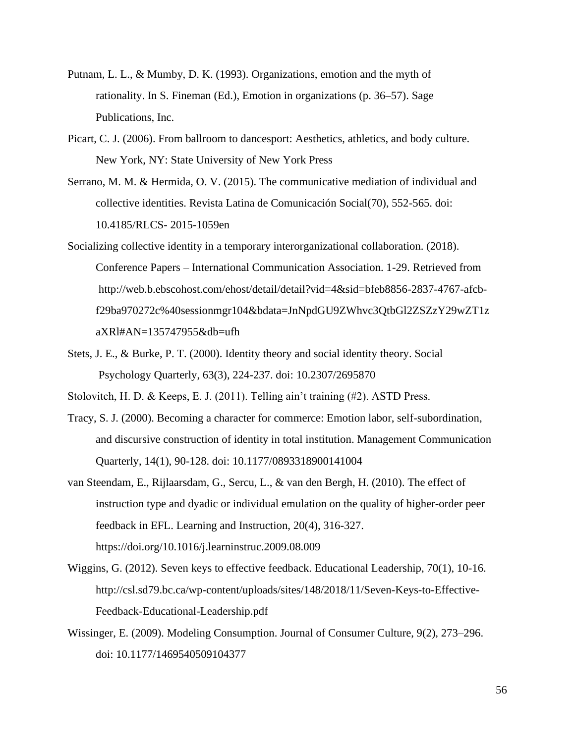Putnam, L. L., & Mumby, D. K. (1993). Organizations, emotion and the myth of rationality. In S. Fineman (Ed.), Emotion in organizations (p. 36–57). Sage Publications, Inc.

Picart, C. J. (2006). From ballroom to dancesport: Aesthetics, athletics, and body culture. New York, NY: State University of New York Press

Serrano, M. M. & Hermida, O. V. (2015). The communicative mediation of individual and collective identities. Revista Latina de Comunicación Social(70), 552-565. doi: 10.4185/RLCS- 2015-1059en

Socializing collective identity in a temporary interorganizational collaboration. (2018). Conference Papers – International Communication Association. 1-29. Retrieved from http://web.b.ebscohost.com/ehost/detail/detail?vid=4&sid=bfeb8856-2837-4767-afcb-f29ba970272c%40sessionmgr104&bdata=JnNpdGU9ZWhvc3QtbGl2ZSZzY29wZT1zaXRl#AN=135747955&db=ufh

Stets, J. E., & Burke, P. T. (2000). Identity theory and social identity theory. Social Psychology Quarterly, 63(3), 224-237. doi: 10.2307/2695870

Stolovitch, H. D. & Keeps, E. J. (2011). Telling ain't training (#2). ASTD Press.

Tracy, S. J. (2000). Becoming a character for commerce: Emotion labor, self-subordination, and discursive construction of identity in total institution. Management Communication Quarterly, 14(1), 90-128. doi: 10.1177/0893318900141004

van Steendam, E., Rijlaarsdam, G., Sercu, L., & van den Bergh, H. (2010). The effect of instruction type and dyadic or individual emulation on the quality of higher-order peer feedback in EFL. Learning and Instruction, 20(4), 316-327. https://doi.org/10.1016/j.learninstruc.2009.08.009

Wiggins, G. (2012). Seven keys to effective feedback. Educational Leadership, 70(1), 10-16. http://csl.sd79.bc.ca/wp-content/uploads/sites/148/2018/11/Seven-Keys-to-Effective-Feedback-Educational-Leadership.pdf

Wissinger, E. (2009). Modeling Consumption. Journal of Consumer Culture, 9(2), 273–296. doi: 10.1177/1469540509104377